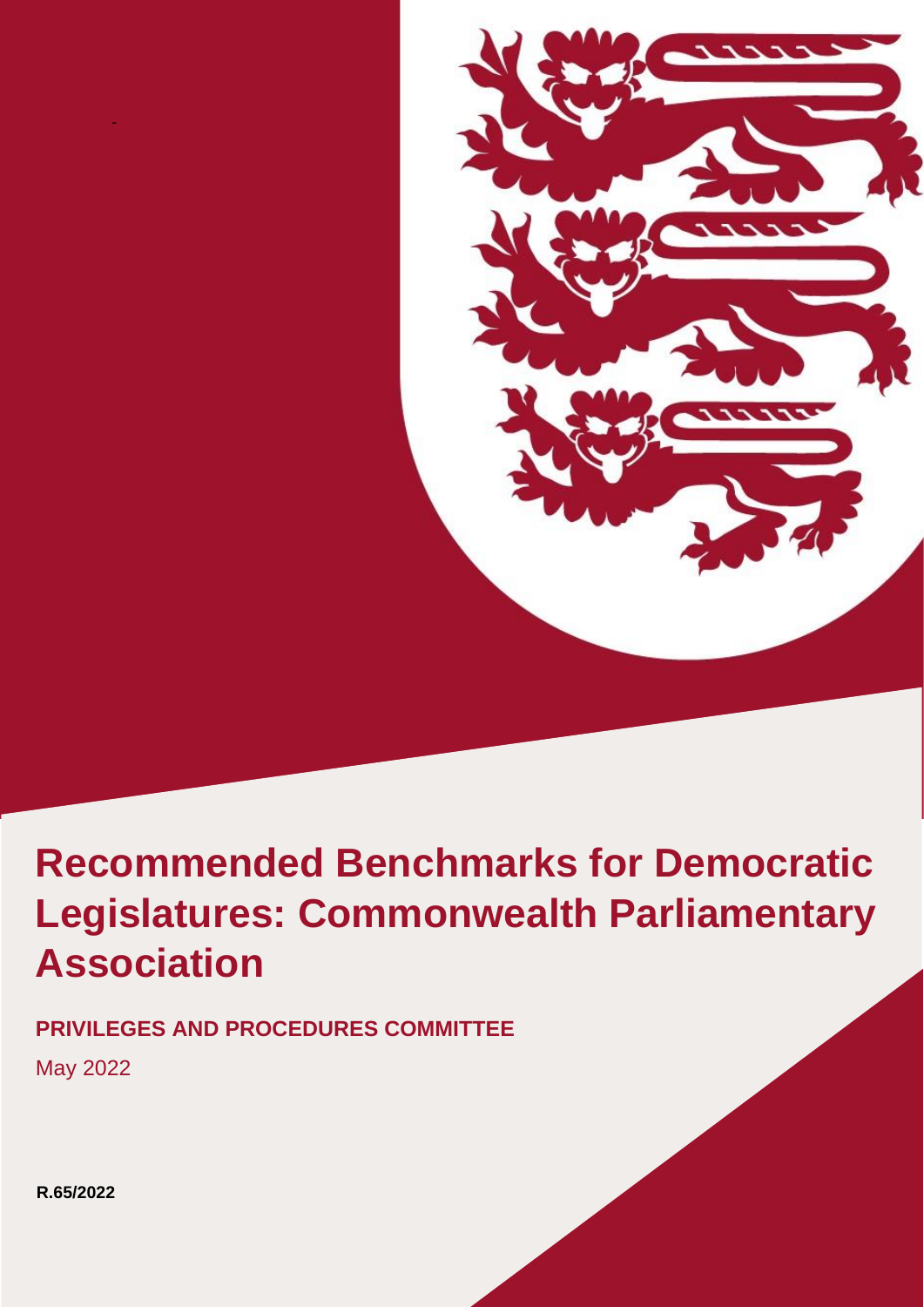# Recommended Benchmarks for Democratic Legislatures: Commonwealth Parliamentary Association

**PRIVILEGES AND PROCEDURES COMMITTEE**

May 2022

**R.65/2022**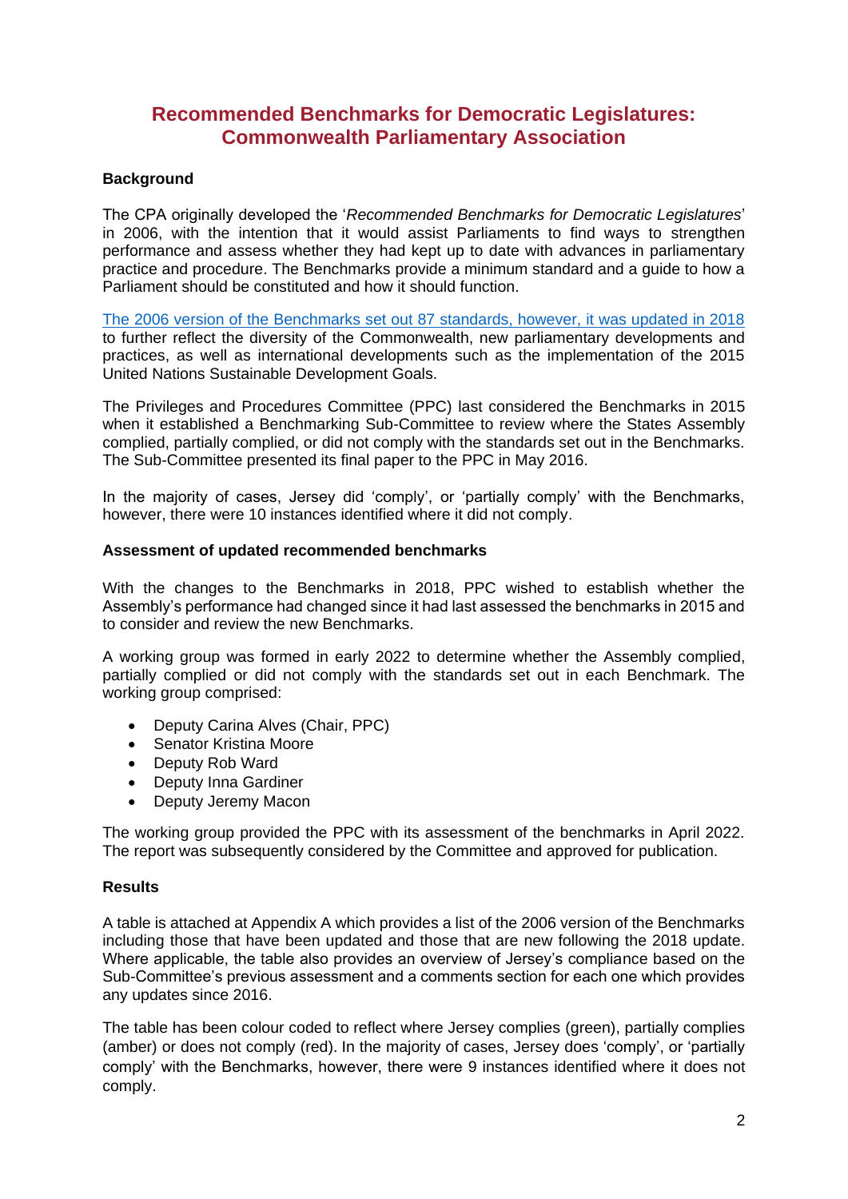# Recommended Benchmarks for Democratic Legislatures: Commonwealth Parliamentary Association

**Background**

The CPA originally developed the '*Recommended Benchmarks for Democratic Legislatures*' in 2006, with the intention that it would assist Parliaments to find ways to strengthen performance and assess whether they had kept up to date with advances in parliamentary practice and procedure. The Benchmarks provide a minimum standard and a guide to how a Parliament should be constituted and how it should function.

The 2006 version of the Benchmarks set out 87 standards, however, it was updated in 2018 to further reflect the diversity of the Commonwealth, new parliamentary developments and practices, as well as international developments such as the implementation of the 2015 United Nations Sustainable Development Goals.

The Privileges and Procedures Committee (PPC) last considered the Benchmarks in 2015 when it established a Benchmarking Sub-Committee to review where the States Assembly complied, partially complied, or did not comply with the standards set out in the Benchmarks. The Sub-Committee presented its final paper to the PPC in May 2016.

In the majority of cases, Jersey did 'comply', or 'partially comply' with the Benchmarks, however, there were 10 instances identified where it did not comply.

**Assessment of updated recommended benchmarks**

With the changes to the Benchmarks in 2018, PPC wished to establish whether the Assembly's performance had changed since it had last assessed the benchmarks in 2015 and to consider and review the new Benchmarks.

A working group was formed in early 2022 to determine whether the Assembly complied, partially complied or did not comply with the standards set out in each Benchmark. The working group comprised:

- Deputy Carina Alves (Chair, PPC)
- Senator Kristina Moore
- Deputy Rob Ward
- Deputy Inna Gardiner
- Deputy Jeremy Macon

The working group provided the PPC with its assessment of the benchmarks in April 2022. The report was subsequently considered by the Committee and approved for publication.

**Results**

A table is attached at Appendix A which provides a list of the 2006 version of the Benchmarks including those that have been updated and those that are new following the 2018 update. Where applicable, the table also provides an overview of Jersey's compliance based on the Sub-Committee's previous assessment and a comments section for each one which provides any updates since 2016.

The table has been colour coded to reflect where Jersey complies (green), partially complies (amber) or does not comply (red). In the majority of cases, Jersey does 'comply', or 'partially comply' with the Benchmarks, however, there were 9 instances identified where it does not comply.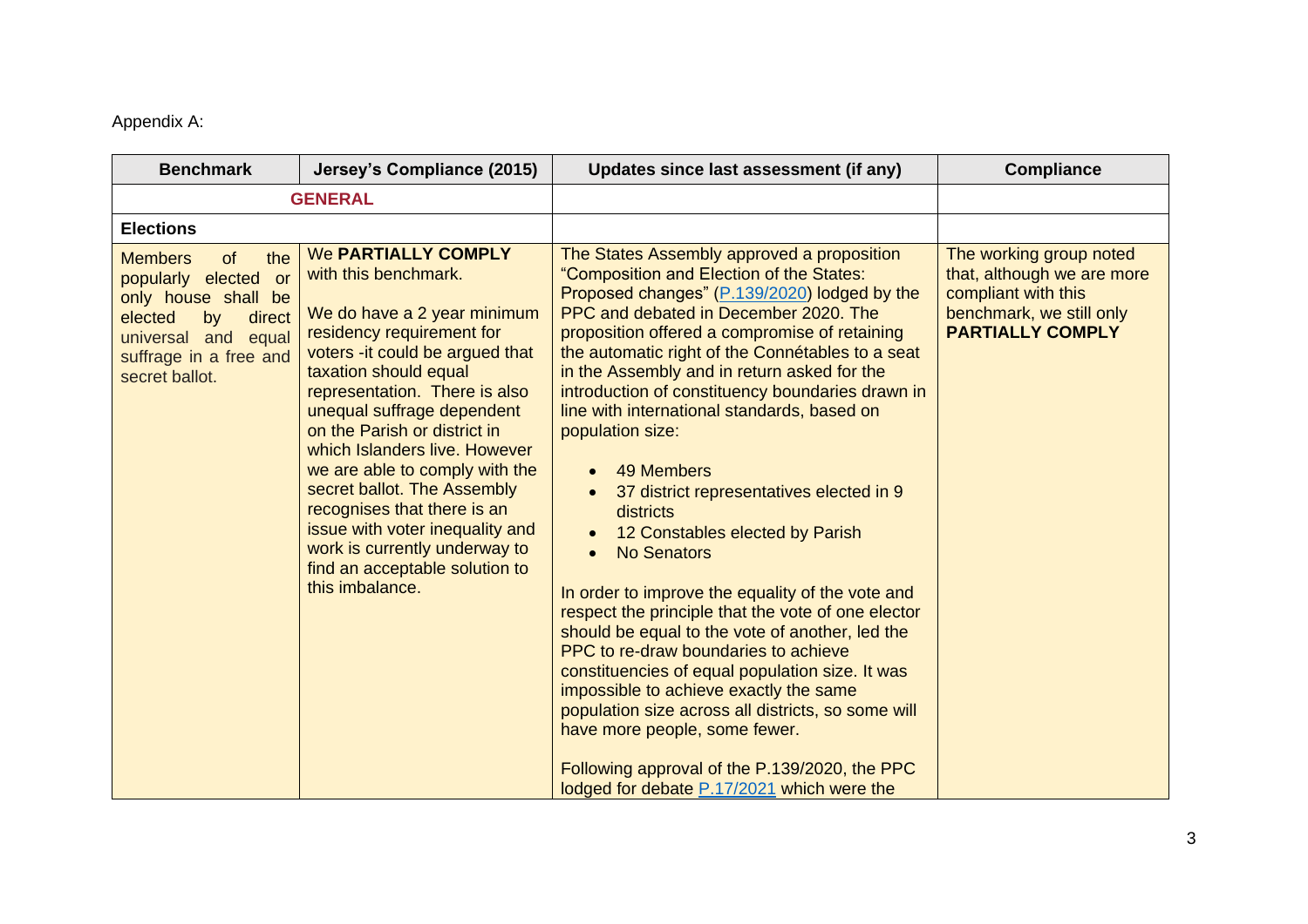Appendix A:

| Benchmark | Jersey's Compliance (2015) | Updates since last assessment (if any) | Compliance |
|---|---|---|---|
| **GENERAL** | | | |
| **Elections** | | | |
| Members of the popularly elected or only house shall be elected by direct universal and equal suffrage in a free and secret ballot. | We **PARTIALLY COMPLY** with this benchmark.<br><br>We do have a 2 year minimum residency requirement for voters -it could be argued that taxation should equal representation. There is also unequal suffrage dependent on the Parish or district in which Islanders live. However we are able to comply with the secret ballot. The Assembly recognises that there is an issue with voter inequality and work is currently underway to find an acceptable solution to this imbalance. | The States Assembly approved a proposition "Composition and Election of the States: Proposed changes" ([P.139/2020]) lodged by the PPC and debated in December 2020. The proposition offered a compromise of retaining the automatic right of the Connétables to a seat in the Assembly and in return asked for the introduction of constituency boundaries drawn in line with international standards, based on population size:<br><br>• 49 Members<br>• 37 district representatives elected in 9 districts<br>• 12 Constables elected by Parish<br>• No Senators<br><br>In order to improve the equality of the vote and respect the principle that the vote of one elector should be equal to the vote of another, led the PPC to re-draw boundaries to achieve constituencies of equal population size. It was impossible to achieve exactly the same population size across all districts, so some will have more people, some fewer.<br><br>Following approval of the P.139/2020, the PPC lodged for debate [P.17/2021] which were the | The working group noted that, although we are more compliant with this benchmark, we still only **PARTIALLY COMPLY** |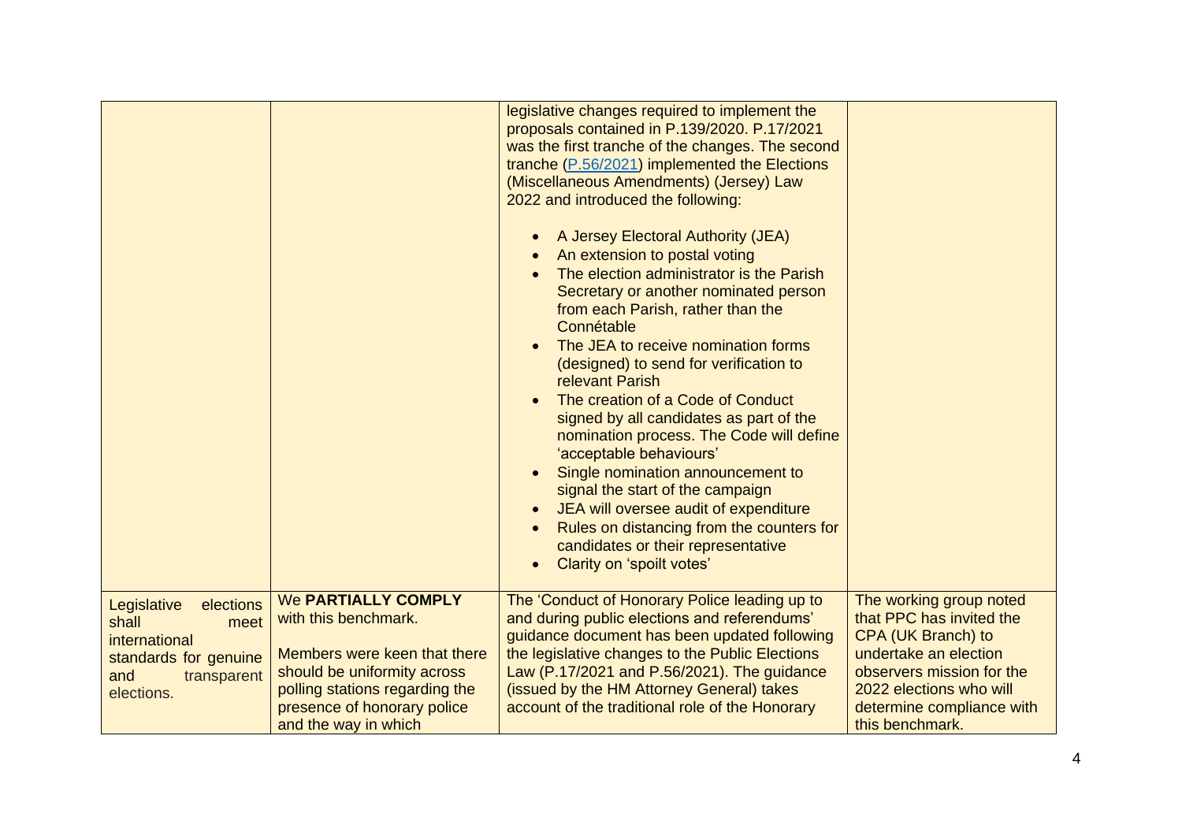| | | | |
|---|---|---|---|
| | | legislative changes required to implement the proposals contained in P.139/2020. P.17/2021 was the first tranche of the changes. The second tranche ([P.56/2021]) implemented the Elections (Miscellaneous Amendments) (Jersey) Law 2022 and introduced the following:<br><br>• A Jersey Electoral Authority (JEA)<br>• An extension to postal voting<br>• The election administrator is the Parish Secretary or another nominated person from each Parish, rather than the Connétable<br>• The JEA to receive nomination forms (designed) to send for verification to relevant Parish<br>• The creation of a Code of Conduct signed by all candidates as part of the nomination process. The Code will define 'acceptable behaviours'<br>• Single nomination announcement to signal the start of the campaign<br>• JEA will oversee audit of expenditure<br>• Rules on distancing from the counters for candidates or their representative<br>• Clarity on 'spoilt votes' | |
| Legislative elections shall meet international standards for genuine and transparent elections. | We **PARTIALLY COMPLY** with this benchmark.<br><br>Members were keen that there should be uniformity across polling stations regarding the presence of honorary police and the way in which | The 'Conduct of Honorary Police leading up to and during public elections and referendums' guidance document has been updated following the legislative changes to the Public Elections Law (P.17/2021 and P.56/2021). The guidance (issued by the HM Attorney General) takes account of the traditional role of the Honorary | The working group noted that PPC has invited the CPA (UK Branch) to undertake an election observers mission for the 2022 elections who will determine compliance with this benchmark. |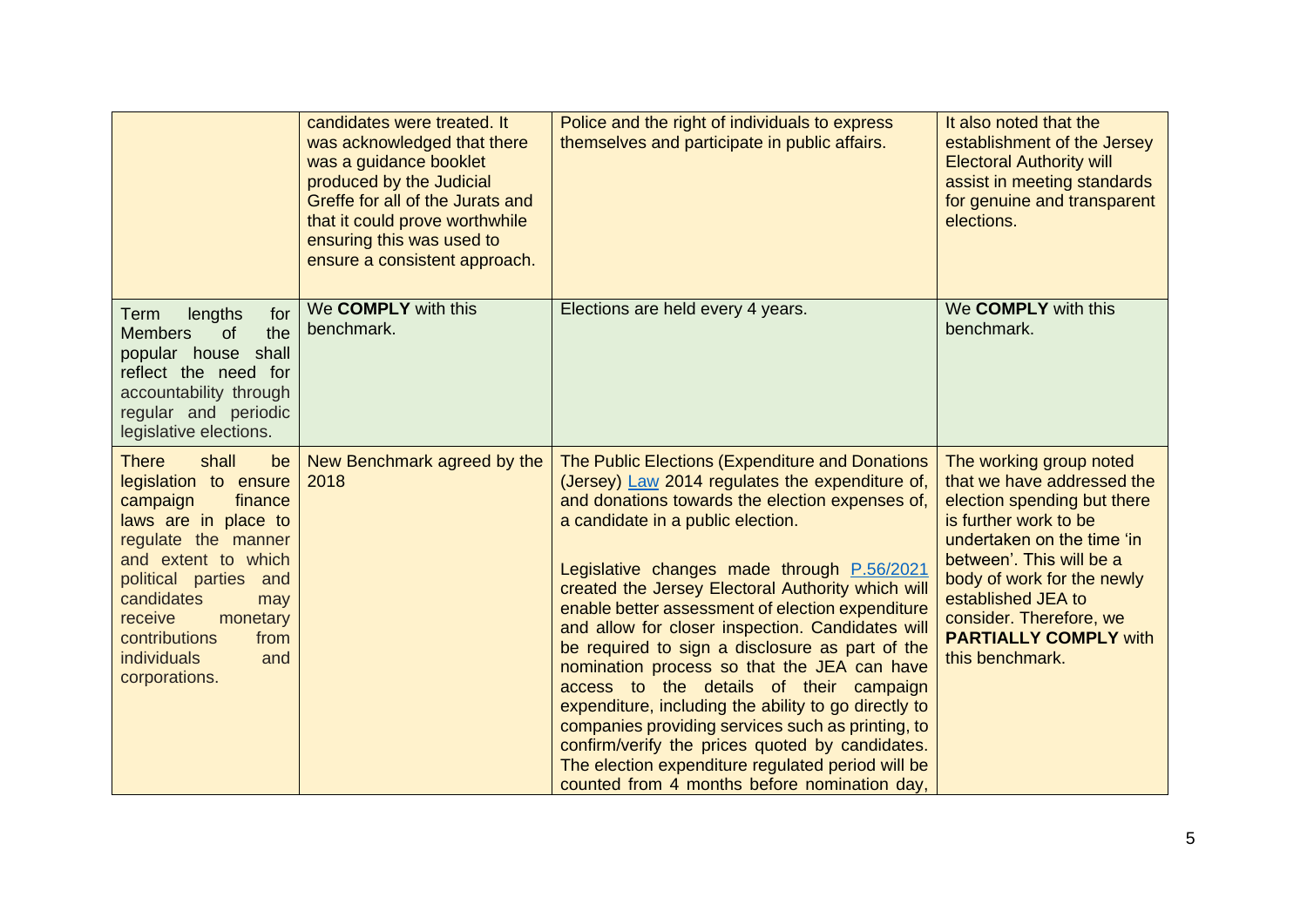| | | | |
|---|---|---|---|
| | candidates were treated. It was acknowledged that there was a guidance booklet produced by the Judicial Greffe for all of the Jurats and that it could prove worthwhile ensuring this was used to ensure a consistent approach. | Police and the right of individuals to express themselves and participate in public affairs. | It also noted that the establishment of the Jersey Electoral Authority will assist in meeting standards for genuine and transparent elections. |
| Term lengths for Members of the popular house shall reflect the need for accountability through regular and periodic legislative elections. | We **COMPLY** with this benchmark. | Elections are held every 4 years. | We **COMPLY** with this benchmark. |
| There shall be legislation to ensure campaign finance laws are in place to regulate the manner and extent to which political parties and candidates may receive monetary contributions from individuals and corporations. | New Benchmark agreed by the 2018 | The Public Elections (Expenditure and Donations (Jersey) Law 2014 regulates the expenditure of, and donations towards the election expenses of, a candidate in a public election.<br><br>Legislative changes made through P.56/2021 created the Jersey Electoral Authority which will enable better assessment of election expenditure and allow for closer inspection. Candidates will be required to sign a disclosure as part of the nomination process so that the JEA can have access to the details of their campaign expenditure, including the ability to go directly to companies providing services such as printing, to confirm/verify the prices quoted by candidates. The election expenditure regulated period will be counted from 4 months before nomination day, | The working group noted that we have addressed the election spending but there is further work to be undertaken on the time 'in between'. This will be a body of work for the newly established JEA to consider. Therefore, we **PARTIALLY COMPLY** with this benchmark. |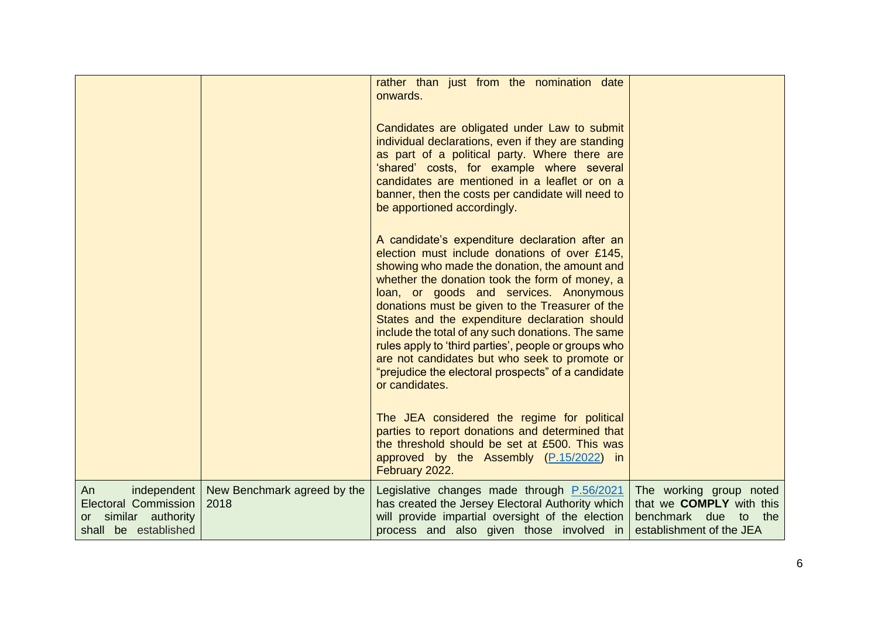| | | | |
|---|---|---|---|
| | | rather than just from the nomination date onwards.<br><br>Candidates are obligated under Law to submit individual declarations, even if they are standing as part of a political party. Where there are 'shared' costs, for example where several candidates are mentioned in a leaflet or on a banner, then the costs per candidate will need to be apportioned accordingly.<br><br>A candidate's expenditure declaration after an election must include donations of over £145, showing who made the donation, the amount and whether the donation took the form of money, a loan, or goods and services. Anonymous donations must be given to the Treasurer of the States and the expenditure declaration should include the total of any such donations. The same rules apply to 'third parties', people or groups who are not candidates but who seek to promote or "prejudice the electoral prospects" of a candidate or candidates.<br><br>The JEA considered the regime for political parties to report donations and determined that the threshold should be set at £500. This was approved by the Assembly ([P.15/2022]) in February 2022. | |
| An independent Electoral Commission or similar authority shall be established | New Benchmark agreed by the 2018 | Legislative changes made through [P.56/2021] has created the Jersey Electoral Authority which will provide impartial oversight of the election process and also given those involved in | The working group noted that we **COMPLY** with this benchmark due to the establishment of the JEA |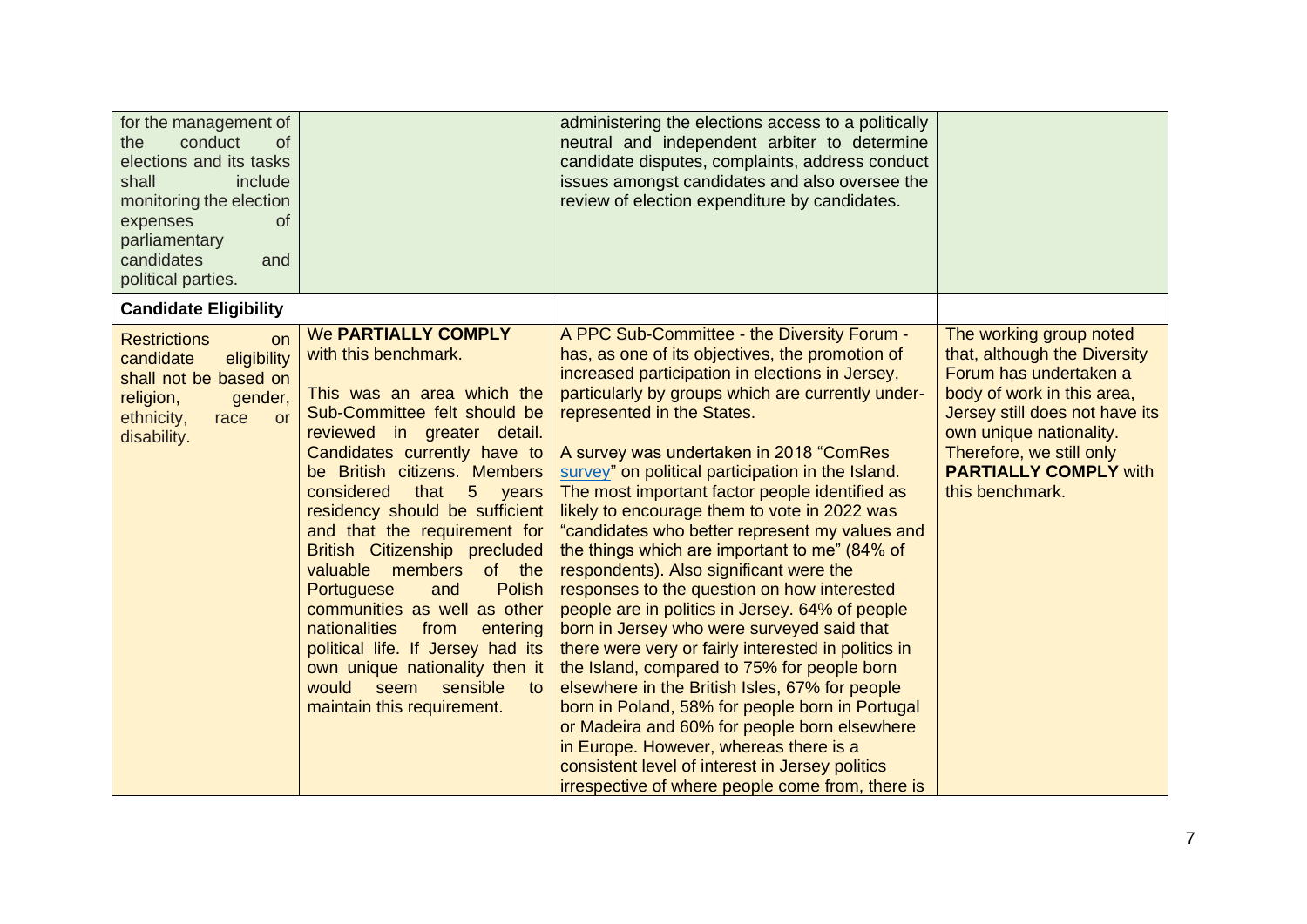| | | | |
|---|---|---|---|
| for the management of the conduct of elections and its tasks shall include monitoring the election expenses of parliamentary candidates and political parties. | | administering the elections access to a politically neutral and independent arbiter to determine candidate disputes, complaints, address conduct issues amongst candidates and also oversee the review of election expenditure by candidates. | |
| **Candidate Eligibility** | | | |
| Restrictions on candidate eligibility shall not be based on religion, gender, ethnicity, race or disability. | We **PARTIALLY COMPLY** with this benchmark.<br><br>This was an area which the Sub-Committee felt should be reviewed in greater detail. Candidates currently have to be British citizens. Members considered that 5 years residency should be sufficient and that the requirement for British Citizenship precluded valuable members of the Portuguese and Polish communities as well as other nationalities from entering political life. If Jersey had its own unique nationality then it would seem sensible to maintain this requirement. | A PPC Sub-Committee - the Diversity Forum - has, as one of its objectives, the promotion of increased participation in elections in Jersey, particularly by groups which are currently under-represented in the States.<br><br>A survey was undertaken in 2018 "ComRes survey" on political participation in the Island. The most important factor people identified as likely to encourage them to vote in 2022 was "candidates who better represent my values and the things which are important to me" (84% of respondents). Also significant were the responses to the question on how interested people are in politics in Jersey. 64% of people born in Jersey who were surveyed said that there were very or fairly interested in politics in the Island, compared to 75% for people born elsewhere in the British Isles, 67% for people born in Poland, 58% for people born in Portugal or Madeira and 60% for people born elsewhere in Europe. However, whereas there is a consistent level of interest in Jersey politics irrespective of where people come from, there is | The working group noted that, although the Diversity Forum has undertaken a body of work in this area, Jersey still does not have its own unique nationality. Therefore, we still only **PARTIALLY COMPLY** with this benchmark. |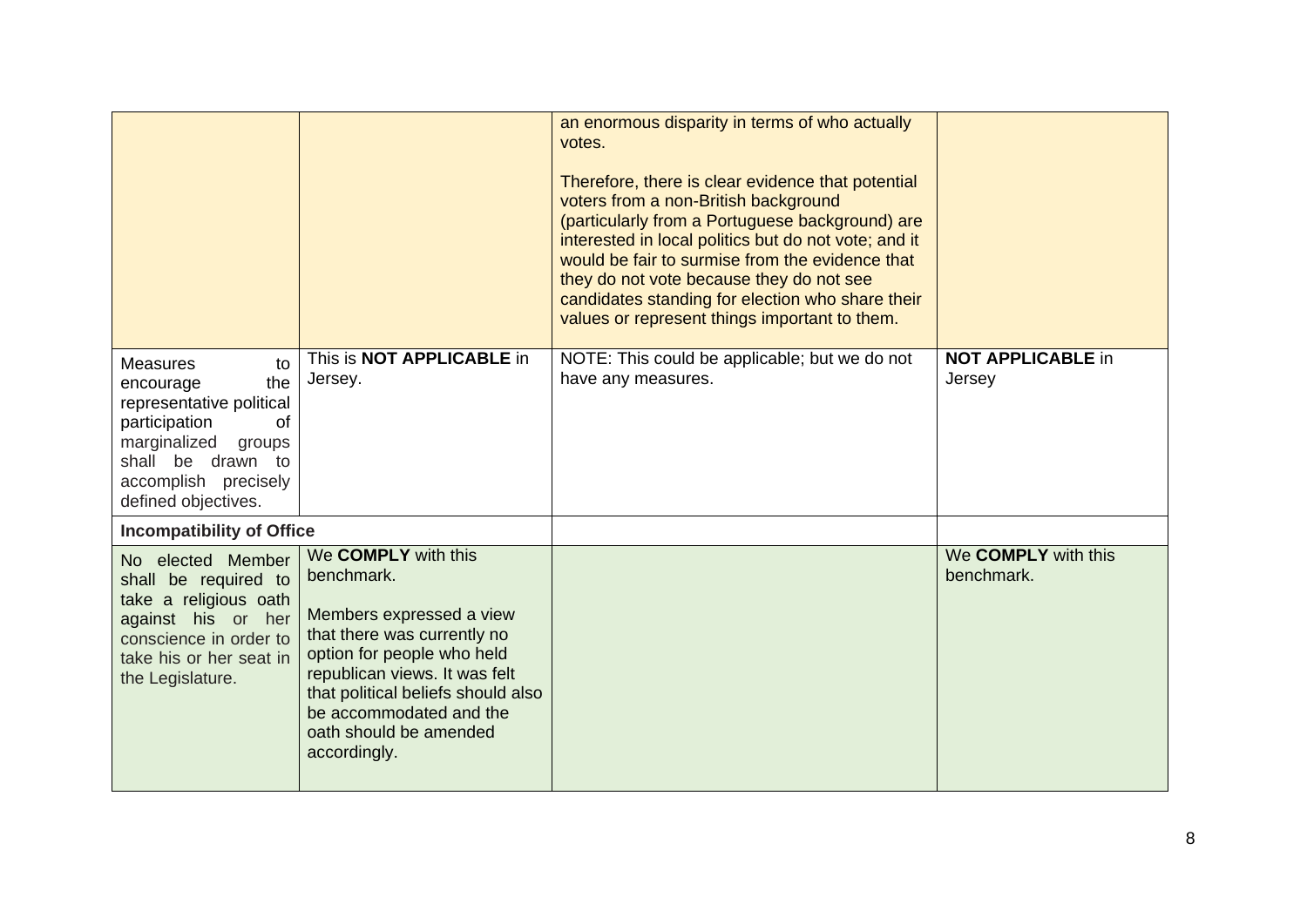| | | | |
|---|---|---|---|
| | | an enormous disparity in terms of who actually votes.<br><br>Therefore, there is clear evidence that potential voters from a non-British background (particularly from a Portuguese background) are interested in local politics but do not vote; and it would be fair to surmise from the evidence that they do not vote because they do not see candidates standing for election who share their values or represent things important to them. | |
| Measures to encourage the representative political participation of marginalized groups shall be drawn to accomplish precisely defined objectives. | This is **NOT APPLICABLE** in Jersey. | NOTE: This could be applicable; but we do not have any measures. | **NOT APPLICABLE** in Jersey |
| **Incompatibility of Office** | | | |
| No elected Member shall be required to take a religious oath against his or her conscience in order to take his or her seat in the Legislature. | We **COMPLY** with this benchmark.<br><br>Members expressed a view that there was currently no option for people who held republican views. It was felt that political beliefs should also be accommodated and the oath should be amended accordingly. | | We **COMPLY** with this benchmark. |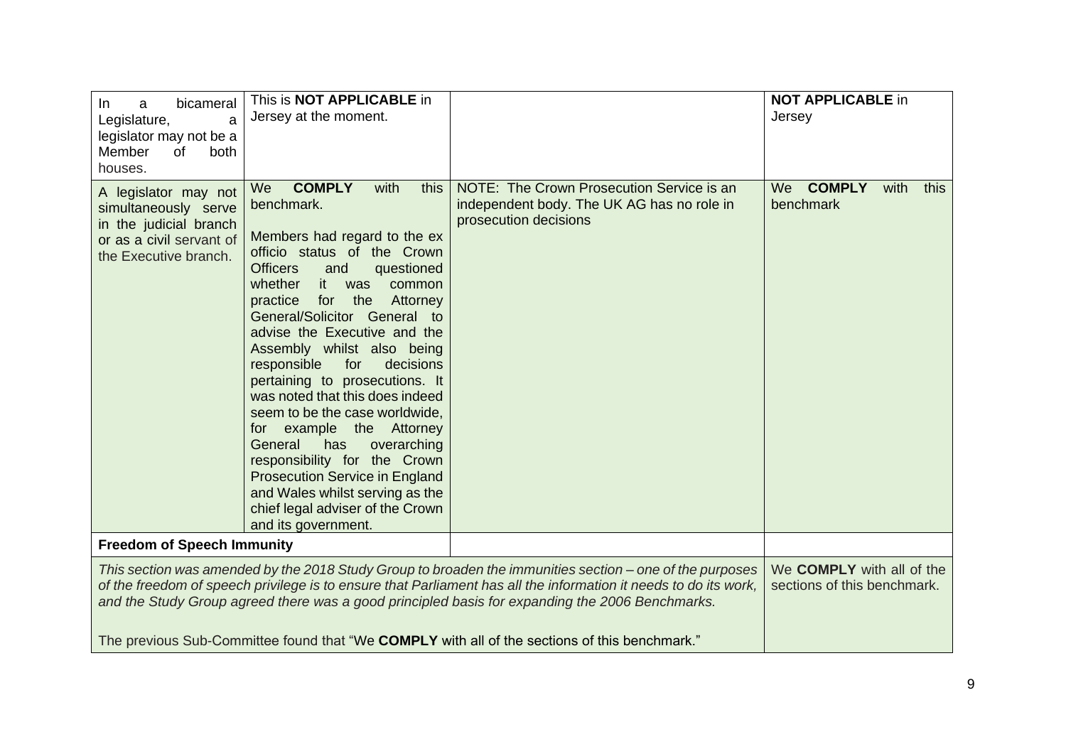| | | | |
|---|---|---|---|
| In a bicameral Legislature, a legislator may not be a Member of both houses. | This is **NOT APPLICABLE** in Jersey at the moment. | | **NOT APPLICABLE** in Jersey |
| A legislator may not simultaneously serve in the judicial branch or as a civil servant of the Executive branch. | We **COMPLY** with this benchmark.<br><br>Members had regard to the ex officio status of the Crown Officers and questioned whether it was common practice for the Attorney General/Solicitor General to advise the Executive and the Assembly whilst also being responsible for decisions pertaining to prosecutions. It was noted that this does indeed seem to be the case worldwide, for example the Attorney General has overarching responsibility for the Crown Prosecution Service in England and Wales whilst serving as the chief legal adviser of the Crown and its government. | NOTE: The Crown Prosecution Service is an independent body. The UK AG has no role in prosecution decisions | We **COMPLY** with this benchmark |
| **Freedom of Speech Immunity** | | | |
| *This section was amended by the 2018 Study Group to broaden the immunities section – one of the purposes of the freedom of speech privilege is to ensure that Parliament has all the information it needs to do its work, and the Study Group agreed there was a good principled basis for expanding the 2006 Benchmarks.*<br><br>The previous Sub-Committee found that "We **COMPLY** with all of the sections of this benchmark." | | | We **COMPLY** with all of the sections of this benchmark. |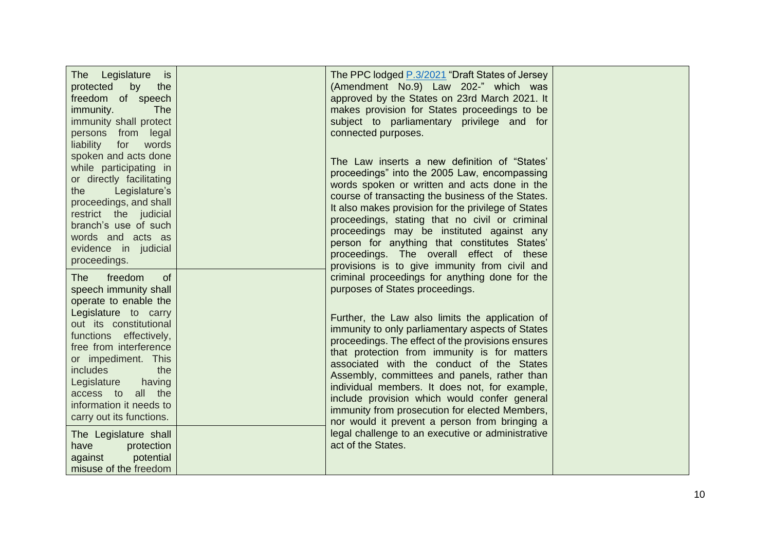| | | | |
|---|---|---|---|
| The Legislature is protected by the freedom of speech immunity. The immunity shall protect persons from legal liability for words spoken and acts done while participating in or directly facilitating the Legislature's proceedings, and shall restrict the judicial branch's use of such words and acts as evidence in judicial proceedings. | | The PPC lodged P.3/2021 "Draft States of Jersey (Amendment No.9) Law 202-" which was approved by the States on 23rd March 2021. It makes provision for States proceedings to be subject to parliamentary privilege and for connected purposes.<br><br>The Law inserts a new definition of "States' proceedings" into the 2005 Law, encompassing words spoken or written and acts done in the course of transacting the business of the States. It also makes provision for the privilege of States proceedings, stating that no civil or criminal proceedings may be instituted against any person for anything that constitutes States' proceedings. The overall effect of these provisions is to give immunity from civil and criminal proceedings for anything done for the purposes of States proceedings.<br><br>Further, the Law also limits the application of immunity to only parliamentary aspects of States proceedings. The effect of the provisions ensures that protection from immunity is for matters associated with the conduct of the States Assembly, committees and panels, rather than individual members. It does not, for example, include provision which would confer general immunity from prosecution for elected Members, nor would it prevent a person from bringing a legal challenge to an executive or administrative act of the States. | |
| The freedom of speech immunity shall operate to enable the Legislature to carry out its constitutional functions effectively, free from interference or impediment. This includes the Legislature having access to all the information it needs to carry out its functions. | | | |
| The Legislature shall have protection against potential misuse of the freedom | | | |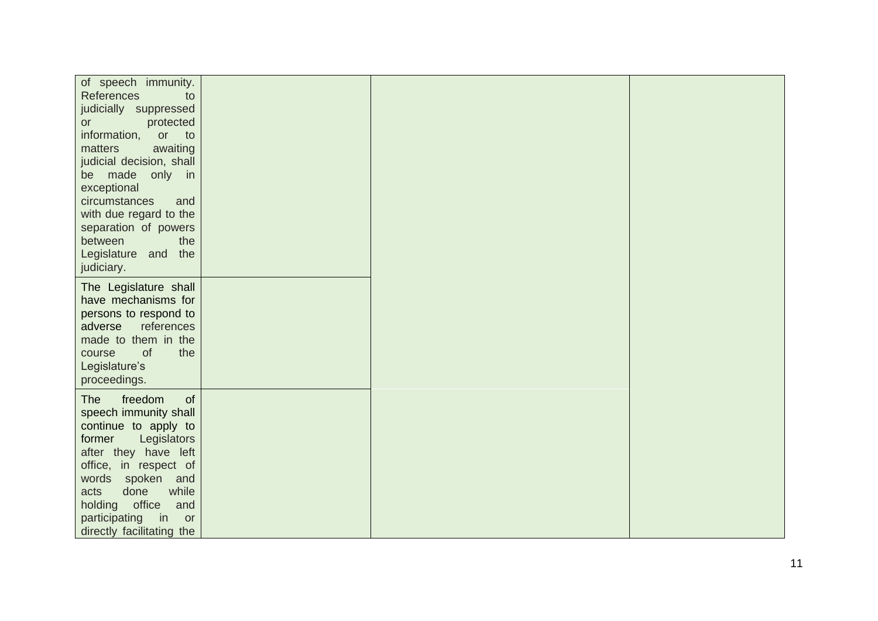| | | | |
|---|---|---|---|
| of speech immunity. References to judicially suppressed or protected information, or to matters awaiting judicial decision, shall be made only in exceptional circumstances and with due regard to the separation of powers between the Legislature and the judiciary. | | | |
| The Legislature shall have mechanisms for persons to respond to adverse references made to them in the course of the Legislature's proceedings. | | | |
| The freedom of speech immunity shall continue to apply to former Legislators after they have left office, in respect of words spoken and acts done while holding office and participating in or directly facilitating the | | | |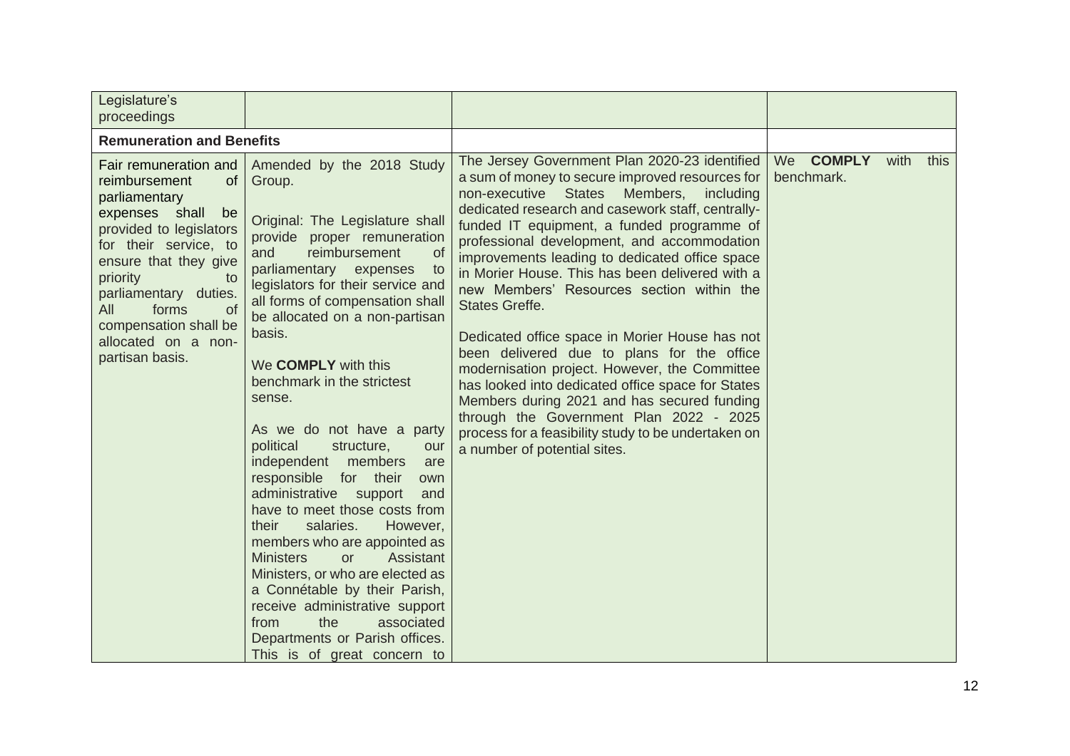| | | | |
|---|---|---|---|
| Legislature's proceedings | | | |
| **Remuneration and Benefits** | | | |
| Fair remuneration and reimbursement of parliamentary expenses shall be provided to legislators for their service, to ensure that they give priority to parliamentary duties. All forms of compensation shall be allocated on a non-partisan basis. | Amended by the 2018 Study Group.<br><br>Original: The Legislature shall provide proper remuneration and reimbursement of parliamentary expenses to legislators for their service and all forms of compensation shall be allocated on a non-partisan basis.<br><br>We **COMPLY** with this benchmark in the strictest sense.<br><br>As we do not have a party political structure, our independent members are responsible for their own administrative support and have to meet those costs from their salaries. However, members who are appointed as Ministers or Assistant Ministers, or who are elected as a Connétable by their Parish, receive administrative support from the associated Departments or Parish offices. This is of great concern to | The Jersey Government Plan 2020-23 identified a sum of money to secure improved resources for non-executive States Members, including dedicated research and casework staff, centrally-funded IT equipment, a funded programme of professional development, and accommodation improvements leading to dedicated office space in Morier House. This has been delivered with a new Members' Resources section within the States Greffe.<br><br>Dedicated office space in Morier House has not been delivered due to plans for the office modernisation project. However, the Committee has looked into dedicated office space for States Members during 2021 and has secured funding through the Government Plan 2022 - 2025 process for a feasibility study to be undertaken on a number of potential sites. | We **COMPLY** with this benchmark. |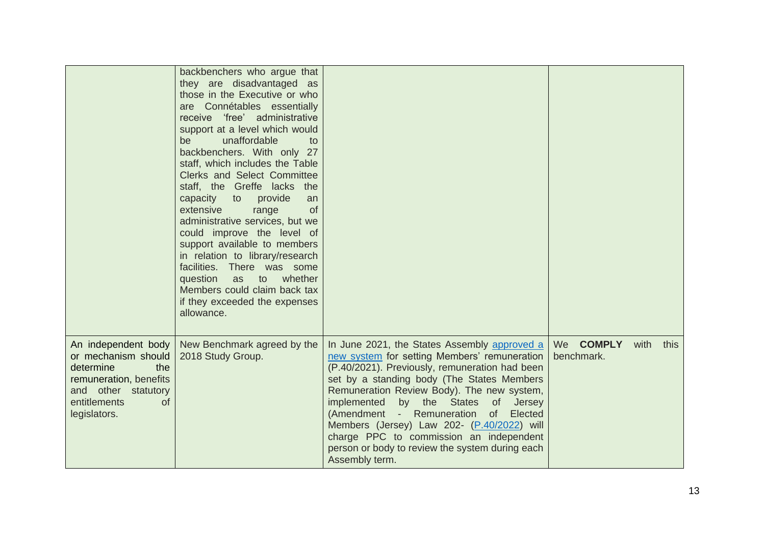| | | | |
|---|---|---|---|
| | backbenchers who argue that they are disadvantaged as those in the Executive or who are Connétables essentially receive 'free' administrative support at a level which would be unaffordable to backbenchers. With only 27 staff, which includes the Table Clerks and Select Committee staff, the Greffe lacks the capacity to provide an extensive range of administrative services, but we could improve the level of support available to members in relation to library/research facilities. There was some question as to whether Members could claim back tax if they exceeded the expenses allowance. | | |
| An independent body or mechanism should determine the remuneration, benefits and other statutory entitlements of legislators. | New Benchmark agreed by the 2018 Study Group. | In June 2021, the States Assembly approved a new system for setting Members' remuneration (P.40/2021). Previously, remuneration had been set by a standing body (The States Members Remuneration Review Body). The new system, implemented by the States of Jersey (Amendment - Remuneration of Elected Members (Jersey) Law 202- (P.40/2022) will charge PPC to commission an independent person or body to review the system during each Assembly term. | We **COMPLY** with this benchmark. |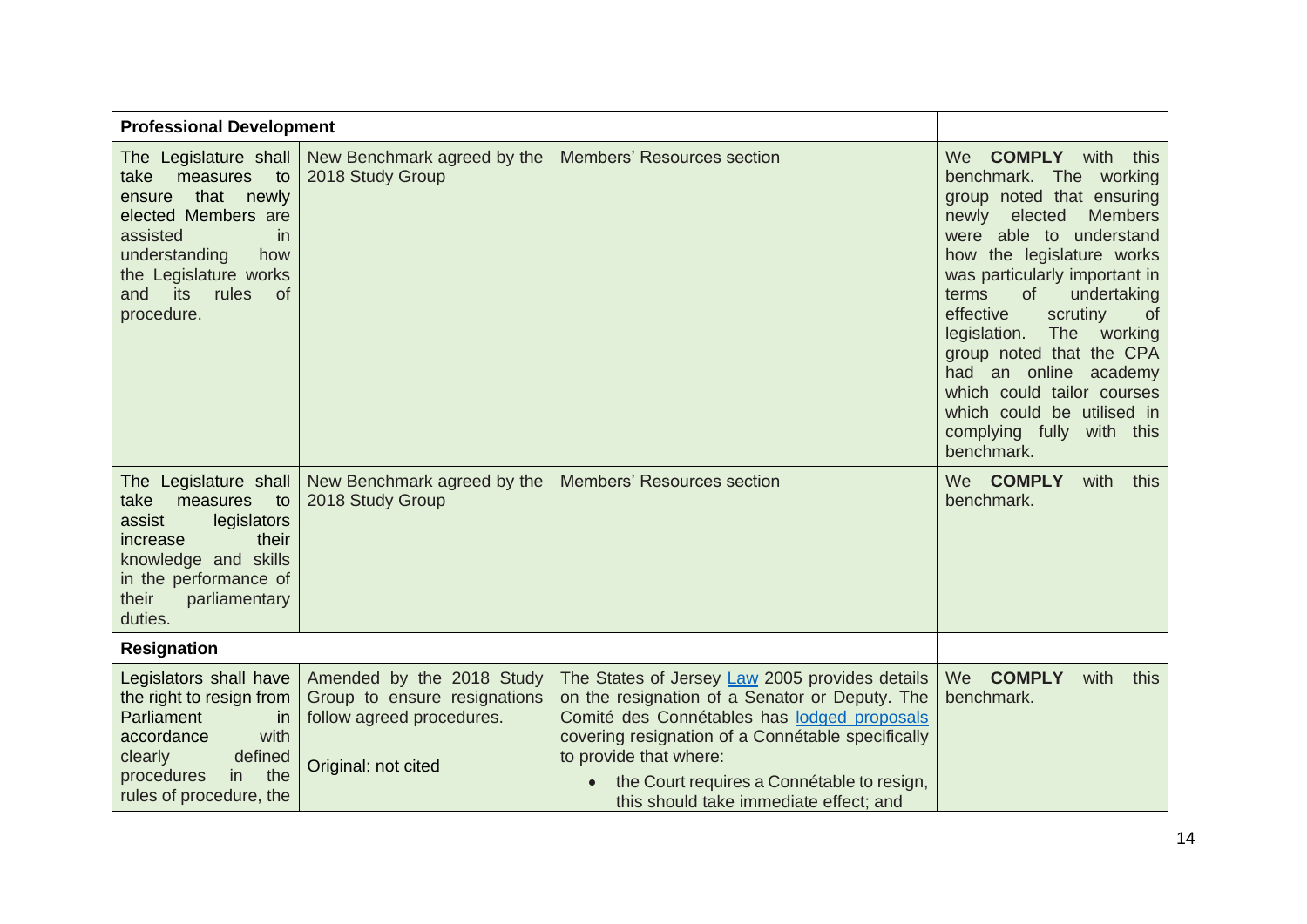| | | | |
|---|---|---|---|
| **Professional Development** | | | |
| The Legislature shall take measures to ensure that newly elected Members are assisted in understanding how the Legislature works and its rules of procedure. | New Benchmark agreed by the 2018 Study Group | Members' Resources section | We **COMPLY** with this benchmark. The working group noted that ensuring newly elected Members were able to understand how the legislature works was particularly important in terms of undertaking effective scrutiny of legislation. The working group noted that the CPA had an online academy which could tailor courses which could be utilised in complying fully with this benchmark. |
| The Legislature shall take measures to assist legislators increase their knowledge and skills in the performance of their parliamentary duties. | New Benchmark agreed by the 2018 Study Group | Members' Resources section | We **COMPLY** with this benchmark. |
| **Resignation** | | | |
| Legislators shall have the right to resign from Parliament in accordance with clearly defined procedures in the rules of procedure, the | Amended by the 2018 Study Group to ensure resignations follow agreed procedures.<br><br>Original: not cited | The States of Jersey Law 2005 provides details on the resignation of a Senator or Deputy. The Comité des Connétables has lodged proposals covering resignation of a Connétable specifically to provide that where:<br>• the Court requires a Connétable to resign, this should take immediate effect; and | We **COMPLY** with this benchmark. |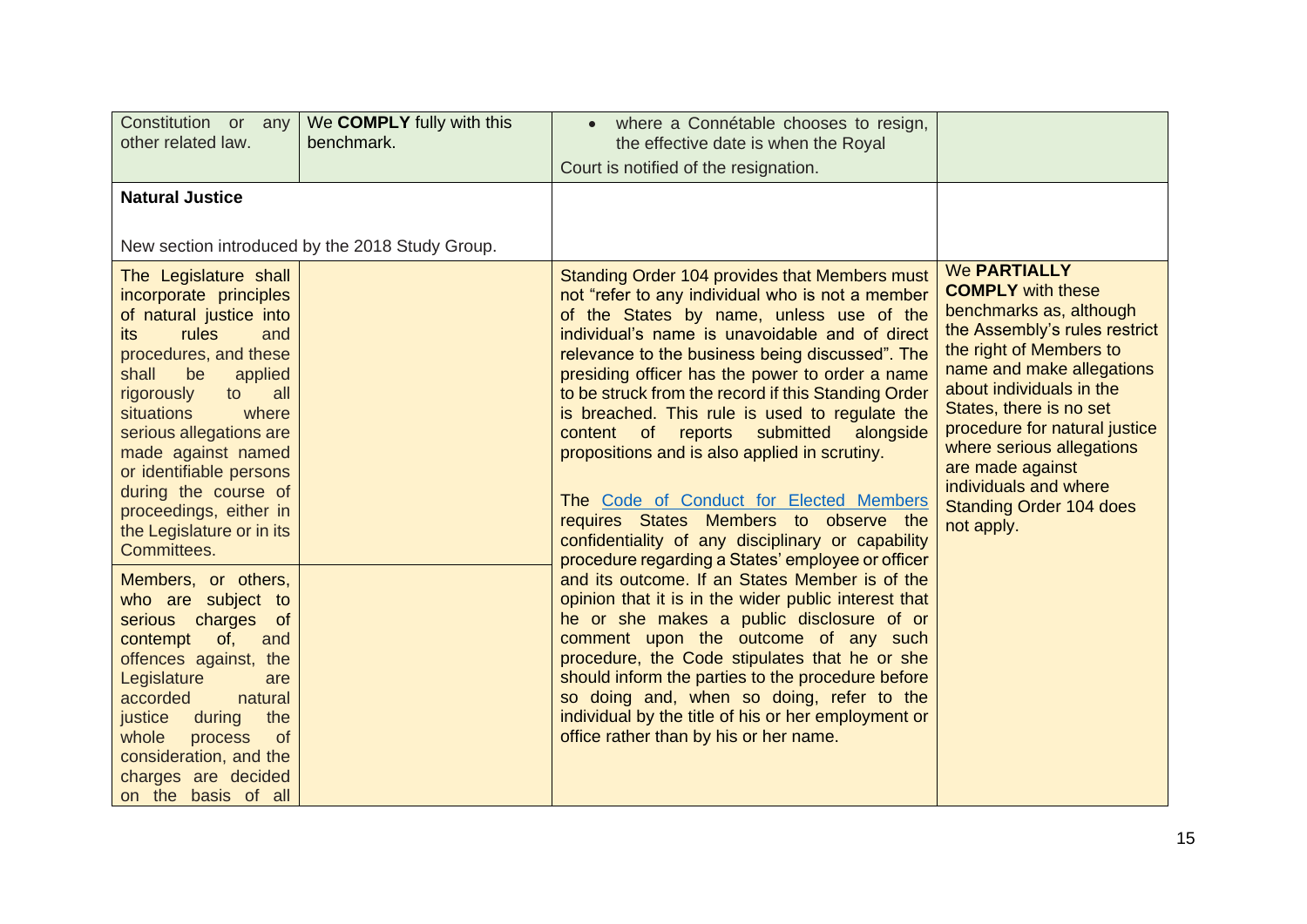| | | | |
|---|---|---|---|
| Constitution or any other related law. | We **COMPLY** fully with this benchmark. | • where a Connétable chooses to resign, the effective date is when the Royal Court is notified of the resignation. | |
| **Natural Justice**<br><br>New section introduced by the 2018 Study Group. | | | |
| The Legislature shall incorporate principles of natural justice into its rules and procedures, and these shall be applied rigorously to all situations where serious allegations are made against named or identifiable persons during the course of proceedings, either in the Legislature or in its Committees. | | Standing Order 104 provides that Members must not "refer to any individual who is not a member of the States by name, unless use of the individual's name is unavoidable and of direct relevance to the business being discussed". The presiding officer has the power to order a name to be struck from the record if this Standing Order is breached. This rule is used to regulate the content of reports submitted alongside propositions and is also applied in scrutiny.<br><br>The Code of Conduct for Elected Members requires States Members to observe the confidentiality of any disciplinary or capability procedure regarding a States' employee or officer and its outcome. If an States Member is of the opinion that it is in the wider public interest that he or she makes a public disclosure of or comment upon the outcome of any such procedure, the Code stipulates that he or she should inform the parties to the procedure before so doing and, when so doing, refer to the individual by the title of his or her employment or office rather than by his or her name. | We **PARTIALLY COMPLY** with these benchmarks as, although the Assembly's rules restrict the right of Members to name and make allegations about individuals in the States, there is no set procedure for natural justice where serious allegations are made against individuals and where Standing Order 104 does not apply. |
| Members, or others, who are subject to serious charges of contempt of, and offences against, the Legislature are accorded natural justice during the whole process of consideration, and the charges are decided on the basis of all | | | |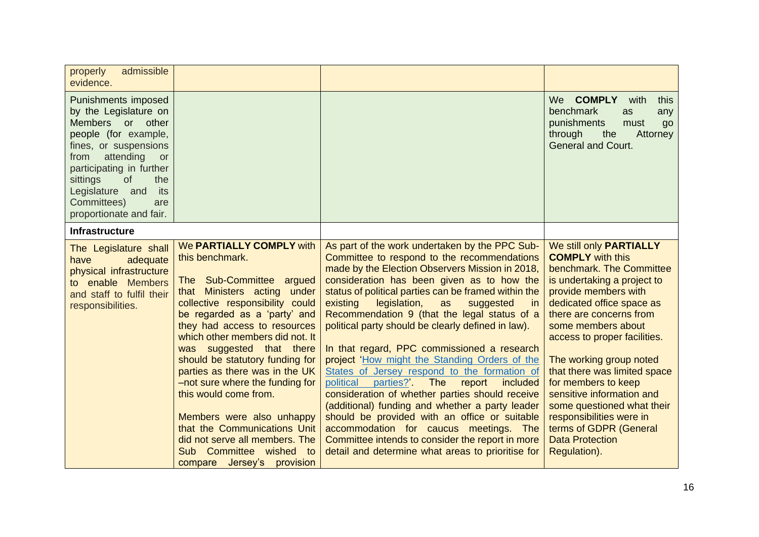| | | | |
|---|---|---|---|
| properly admissible evidence. | | | |
| Punishments imposed by the Legislature on Members or other people (for example, fines, or suspensions from attending or participating in further sittings of the Legislature and its Committees) are proportionate and fair. | | | We **COMPLY** with this benchmark as any punishments must go through the Attorney General and Court. |
| **Infrastructure** | | | |
| The Legislature shall have adequate physical infrastructure to enable Members and staff to fulfil their responsibilities. | We **PARTIALLY COMPLY** with this benchmark.<br><br>The Sub-Committee argued that Ministers acting under collective responsibility could be regarded as a 'party' and they had access to resources which other members did not. It was suggested that there should be statutory funding for parties as there was in the UK –not sure where the funding for this would come from.<br><br>Members were also unhappy that the Communications Unit did not serve all members. The Sub Committee wished to compare Jersey's provision | As part of the work undertaken by the PPC Sub-Committee to respond to the recommendations made by the Election Observers Mission in 2018, consideration has been given as to how the status of political parties can be framed within the existing legislation, as suggested in Recommendation 9 (that the legal status of a political party should be clearly defined in law).<br><br>In that regard, PPC commissioned a research project 'How might the Standing Orders of the States of Jersey respond to the formation of political parties?'. The report included consideration of whether parties should receive (additional) funding and whether a party leader should be provided with an office or suitable accommodation for caucus meetings. The Committee intends to consider the report in more detail and determine what areas to prioritise for | We still only **PARTIALLY COMPLY** with this benchmark. The Committee is undertaking a project to provide members with dedicated office space as there are concerns from some members about access to proper facilities.<br><br>The working group noted that there was limited space for members to keep sensitive information and some questioned what their responsibilities were in terms of GDPR (General Data Protection Regulation). |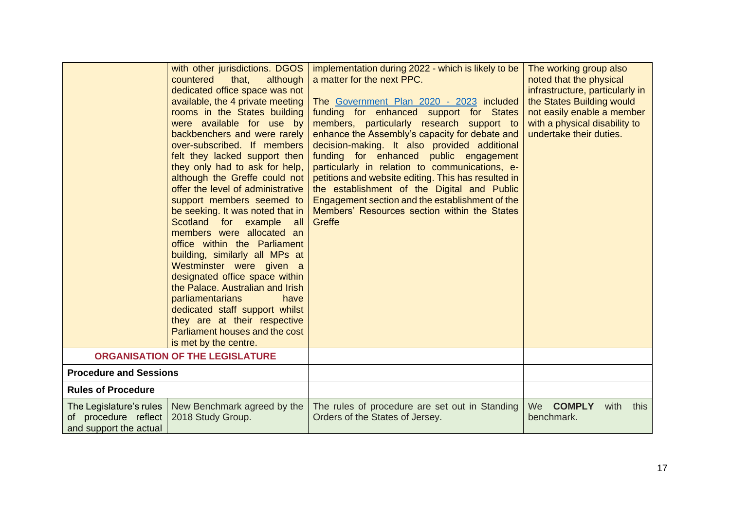| | | | |
|---|---|---|---|
| | with other jurisdictions. DGOS countered that, although dedicated office space was not available, the 4 private meeting rooms in the States building were available for use by backbenchers and were rarely over-subscribed. If members felt they lacked support then they only had to ask for help, although the Greffe could not offer the level of administrative support members seemed to be seeking. It was noted that in Scotland for example all members were allocated an office within the Parliament building, similarly all MPs at Westminster were given a designated office space within the Palace. Australian and Irish parliamentarians have dedicated staff support whilst they are at their respective Parliament houses and the cost is met by the centre. | implementation during 2022 - which is likely to be a matter for the next PPC.<br><br>The [Government Plan 2020 - 2023]() included funding for enhanced support for States members, particularly research support to enhance the Assembly's capacity for debate and decision-making. It also provided additional funding for enhanced public engagement particularly in relation to communications, e-petitions and website editing. This has resulted in the establishment of the Digital and Public Engagement section and the establishment of the Members' Resources section within the States Greffe | The working group also noted that the physical infrastructure, particularly in the States Building would not easily enable a member with a physical disability to undertake their duties. |
| **ORGANISATION OF THE LEGISLATURE** | | | |
| **Procedure and Sessions** | | | |
| **Rules of Procedure** | | | |
| The Legislature's rules of procedure reflect and support the actual | New Benchmark agreed by the 2018 Study Group. | The rules of procedure are set out in Standing Orders of the States of Jersey. | We **COMPLY** with this benchmark. |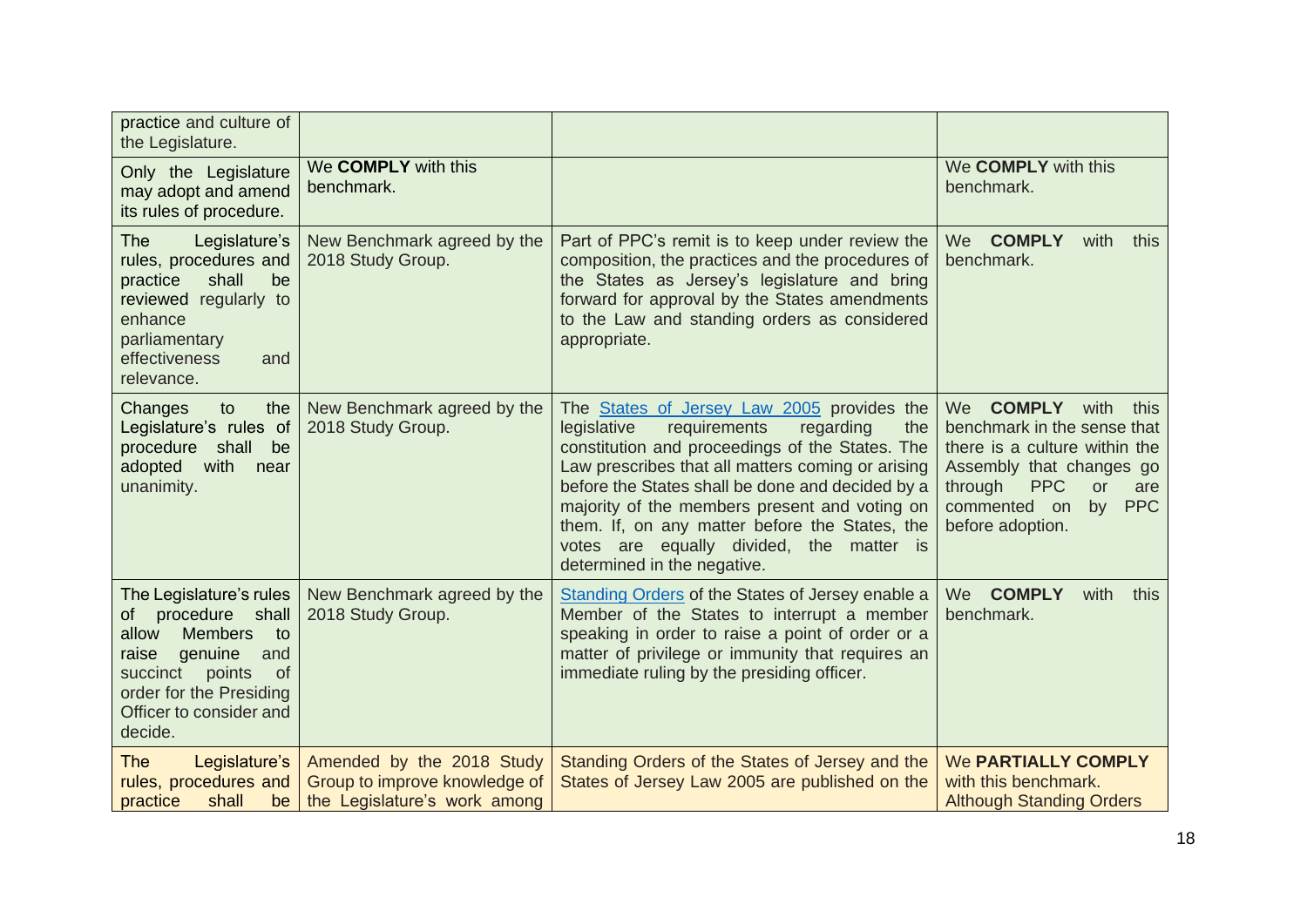| | | | |
|---|---|---|---|
| practice and culture of the Legislature. | | | |
| Only the Legislature may adopt and amend its rules of procedure. | We **COMPLY** with this benchmark. | | We **COMPLY** with this benchmark. |
| The Legislature's rules, procedures and practice shall be reviewed regularly to enhance parliamentary effectiveness and relevance. | New Benchmark agreed by the 2018 Study Group. | Part of PPC's remit is to keep under review the composition, the practices and the procedures of the States as Jersey's legislature and bring forward for approval by the States amendments to the Law and standing orders as considered appropriate. | We **COMPLY** with this benchmark. |
| Changes to the Legislature's rules of procedure shall be adopted with near unanimity. | New Benchmark agreed by the 2018 Study Group. | The States of Jersey Law 2005 provides the legislative requirements regarding the constitution and proceedings of the States. The Law prescribes that all matters coming or arising before the States shall be done and decided by a majority of the members present and voting on them. If, on any matter before the States, the votes are equally divided, the matter is determined in the negative. | We **COMPLY** with this benchmark in the sense that there is a culture within the Assembly that changes go through PPC or are commented on by PPC before adoption. |
| The Legislature's rules of procedure shall allow Members to raise genuine and succinct points of order for the Presiding Officer to consider and decide. | New Benchmark agreed by the 2018 Study Group. | Standing Orders of the States of Jersey enable a Member of the States to interrupt a member speaking in order to raise a point of order or a matter of privilege or immunity that requires an immediate ruling by the presiding officer. | We **COMPLY** with this benchmark. |
| The Legislature's rules, procedures and practice shall be | Amended by the 2018 Study Group to improve knowledge of the Legislature's work among | Standing Orders of the States of Jersey and the States of Jersey Law 2005 are published on the | We **PARTIALLY COMPLY** with this benchmark. Although Standing Orders |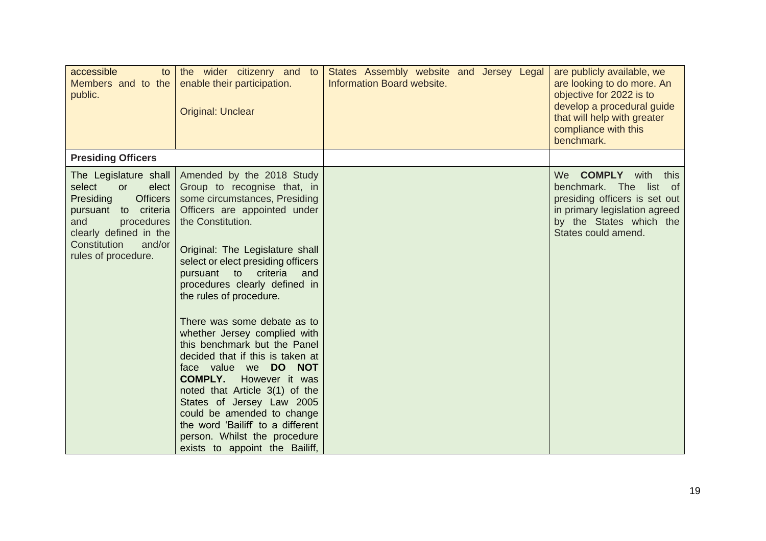| | | | |
|---|---|---|---|
| accessible to Members and to the public. | the wider citizenry and to enable their participation.<br><br>Original: Unclear | States Assembly website and Jersey Legal Information Board website. | are publicly available, we are looking to do more. An objective for 2022 is to develop a procedural guide that will help with greater compliance with this benchmark. |
| **Presiding Officers** | | | |
| The Legislature shall select or elect Presiding Officers pursuant to criteria and procedures clearly defined in the Constitution and/or rules of procedure. | Amended by the 2018 Study Group to recognise that, in some circumstances, Presiding Officers are appointed under the Constitution.<br><br>Original: The Legislature shall select or elect presiding officers pursuant to criteria and procedures clearly defined in the rules of procedure.<br><br>There was some debate as to whether Jersey complied with this benchmark but the Panel decided that if this is taken at face value we **DO NOT COMPLY.** However it was noted that Article 3(1) of the States of Jersey Law 2005 could be amended to change the word 'Bailiff' to a different person. Whilst the procedure exists to appoint the Bailiff, | | We **COMPLY** with this benchmark. The list of presiding officers is set out in primary legislation agreed by the States which the States could amend. |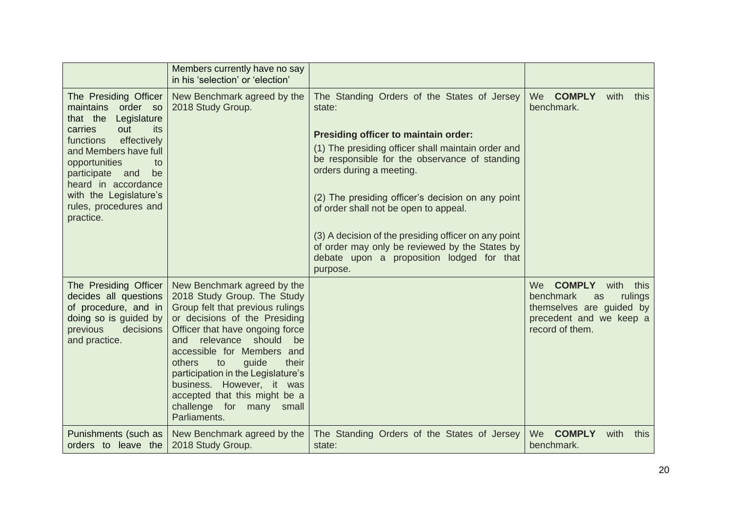| | | | |
|---|---|---|---|
| | Members currently have no say in his 'selection' or 'election' | | |
| The Presiding Officer maintains order so that the Legislature carries out its functions effectively and Members have full opportunities to participate and be heard in accordance with the Legislature's rules, procedures and practice. | New Benchmark agreed by the 2018 Study Group. | The Standing Orders of the States of Jersey state:<br><br>**Presiding officer to maintain order:**<br>(1) The presiding officer shall maintain order and be responsible for the observance of standing orders during a meeting.<br><br>(2) The presiding officer's decision on any point of order shall not be open to appeal.<br><br>(3) A decision of the presiding officer on any point of order may only be reviewed by the States by debate upon a proposition lodged for that purpose. | We **COMPLY** with this benchmark. |
| The Presiding Officer decides all questions of procedure, and in doing so is guided by previous decisions and practice. | New Benchmark agreed by the 2018 Study Group. The Study Group felt that previous rulings or decisions of the Presiding Officer that have ongoing force and relevance should be accessible for Members and others to guide their participation in the Legislature's business. However, it was accepted that this might be a challenge for many small Parliaments. | | We **COMPLY** with this benchmark as rulings themselves are guided by precedent and we keep a record of them. |
| Punishments (such as orders to leave the | New Benchmark agreed by the 2018 Study Group. | The Standing Orders of the States of Jersey state: | We **COMPLY** with this benchmark. |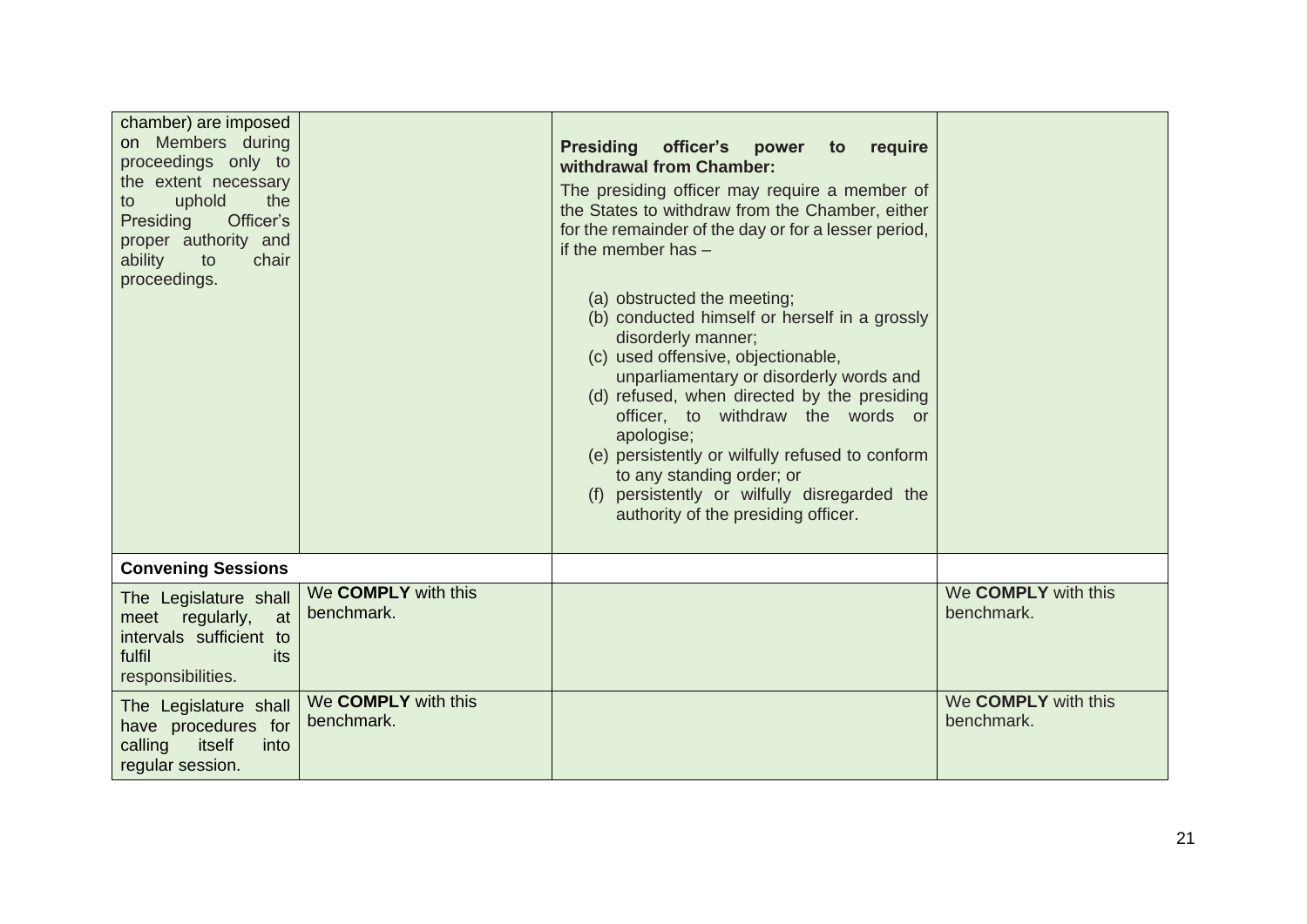| | | | |
|---|---|---|---|
| chamber) are imposed on Members during proceedings only to the extent necessary to uphold the Presiding Officer's proper authority and ability to chair proceedings. | | **Presiding officer's power to require withdrawal from Chamber:**<br><br>The presiding officer may require a member of the States to withdraw from the Chamber, either for the remainder of the day or for a lesser period, if the member has –<br><br>(a) obstructed the meeting;<br>(b) conducted himself or herself in a grossly disorderly manner;<br>(c) used offensive, objectionable, unparliamentary or disorderly words and<br>(d) refused, when directed by the presiding officer, to withdraw the words or apologise;<br>(e) persistently or wilfully refused to conform to any standing order; or<br>(f) persistently or wilfully disregarded the authority of the presiding officer. | |
| **Convening Sessions** | | | |
| The Legislature shall meet regularly, at intervals sufficient to fulfil its responsibilities. | We **COMPLY** with this benchmark. | | We **COMPLY** with this benchmark. |
| The Legislature shall have procedures for calling itself into regular session. | We **COMPLY** with this benchmark. | | We **COMPLY** with this benchmark. |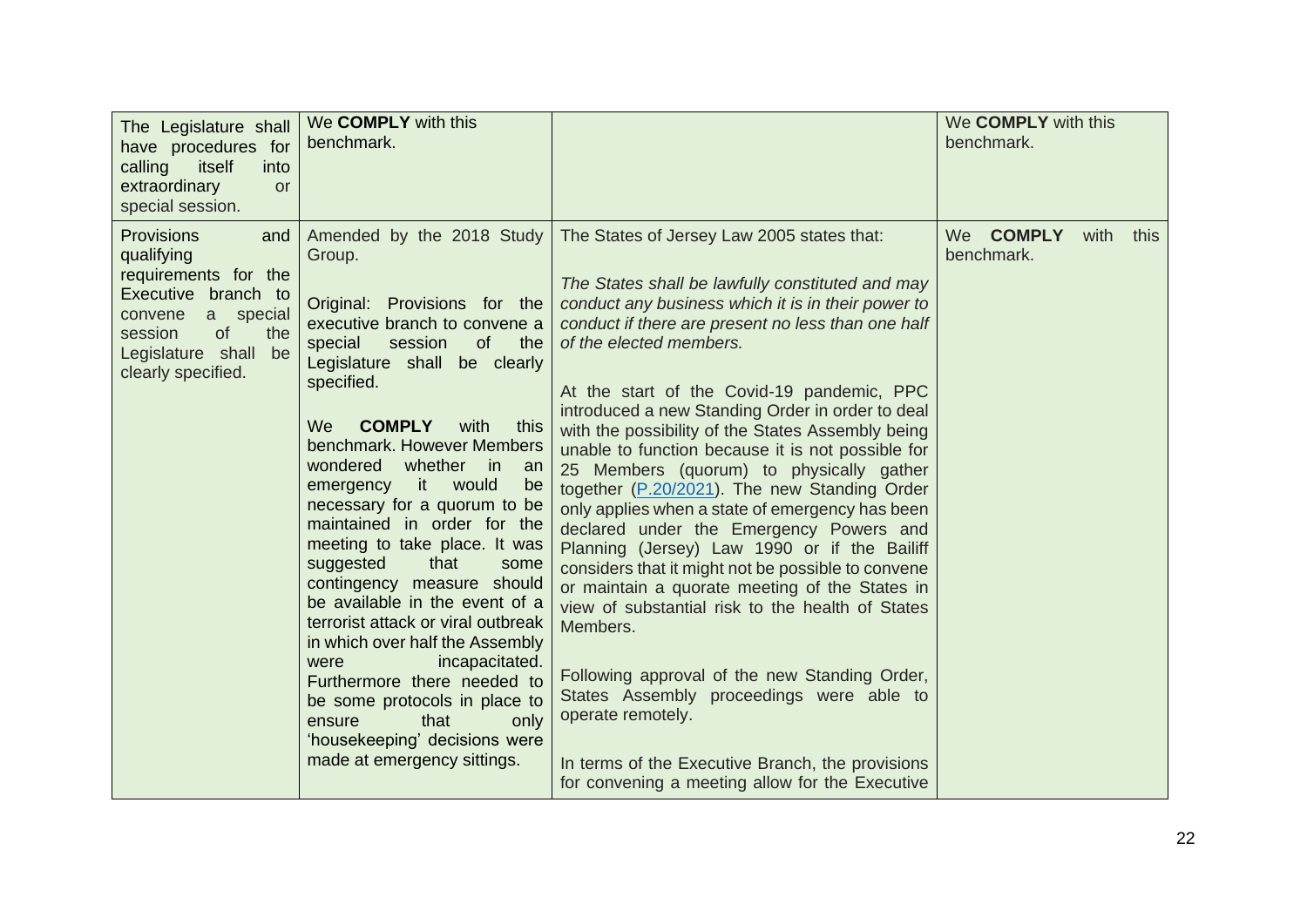| | | | |
|---|---|---|---|
| The Legislature shall have procedures for calling itself into extraordinary or special session. | We **COMPLY** with this benchmark. | | We **COMPLY** with this benchmark. |
| Provisions and qualifying requirements for the Executive branch to convene a special session of the Legislature shall be clearly specified. | Amended by the 2018 Study Group.<br><br>Original: Provisions for the executive branch to convene a special session of the Legislature shall be clearly specified.<br><br>We **COMPLY** with this benchmark. However Members wondered whether in an emergency it would be necessary for a quorum to be maintained in order for the meeting to take place. It was suggested that some contingency measure should be available in the event of a terrorist attack or viral outbreak in which over half the Assembly were incapacitated. Furthermore there needed to be some protocols in place to ensure that only 'housekeeping' decisions were made at emergency sittings. | The States of Jersey Law 2005 states that:<br><br>*The States shall be lawfully constituted and may conduct any business which it is in their power to conduct if there are present no less than one half of the elected members.*<br><br>At the start of the Covid-19 pandemic, PPC introduced a new Standing Order in order to deal with the possibility of the States Assembly being unable to function because it is not possible for 25 Members (quorum) to physically gather together (P.20/2021). The new Standing Order only applies when a state of emergency has been declared under the Emergency Powers and Planning (Jersey) Law 1990 or if the Bailiff considers that it might not be possible to convene or maintain a quorate meeting of the States in view of substantial risk to the health of States Members.<br><br>Following approval of the new Standing Order, States Assembly proceedings were able to operate remotely.<br><br>In terms of the Executive Branch, the provisions for convening a meeting allow for the Executive | We **COMPLY** with this benchmark. |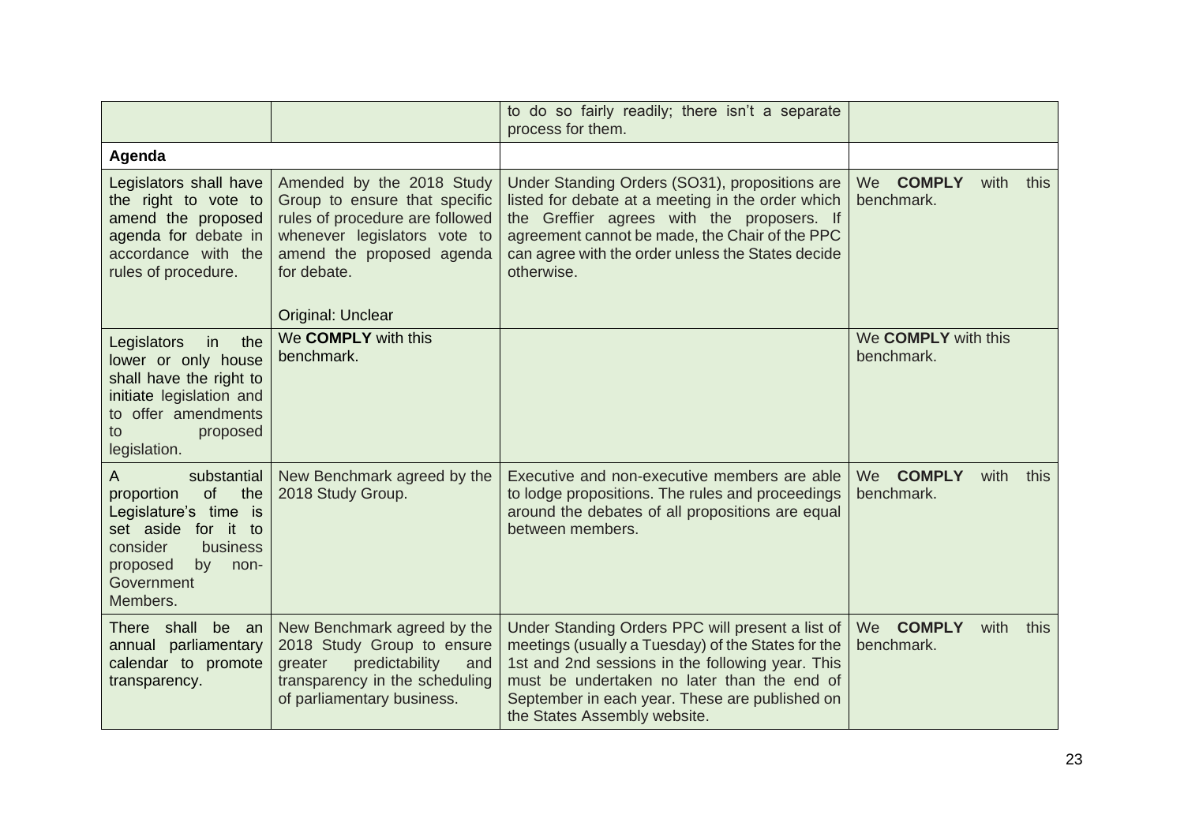| | | | |
|---|---|---|---|
| | | to do so fairly readily; there isn't a separate process for them. | |
| **Agenda** | | | |
| Legislators shall have the right to vote to amend the proposed agenda for debate in accordance with the rules of procedure. | Amended by the 2018 Study Group to ensure that specific rules of procedure are followed whenever legislators vote to amend the proposed agenda for debate.<br><br>Original: Unclear | Under Standing Orders (SO31), propositions are listed for debate at a meeting in the order which the Greffier agrees with the proposers. If agreement cannot be made, the Chair of the PPC can agree with the order unless the States decide otherwise. | We **COMPLY** with this benchmark. |
| Legislators in the lower or only house shall have the right to initiate legislation and to offer amendments to proposed legislation. | We **COMPLY** with this benchmark. | | We **COMPLY** with this benchmark. |
| A substantial proportion of the Legislature's time is set aside for it to consider business proposed by non-Government Members. | New Benchmark agreed by the 2018 Study Group. | Executive and non-executive members are able to lodge propositions. The rules and proceedings around the debates of all propositions are equal between members. | We **COMPLY** with this benchmark. |
| There shall be an annual parliamentary calendar to promote transparency. | New Benchmark agreed by the 2018 Study Group to ensure greater predictability and transparency in the scheduling of parliamentary business. | Under Standing Orders PPC will present a list of meetings (usually a Tuesday) of the States for the 1st and 2nd sessions in the following year. This must be undertaken no later than the end of September in each year. These are published on the States Assembly website. | We **COMPLY** with this benchmark. |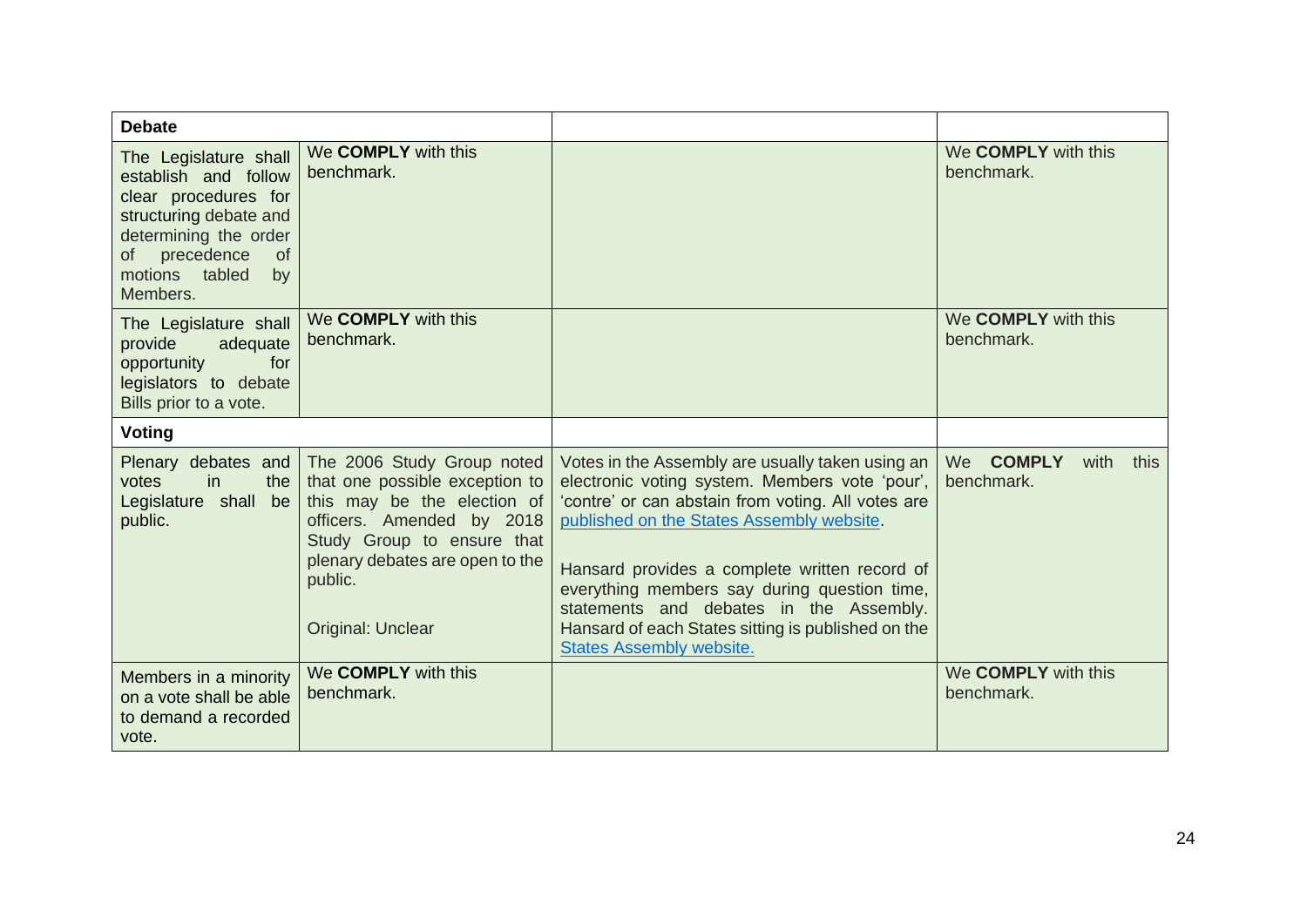| Debate | | | |
|---|---|---|---|
| The Legislature shall establish and follow clear procedures for structuring debate and determining the order of precedence of motions tabled by Members. | We **COMPLY** with this benchmark. | | We **COMPLY** with this benchmark. |
| The Legislature shall provide adequate opportunity for legislators to debate Bills prior to a vote. | We **COMPLY** with this benchmark. | | We **COMPLY** with this benchmark. |
| **Voting** | | | |
| Plenary debates and votes in the Legislature shall be public. | The 2006 Study Group noted that one possible exception to this may be the election of officers. Amended by 2018 Study Group to ensure that plenary debates are open to the public.<br><br>Original: Unclear | Votes in the Assembly are usually taken using an electronic voting system. Members vote 'pour', 'contre' or can abstain from voting. All votes are published on the States Assembly website.<br><br>Hansard provides a complete written record of everything members say during question time, statements and debates in the Assembly. Hansard of each States sitting is published on the States Assembly website. | We **COMPLY** with this benchmark. |
| Members in a minority on a vote shall be able to demand a recorded vote. | We **COMPLY** with this benchmark. | | We **COMPLY** with this benchmark. |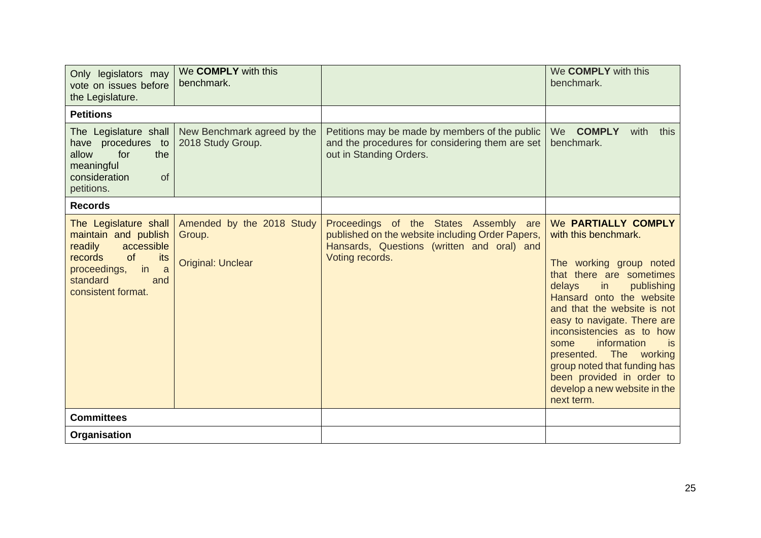| | | | |
|---|---|---|---|
| Only legislators may vote on issues before the Legislature. | We **COMPLY** with this benchmark. | | We **COMPLY** with this benchmark. |
| **Petitions** | | | |
| The Legislature shall have procedures to allow for the meaningful consideration of petitions. | New Benchmark agreed by the 2018 Study Group. | Petitions may be made by members of the public and the procedures for considering them are set out in Standing Orders. | We **COMPLY** with this benchmark. |
| **Records** | | | |
| The Legislature shall maintain and publish readily accessible records of its proceedings, in a standard and consistent format. | Amended by the 2018 Study Group.<br><br>Original: Unclear | Proceedings of the States Assembly are published on the website including Order Papers, Hansards, Questions (written and oral) and Voting records. | We **PARTIALLY COMPLY** with this benchmark.<br><br>The working group noted that there are sometimes delays in publishing Hansard onto the website and that the website is not easy to navigate. There are inconsistencies as to how some information is presented. The working group noted that funding has been provided in order to develop a new website in the next term. |
| **Committees** | | | |
| **Organisation** | | | |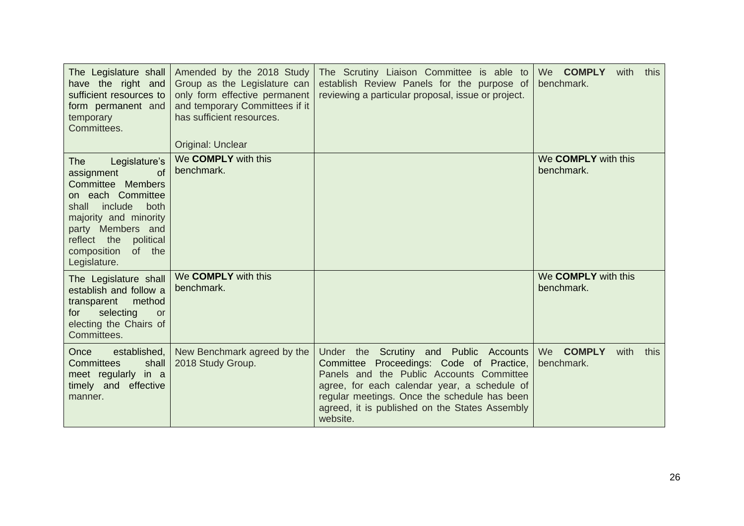| | | | |
|---|---|---|---|
| The Legislature shall have the right and sufficient resources to form permanent and temporary Committees. | Amended by the 2018 Study Group as the Legislature can only form effective permanent and temporary Committees if it has sufficient resources.<br><br>Original: Unclear | The Scrutiny Liaison Committee is able to establish Review Panels for the purpose of reviewing a particular proposal, issue or project. | We **COMPLY** with this benchmark. |
| The Legislature's assignment of Committee Members on each Committee shall include both majority and minority party Members and reflect the political composition of the Legislature. | We **COMPLY** with this benchmark. | | We **COMPLY** with this benchmark. |
| The Legislature shall establish and follow a transparent method for selecting or electing the Chairs of Committees. | We **COMPLY** with this benchmark. | | We **COMPLY** with this benchmark. |
| Once established, Committees shall meet regularly in a timely and effective manner. | New Benchmark agreed by the 2018 Study Group. | Under the Scrutiny and Public Accounts Committee Proceedings: Code of Practice, Panels and the Public Accounts Committee agree, for each calendar year, a schedule of regular meetings. Once the schedule has been agreed, it is published on the States Assembly website. | We **COMPLY** with this benchmark. |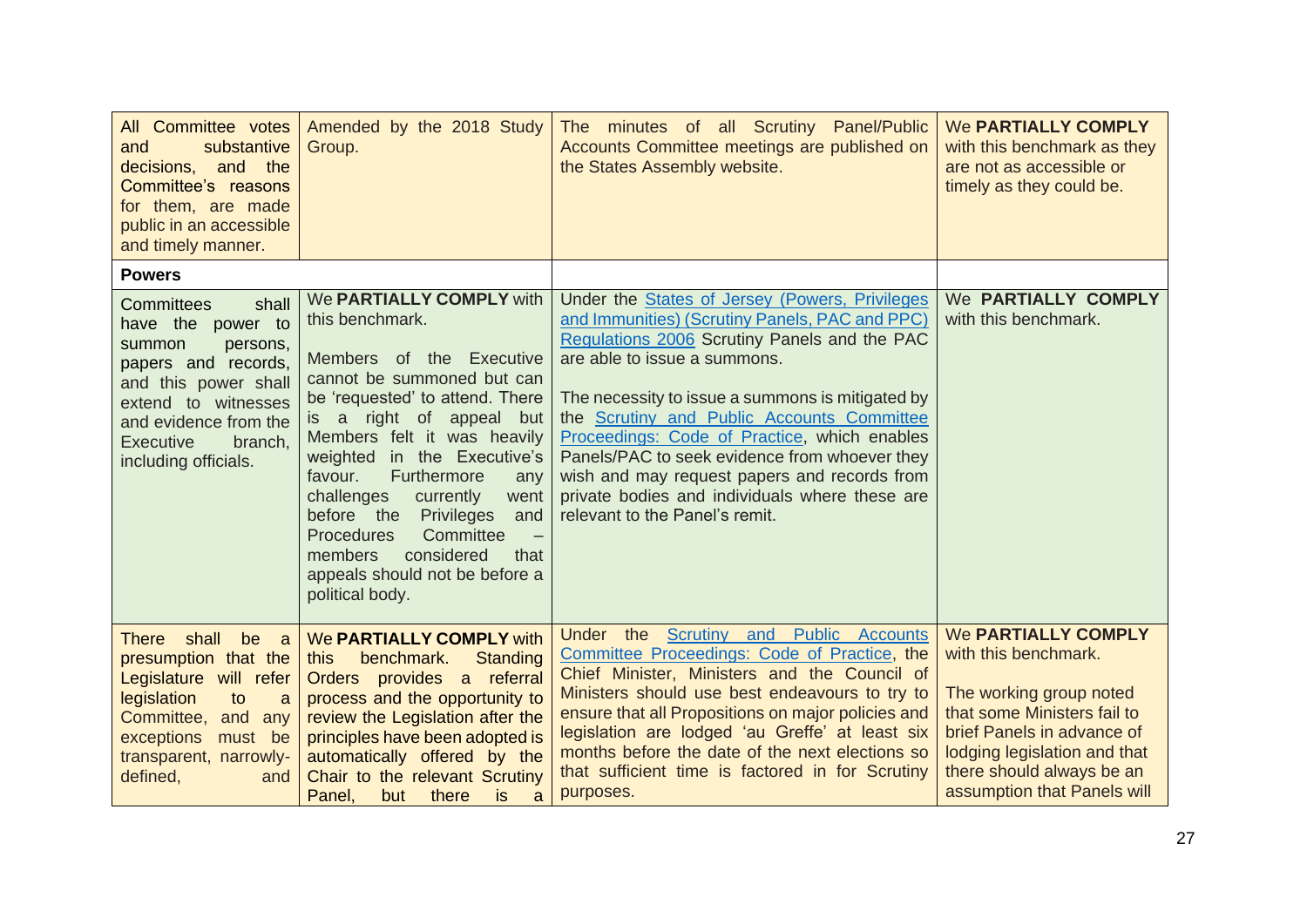| | | | |
|---|---|---|---|
| All Committee votes and substantive decisions, and the Committee's reasons for them, are made public in an accessible and timely manner. | Amended by the 2018 Study Group. | The minutes of all Scrutiny Panel/Public Accounts Committee meetings are published on the States Assembly website. | We **PARTIALLY COMPLY** with this benchmark as they are not as accessible or timely as they could be. |
| **Powers** | | | |
| Committees shall have the power to summon persons, papers and records, and this power shall extend to witnesses and evidence from the Executive branch, including officials. | We **PARTIALLY COMPLY** with this benchmark.<br><br>Members of the Executive cannot be summoned but can be 'requested' to attend. There is a right of appeal but Members felt it was heavily weighted in the Executive's favour. Furthermore any challenges currently went before the Privileges and Procedures Committee – members considered that appeals should not be before a political body. | Under the [States of Jersey (Powers, Privileges and Immunities) (Scrutiny Panels, PAC and PPC) Regulations 2006] Scrutiny Panels and the PAC are able to issue a summons.<br><br>The necessity to issue a summons is mitigated by the [Scrutiny and Public Accounts Committee Proceedings: Code of Practice], which enables Panels/PAC to seek evidence from whoever they wish and may request papers and records from private bodies and individuals where these are relevant to the Panel's remit. | We **PARTIALLY COMPLY** with this benchmark. |
| There shall be a presumption that the Legislature will refer legislation to a Committee, and any exceptions must be transparent, narrowly-defined, and | We **PARTIALLY COMPLY** with this benchmark. Standing Orders provides a referral process and the opportunity to review the Legislation after the principles have been adopted is automatically offered by the Chair to the relevant Scrutiny Panel, but there is a | Under the [Scrutiny and Public Accounts Committee Proceedings: Code of Practice], the Chief Minister, Ministers and the Council of Ministers should use best endeavours to try to ensure that all Propositions on major policies and legislation are lodged 'au Greffe' at least six months before the date of the next elections so that sufficient time is factored in for Scrutiny purposes. | We **PARTIALLY COMPLY** with this benchmark.<br><br>The working group noted that some Ministers fail to brief Panels in advance of lodging legislation and that there should always be an assumption that Panels will |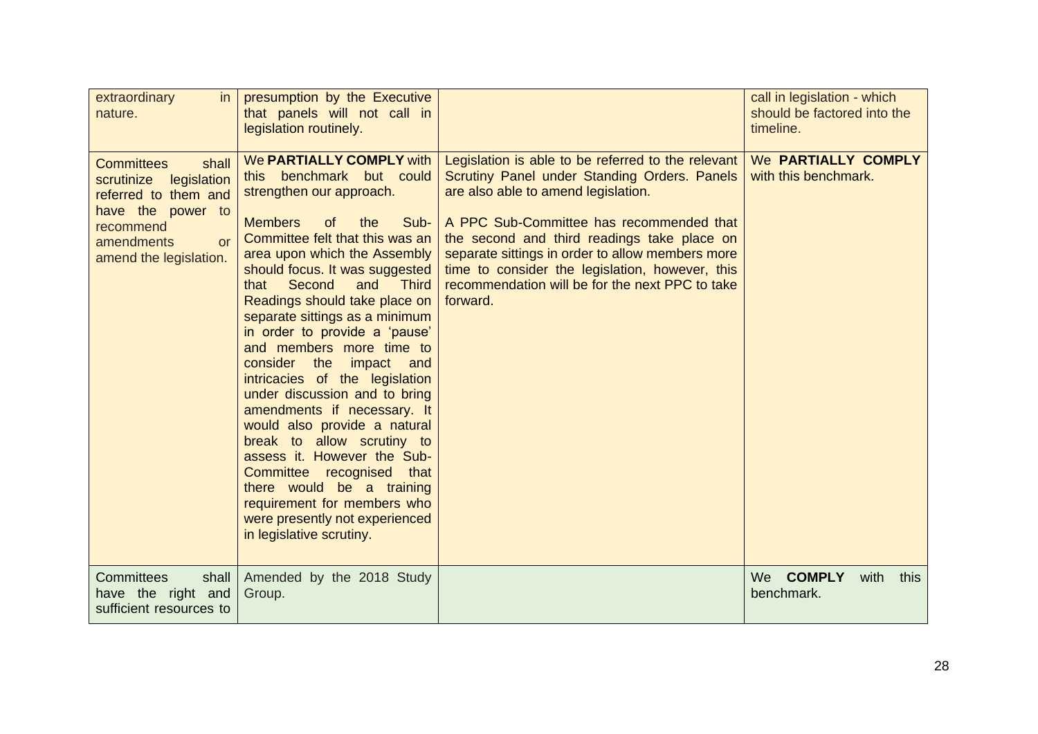| | | | |
|---|---|---|---|
| extraordinary in nature. | presumption by the Executive that panels will not call in legislation routinely. | | call in legislation - which should be factored into the timeline. |
| Committees shall scrutinize legislation referred to them and have the power to recommend amendments or amend the legislation. | We **PARTIALLY COMPLY** with this benchmark but could strengthen our approach.<br><br>Members of the Sub-Committee felt that this was an area upon which the Assembly should focus. It was suggested that Second and Third Readings should take place on separate sittings as a minimum in order to provide a 'pause' and members more time to consider the impact and intricacies of the legislation under discussion and to bring amendments if necessary. It would also provide a natural break to allow scrutiny to assess it. However the Sub-Committee recognised that there would be a training requirement for members who were presently not experienced in legislative scrutiny. | Legislation is able to be referred to the relevant Scrutiny Panel under Standing Orders. Panels are also able to amend legislation.<br><br>A PPC Sub-Committee has recommended that the second and third readings take place on separate sittings in order to allow members more time to consider the legislation, however, this recommendation will be for the next PPC to take forward. | We **PARTIALLY COMPLY** with this benchmark. |
| Committees shall have the right and sufficient resources to | Amended by the 2018 Study Group. | | We **COMPLY** with this benchmark. |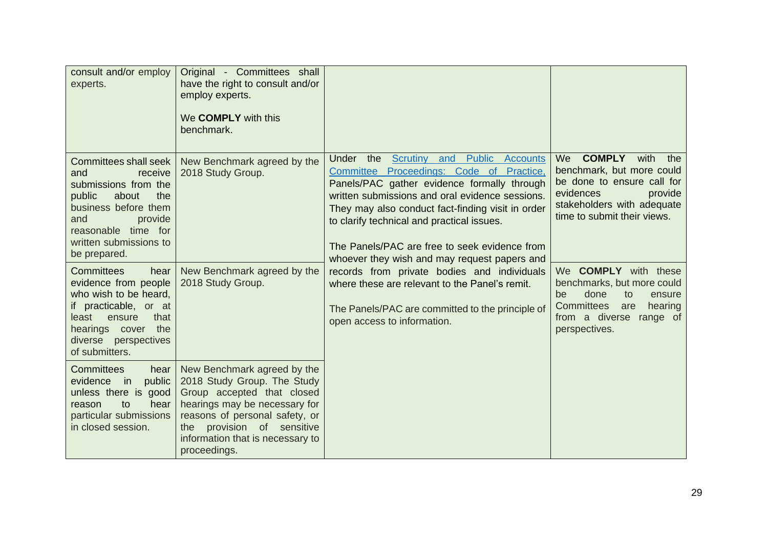| | | | |
|---|---|---|---|
| consult and/or employ experts. | Original - Committees shall have the right to consult and/or employ experts.<br><br>We **COMPLY** with this benchmark. | | |
| Committees shall seek and receive submissions from the public about the business before them and provide reasonable time for written submissions to be prepared. | New Benchmark agreed by the 2018 Study Group. | Under the Scrutiny and Public Accounts Committee Proceedings: Code of Practice, Panels/PAC gather evidence formally through written submissions and oral evidence sessions. They may also conduct fact-finding visit in order to clarify technical and practical issues.<br><br>The Panels/PAC are free to seek evidence from whoever they wish and may request papers and records from private bodies and individuals where these are relevant to the Panel's remit.<br><br>The Panels/PAC are committed to the principle of open access to information. | We **COMPLY** with the benchmark, but more could be done to ensure call for evidences provide stakeholders with adequate time to submit their views. |
| Committees hear evidence from people who wish to be heard, if practicable, or at least ensure that hearings cover the diverse perspectives of submitters. | New Benchmark agreed by the 2018 Study Group. | | We **COMPLY** with these benchmarks, but more could be done to ensure Committees are hearing from a diverse range of perspectives. |
| Committees hear evidence in public unless there is good reason to hear particular submissions in closed session. | New Benchmark agreed by the 2018 Study Group. The Study Group accepted that closed hearings may be necessary for reasons of personal safety, or the provision of sensitive information that is necessary to proceedings. | | |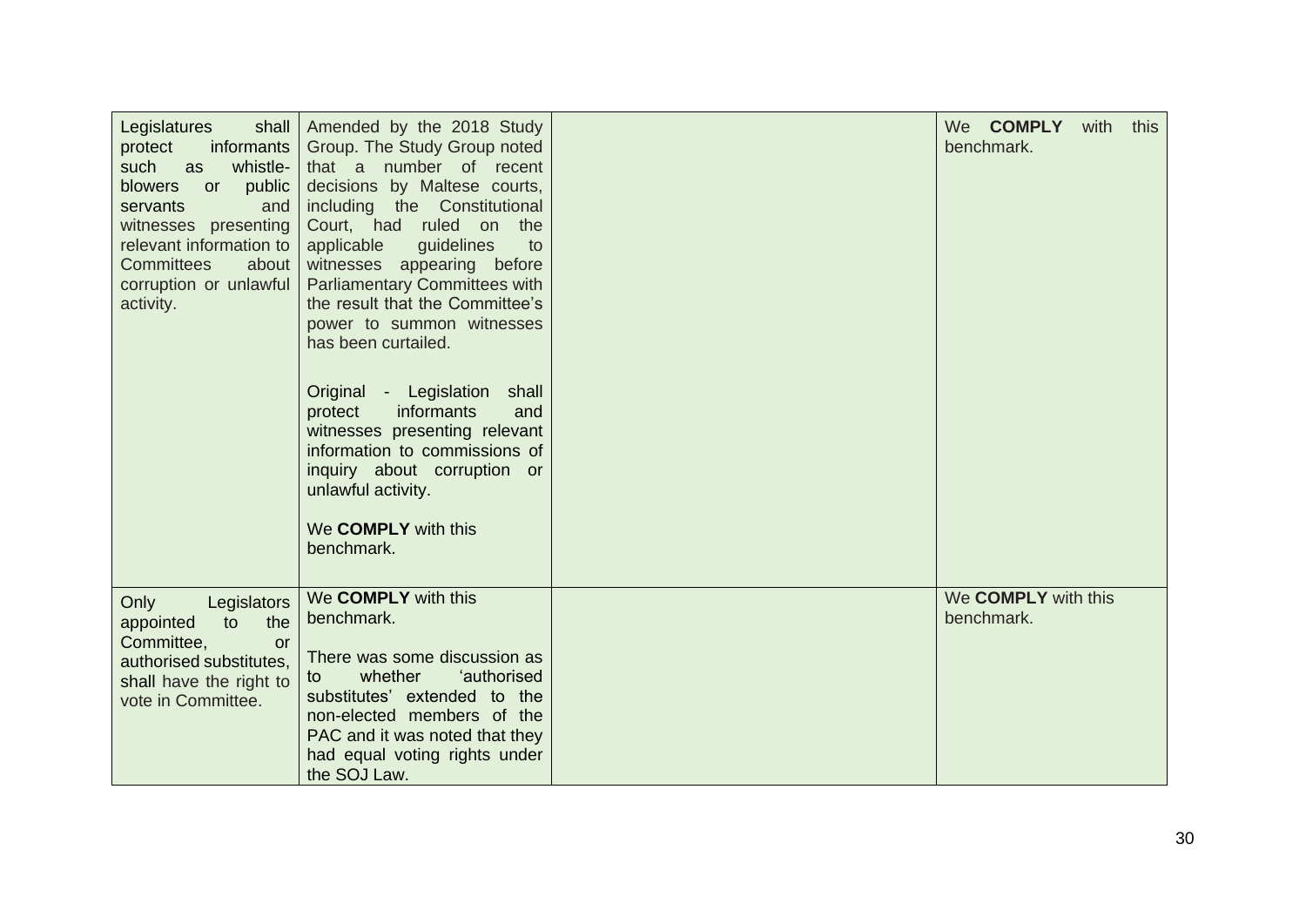| | | | |
|---|---|---|---|
| Legislatures shall protect informants such as whistle-blowers or public servants and witnesses presenting relevant information to Committees about corruption or unlawful activity. | Amended by the 2018 Study Group. The Study Group noted that a number of recent decisions by Maltese courts, including the Constitutional Court, had ruled on the applicable guidelines to witnesses appearing before Parliamentary Committees with the result that the Committee's power to summon witnesses has been curtailed.<br><br>Original - Legislation shall protect informants and witnesses presenting relevant information to commissions of inquiry about corruption or unlawful activity.<br><br>We **COMPLY** with this benchmark. | | We **COMPLY** with this benchmark. |
| Only Legislators appointed to the Committee, or authorised substitutes, shall have the right to vote in Committee. | We **COMPLY** with this benchmark.<br><br>There was some discussion as to whether 'authorised substitutes' extended to the non-elected members of the PAC and it was noted that they had equal voting rights under the SOJ Law. | | We **COMPLY** with this benchmark. |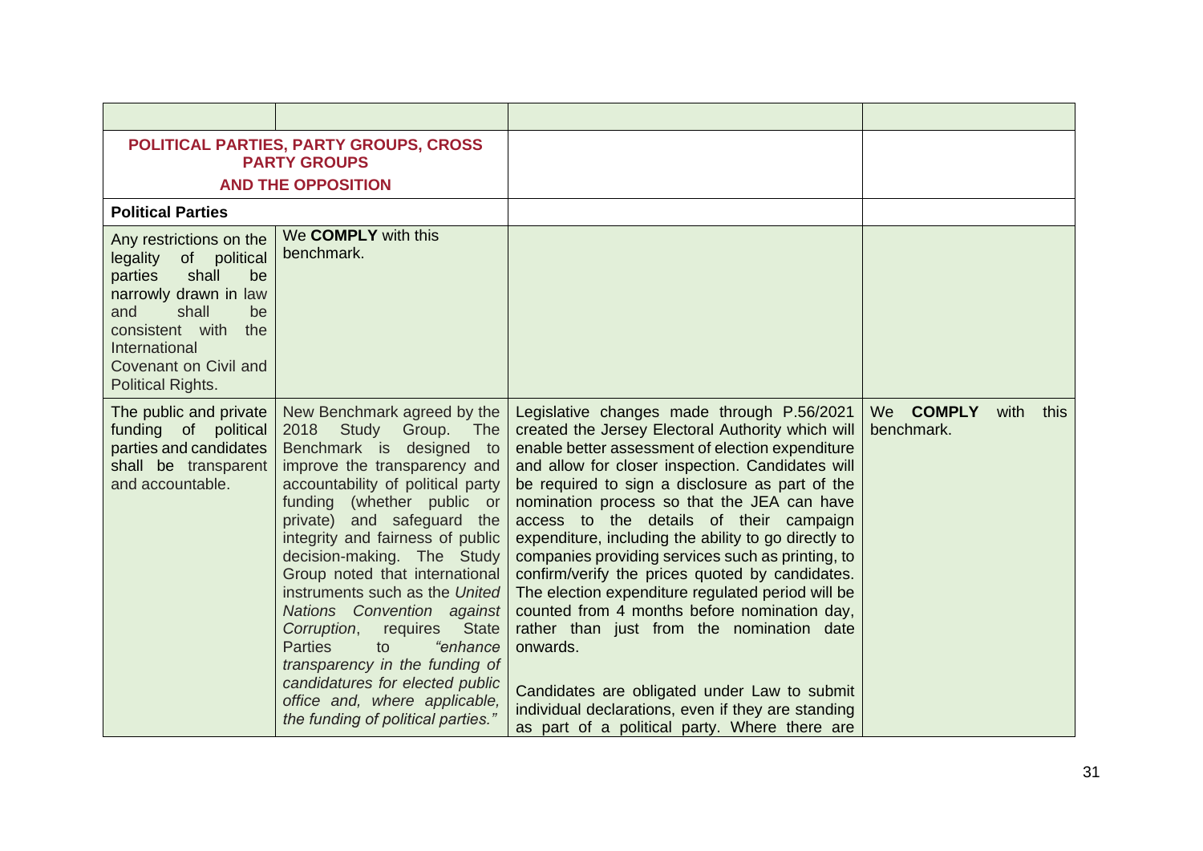| | | | |
|---|---|---|---|
| **POLITICAL PARTIES, PARTY GROUPS, CROSS PARTY GROUPS AND THE OPPOSITION** | | | |
| **Political Parties** | | | |
| Any restrictions on the legality of political parties shall be narrowly drawn in law and shall be consistent with the International Covenant on Civil and Political Rights. | We **COMPLY** with this benchmark. | | |
| The public and private funding of political parties and candidates shall be transparent and accountable. | New Benchmark agreed by the 2018 Study Group. The Benchmark is designed to improve the transparency and accountability of political party funding (whether public or private) and safeguard the integrity and fairness of public decision-making. The Study Group noted that international instruments such as the *United Nations Convention against Corruption*, requires State Parties to *"enhance transparency in the funding of candidatures for elected public office and, where applicable, the funding of political parties."* | Legislative changes made through P.56/2021 created the Jersey Electoral Authority which will enable better assessment of election expenditure and allow for closer inspection. Candidates will be required to sign a disclosure as part of the nomination process so that the JEA can have access to the details of their campaign expenditure, including the ability to go directly to companies providing services such as printing, to confirm/verify the prices quoted by candidates. The election expenditure regulated period will be counted from 4 months before nomination day, rather than just from the nomination date onwards.<br><br>Candidates are obligated under Law to submit individual declarations, even if they are standing as part of a political party. Where there are | We **COMPLY** with this benchmark. |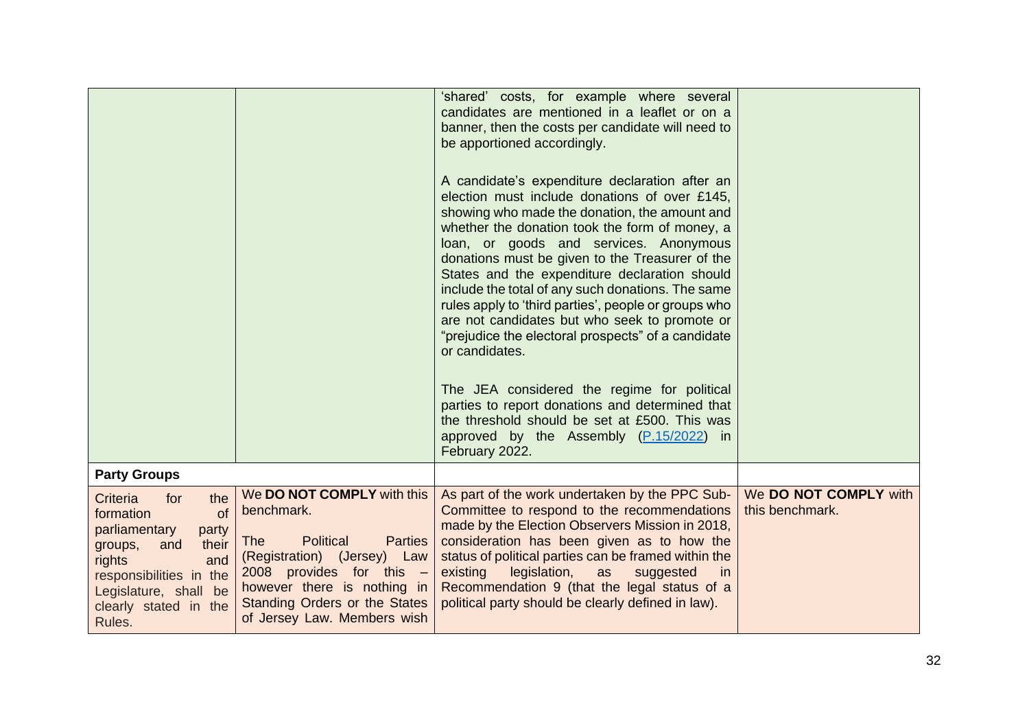| | | | |
|---|---|---|---|
| | | 'shared' costs, for example where several candidates are mentioned in a leaflet or on a banner, then the costs per candidate will need to be apportioned accordingly.<br><br>A candidate's expenditure declaration after an election must include donations of over £145, showing who made the donation, the amount and whether the donation took the form of money, a loan, or goods and services. Anonymous donations must be given to the Treasurer of the States and the expenditure declaration should include the total of any such donations. The same rules apply to 'third parties', people or groups who are not candidates but who seek to promote or "prejudice the electoral prospects" of a candidate or candidates.<br><br>The JEA considered the regime for political parties to report donations and determined that the threshold should be set at £500. This was approved by the Assembly ([P.15/2022]) in February 2022. | |
| **Party Groups** | | | |
| Criteria for the formation of parliamentary party groups, and their rights and responsibilities in the Legislature, shall be clearly stated in the Rules. | We **DO NOT COMPLY** with this benchmark.<br><br>The Political Parties (Registration) (Jersey) Law 2008 provides for this – however there is nothing in Standing Orders or the States of Jersey Law. Members wish | As part of the work undertaken by the PPC Sub-Committee to respond to the recommendations made by the Election Observers Mission in 2018, consideration has been given as to how the status of political parties can be framed within the existing legislation, as suggested in Recommendation 9 (that the legal status of a political party should be clearly defined in law). | We **DO NOT COMPLY** with this benchmark. |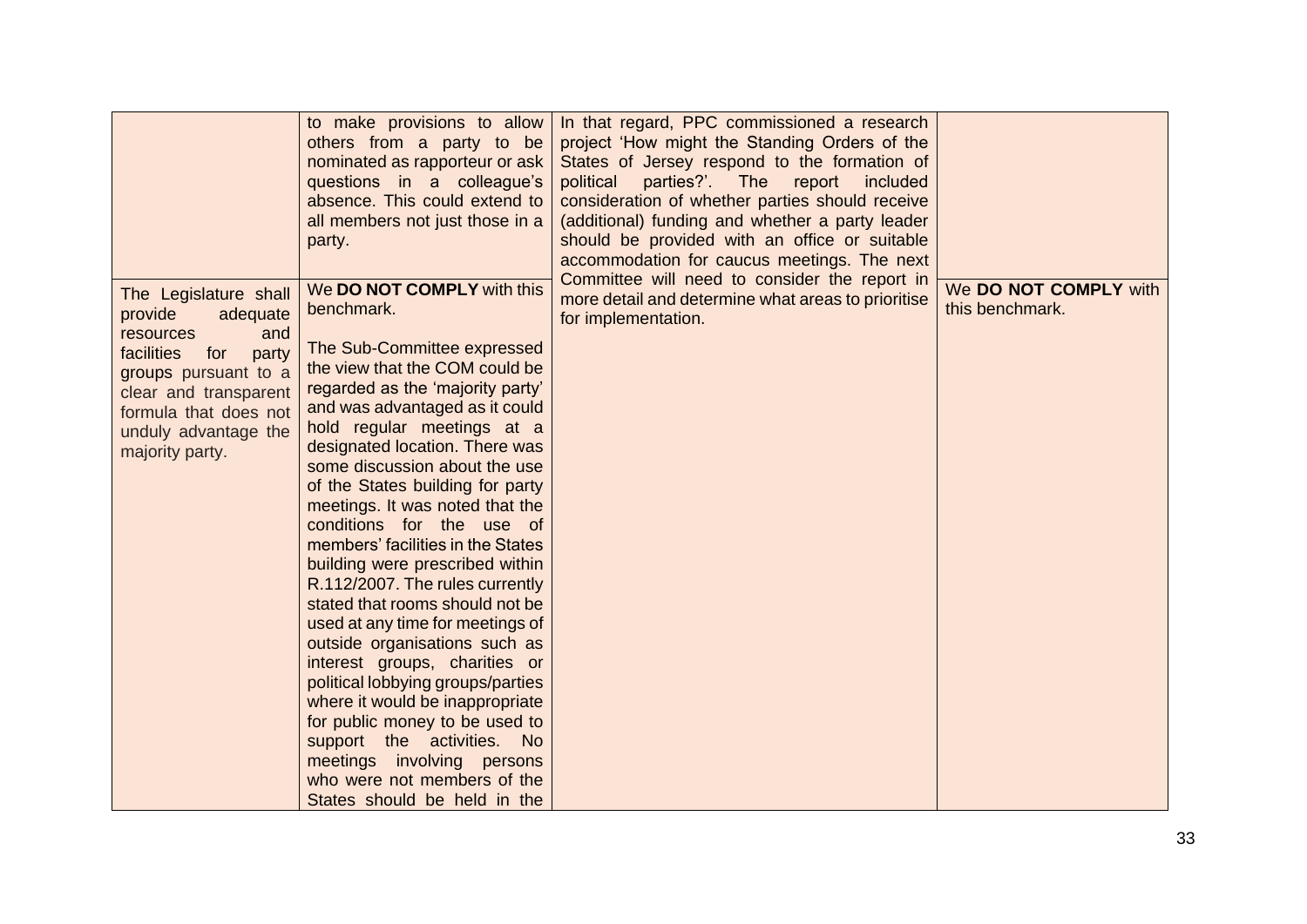| | | | |
|---|---|---|---|
| | to make provisions to allow others from a party to be nominated as rapporteur or ask questions in a colleague's absence. This could extend to all members not just those in a party. | In that regard, PPC commissioned a research project 'How might the Standing Orders of the States of Jersey respond to the formation of political parties?'. The report included consideration of whether parties should receive (additional) funding and whether a party leader should be provided with an office or suitable accommodation for caucus meetings. The next Committee will need to consider the report in more detail and determine what areas to prioritise for implementation. | |
| The Legislature shall provide adequate resources and facilities for party groups pursuant to a clear and transparent formula that does not unduly advantage the majority party. | We **DO NOT COMPLY** with this benchmark.<br><br>The Sub-Committee expressed the view that the COM could be regarded as the 'majority party' and was advantaged as it could hold regular meetings at a designated location. There was some discussion about the use of the States building for party meetings. It was noted that the conditions for the use of members' facilities in the States building were prescribed within R.112/2007. The rules currently stated that rooms should not be used at any time for meetings of outside organisations such as interest groups, charities or political lobbying groups/parties where it would be inappropriate for public money to be used to support the activities. No meetings involving persons who were not members of the States should be held in the | | We **DO NOT COMPLY** with this benchmark. |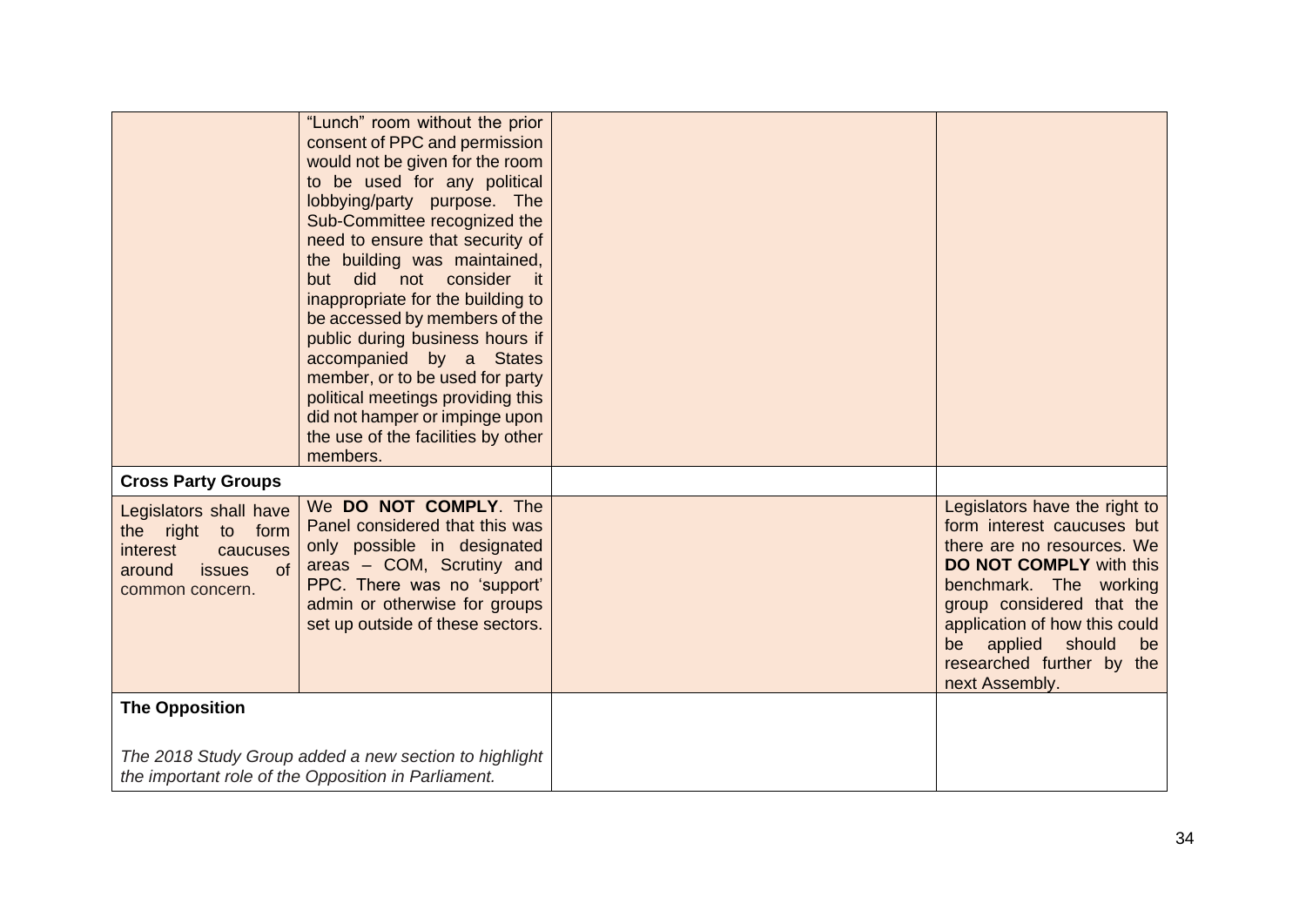| | | | |
|---|---|---|---|
| | "Lunch" room without the prior consent of PPC and permission would not be given for the room to be used for any political lobbying/party purpose. The Sub-Committee recognized the need to ensure that security of the building was maintained, but did not consider it inappropriate for the building to be accessed by members of the public during business hours if accompanied by a States member, or to be used for party political meetings providing this did not hamper or impinge upon the use of the facilities by other members. | | |
| **Cross Party Groups** | | | |
| Legislators shall have the right to form interest caucuses around issues of common concern. | We **DO NOT COMPLY**. The Panel considered that this was only possible in designated areas – COM, Scrutiny and PPC. There was no 'support' admin or otherwise for groups set up outside of these sectors. | | Legislators have the right to form interest caucuses but there are no resources. We **DO NOT COMPLY** with this benchmark. The working group considered that the application of how this could be applied should be researched further by the next Assembly. |
| **The Opposition**<br><br>*The 2018 Study Group added a new section to highlight the important role of the Opposition in Parliament.* | | | |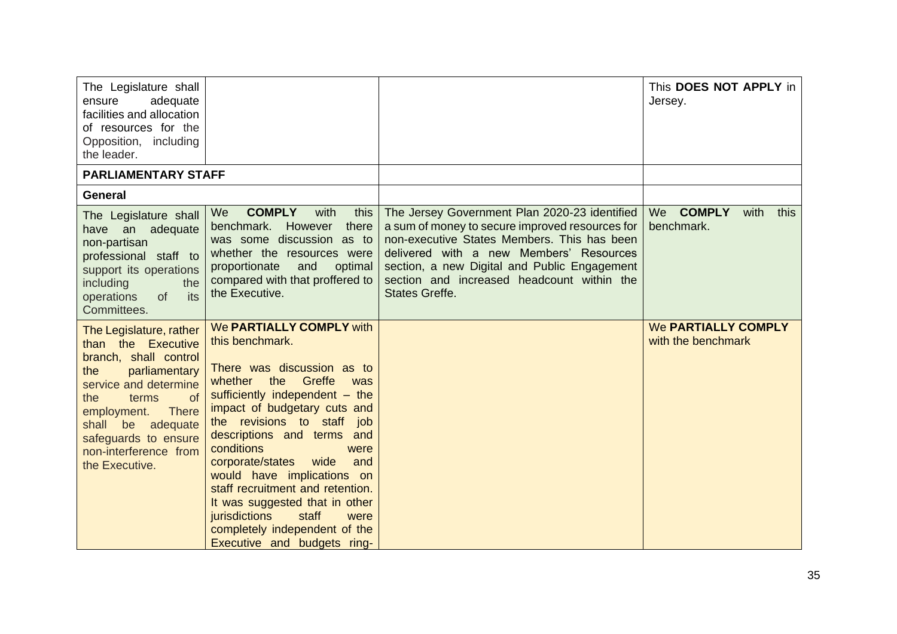| | | | |
|---|---|---|---|
| The Legislature shall ensure adequate facilities and allocation of resources for the Opposition, including the leader. | | | This **DOES NOT APPLY** in Jersey. |
| **PARLIAMENTARY STAFF** | | | |
| **General** | | | |
| The Legislature shall have an adequate non-partisan professional staff to support its operations including the operations of its Committees. | We **COMPLY** with this benchmark. However there was some discussion as to whether the resources were proportionate and optimal compared with that proffered to the Executive. | The Jersey Government Plan 2020-23 identified a sum of money to secure improved resources for non-executive States Members. This has been delivered with a new Members' Resources section, a new Digital and Public Engagement section and increased headcount within the States Greffe. | We **COMPLY** with this benchmark. |
| The Legislature, rather than the Executive branch, shall control the parliamentary service and determine the terms of employment. There shall be adequate safeguards to ensure non-interference from the Executive. | We **PARTIALLY COMPLY** with this benchmark.<br><br>There was discussion as to whether the Greffe was sufficiently independent – the impact of budgetary cuts and the revisions to staff job descriptions and terms and conditions were corporate/states wide and would have implications on staff recruitment and retention. It was suggested that in other jurisdictions staff were completely independent of the Executive and budgets ring- | | We **PARTIALLY COMPLY** with the benchmark |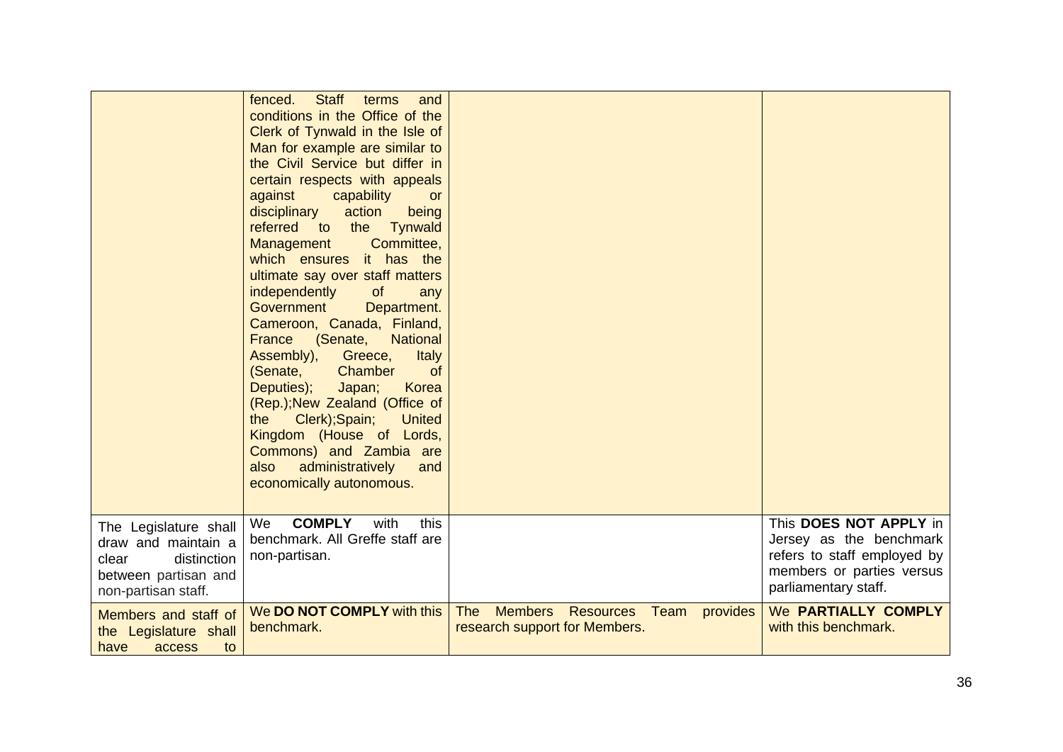| | | | |
|---|---|---|---|
| | fenced. Staff terms and conditions in the Office of the Clerk of Tynwald in the Isle of Man for example are similar to the Civil Service but differ in certain respects with appeals against capability or disciplinary action being referred to the Tynwald Management Committee, which ensures it has the ultimate say over staff matters independently of any Government Department. Cameroon, Canada, Finland, France (Senate, National Assembly), Greece, Italy (Senate, Chamber of Deputies); Japan; Korea (Rep.);New Zealand (Office of the Clerk);Spain; United Kingdom (House of Lords, Commons) and Zambia are also administratively and economically autonomous. | | |
| The Legislature shall draw and maintain a clear distinction between partisan and non-partisan staff. | We **COMPLY** with this benchmark. All Greffe staff are non-partisan. | | This **DOES NOT APPLY** in Jersey as the benchmark refers to staff employed by members or parties versus parliamentary staff. |
| Members and staff of the Legislature shall have access to | We **DO NOT COMPLY** with this benchmark. | The Members Resources Team provides research support for Members. | We **PARTIALLY COMPLY** with this benchmark. |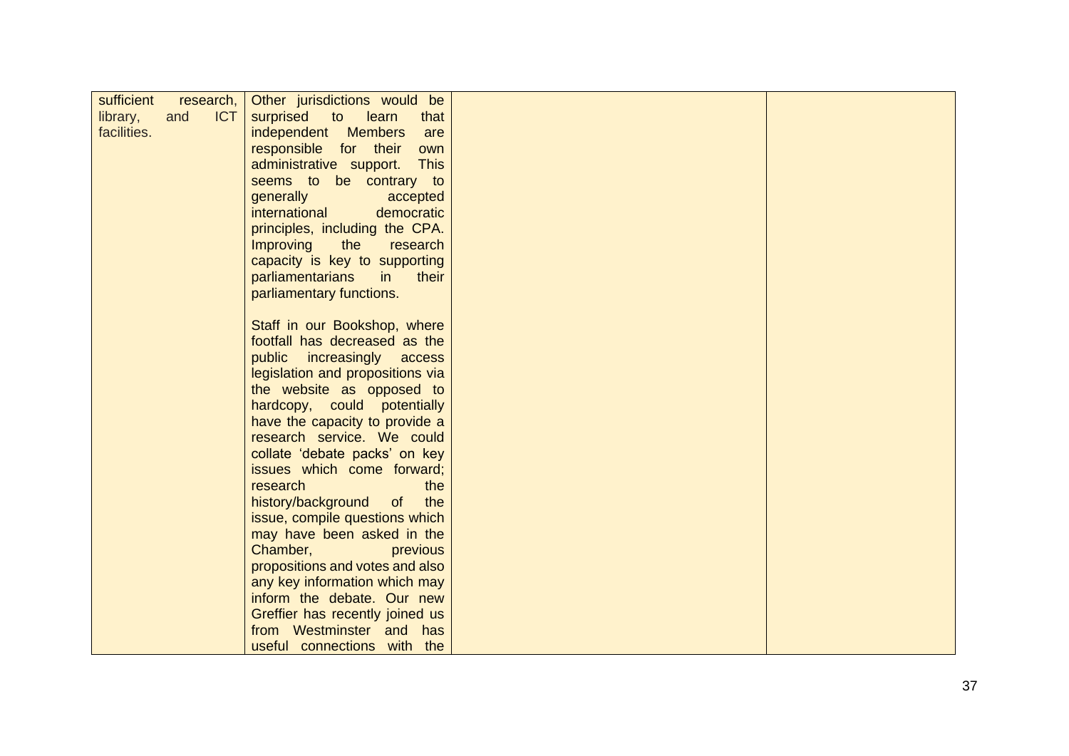| | | | |
|---|---|---|---|
| sufficient research, library, and ICT facilities. | Other jurisdictions would be surprised to learn that independent Members are responsible for their own administrative support. This seems to be contrary to generally accepted international democratic principles, including the CPA. Improving the research capacity is key to supporting parliamentarians in their parliamentary functions.<br><br>Staff in our Bookshop, where footfall has decreased as the public increasingly access legislation and propositions via the website as opposed to hardcopy, could potentially have the capacity to provide a research service. We could collate 'debate packs' on key issues which come forward; research the history/background of the issue, compile questions which may have been asked in the Chamber, previous propositions and votes and also any key information which may inform the debate. Our new Greffier has recently joined us from Westminster and has useful connections with the | | |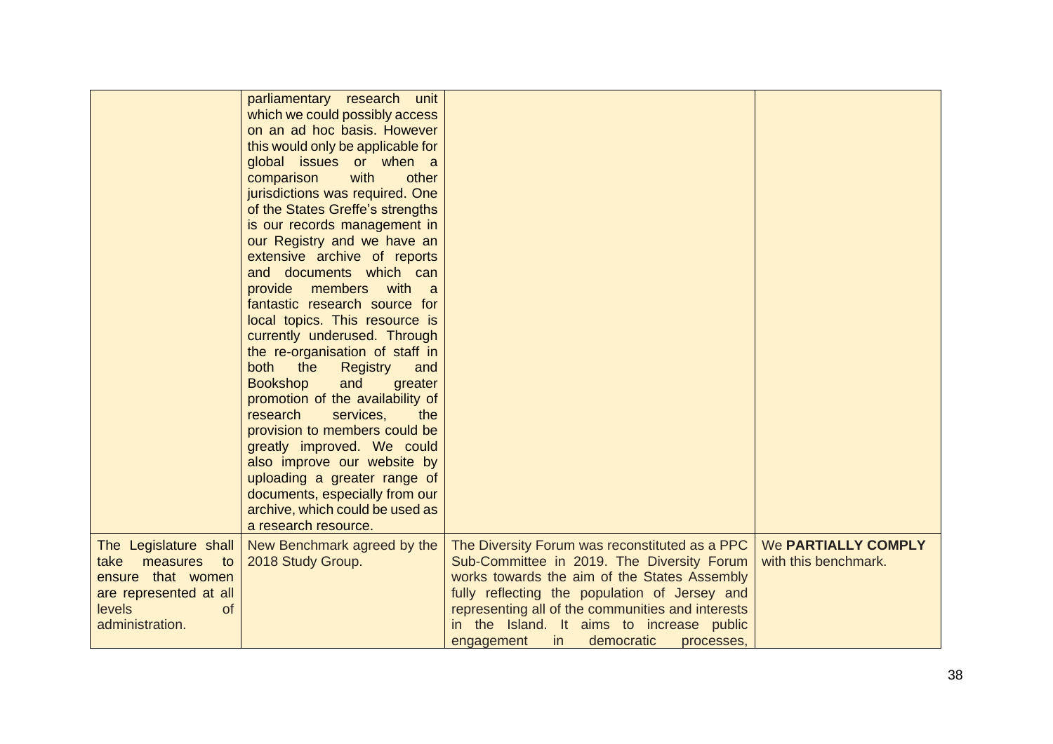| | | | |
|---|---|---|---|
| | parliamentary research unit which we could possibly access on an ad hoc basis. However this would only be applicable for global issues or when a comparison with other jurisdictions was required. One of the States Greffe's strengths is our records management in our Registry and we have an extensive archive of reports and documents which can provide members with a fantastic research source for local topics. This resource is currently underused. Through the re-organisation of staff in both the Registry and Bookshop and greater promotion of the availability of research services, the provision to members could be greatly improved. We could also improve our website by uploading a greater range of documents, especially from our archive, which could be used as a research resource. | | |
| The Legislature shall take measures to ensure that women are represented at all levels of administration. | New Benchmark agreed by the 2018 Study Group. | The Diversity Forum was reconstituted as a PPC Sub-Committee in 2019. The Diversity Forum works towards the aim of the States Assembly fully reflecting the population of Jersey and representing all of the communities and interests in the Island. It aims to increase public engagement in democratic processes, | We **PARTIALLY COMPLY** with this benchmark. |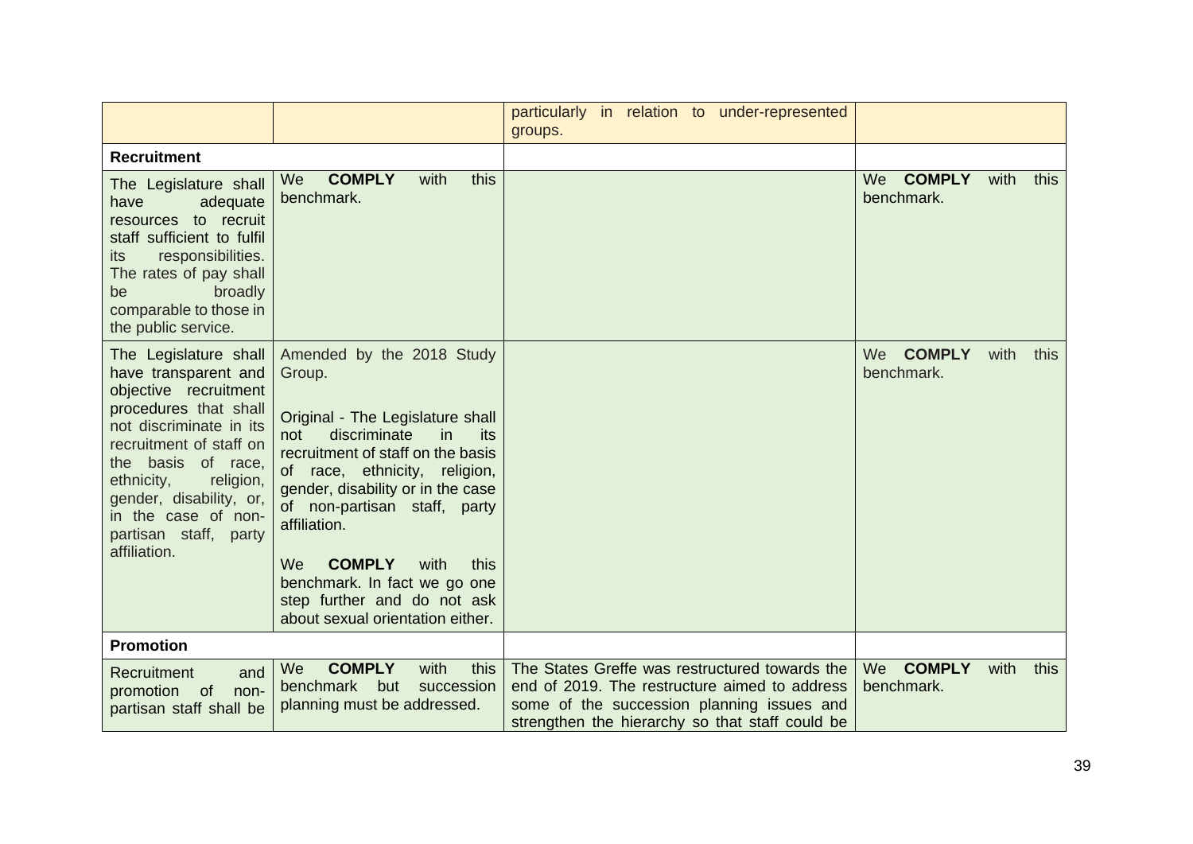| | | | |
|---|---|---|---|
| | | particularly in relation to under-represented groups. | |
| **Recruitment** | | | |
| The Legislature shall have adequate resources to recruit staff sufficient to fulfil its responsibilities. The rates of pay shall be broadly comparable to those in the public service. | We **COMPLY** with this benchmark. | | We **COMPLY** with this benchmark. |
| The Legislature shall have transparent and objective recruitment procedures that shall not discriminate in its recruitment of staff on the basis of race, ethnicity, religion, gender, disability, or, in the case of non-partisan staff, party affiliation. | Amended by the 2018 Study Group.<br><br>Original - The Legislature shall not discriminate in its recruitment of staff on the basis of race, ethnicity, religion, gender, disability or in the case of non-partisan staff, party affiliation.<br><br>We **COMPLY** with this benchmark. In fact we go one step further and do not ask about sexual orientation either. | | We **COMPLY** with this benchmark. |
| **Promotion** | | | |
| Recruitment and promotion of non-partisan staff shall be | We **COMPLY** with this benchmark but succession planning must be addressed. | The States Greffe was restructured towards the end of 2019. The restructure aimed to address some of the succession planning issues and strengthen the hierarchy so that staff could be | We **COMPLY** with this benchmark. |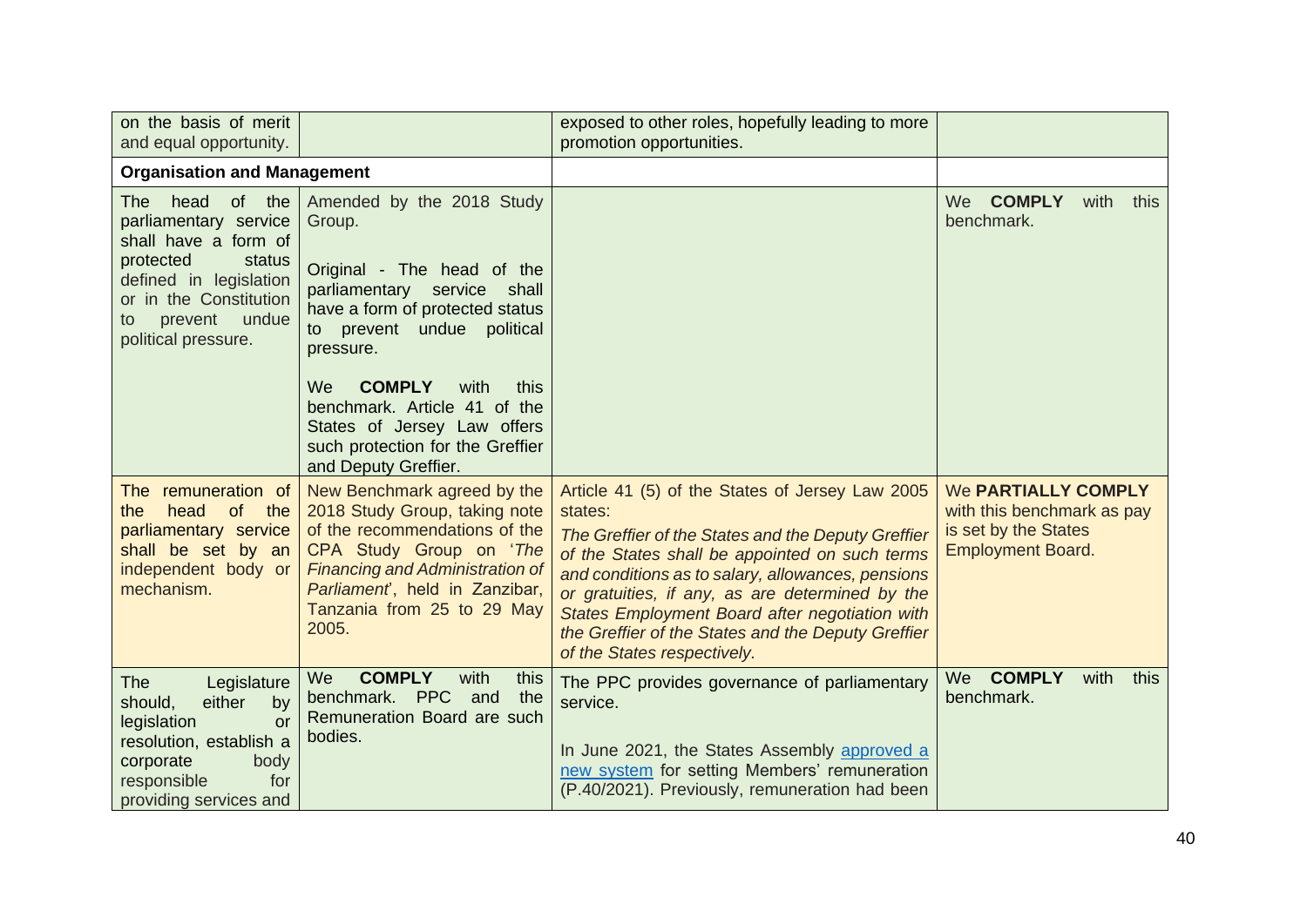| | | | |
|---|---|---|---|
| on the basis of merit and equal opportunity. | | exposed to other roles, hopefully leading to more promotion opportunities. | |
| **Organisation and Management** | | | |
| The head of the parliamentary service shall have a form of protected status defined in legislation or in the Constitution to prevent undue political pressure. | Amended by the 2018 Study Group.<br><br>Original - The head of the parliamentary service shall have a form of protected status to prevent undue political pressure.<br><br>We **COMPLY** with this benchmark. Article 41 of the States of Jersey Law offers such protection for the Greffier and Deputy Greffier. | | We **COMPLY** with this benchmark. |
| The remuneration of the head of the parliamentary service shall be set by an independent body or mechanism. | New Benchmark agreed by the 2018 Study Group, taking note of the recommendations of the CPA Study Group on '*The Financing and Administration of Parliament*', held in Zanzibar, Tanzania from 25 to 29 May 2005. | Article 41 (5) of the States of Jersey Law 2005 states:<br>*The Greffier of the States and the Deputy Greffier of the States shall be appointed on such terms and conditions as to salary, allowances, pensions or gratuities, if any, as are determined by the States Employment Board after negotiation with the Greffier of the States and the Deputy Greffier of the States respectively.* | We **PARTIALLY COMPLY** with this benchmark as pay is set by the States Employment Board. |
| The Legislature should, either by legislation or resolution, establish a corporate body responsible for providing services and | We **COMPLY** with this benchmark. PPC and the Remuneration Board are such bodies. | The PPC provides governance of parliamentary service.<br><br>In June 2021, the States Assembly approved a new system for setting Members' remuneration (P.40/2021). Previously, remuneration had been | We **COMPLY** with this benchmark. |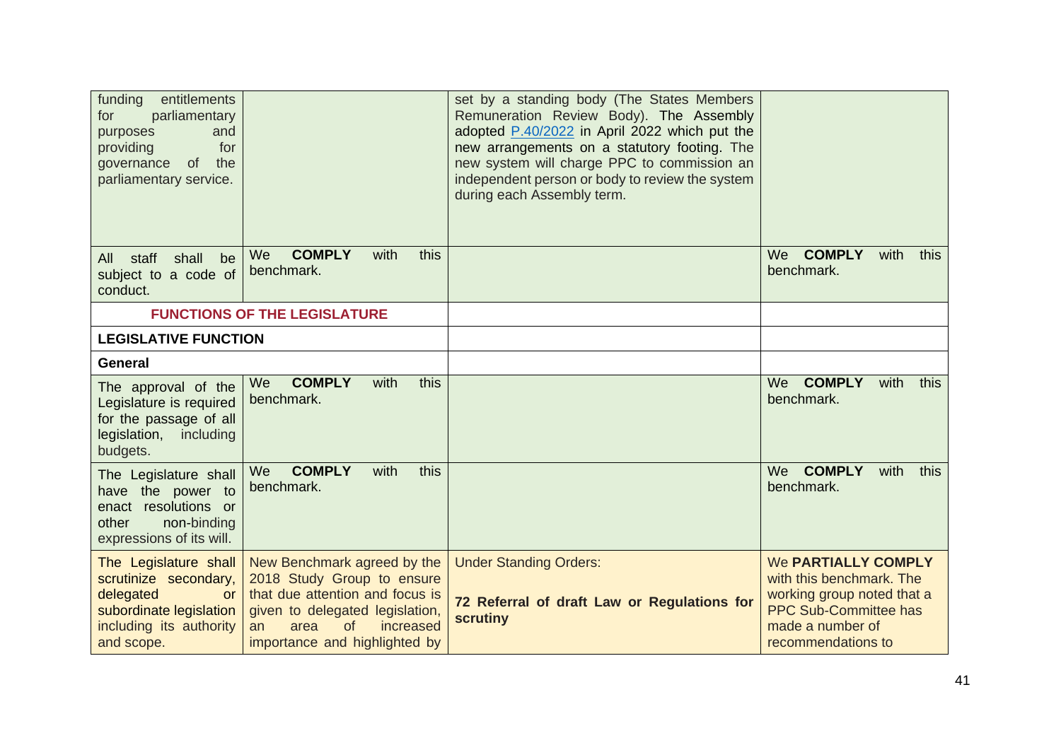| | | | |
|---|---|---|---|
| funding entitlements for parliamentary purposes and providing for governance of the parliamentary service. | | set by a standing body (The States Members Remuneration Review Body). The Assembly adopted P.40/2022 in April 2022 which put the new arrangements on a statutory footing. The new system will charge PPC to commission an independent person or body to review the system during each Assembly term. | |
| All staff shall be subject to a code of conduct. | We **COMPLY** with this benchmark. | | We **COMPLY** with this benchmark. |
| **FUNCTIONS OF THE LEGISLATURE** | | | |
| **LEGISLATIVE FUNCTION** | | | |
| **General** | | | |
| The approval of the Legislature is required for the passage of all legislation, including budgets. | We **COMPLY** with this benchmark. | | We **COMPLY** with this benchmark. |
| The Legislature shall have the power to enact resolutions or other non-binding expressions of its will. | We **COMPLY** with this benchmark. | | We **COMPLY** with this benchmark. |
| The Legislature shall scrutinize secondary, delegated or subordinate legislation including its authority and scope. | New Benchmark agreed by the 2018 Study Group to ensure that due attention and focus is given to delegated legislation, an area of increased importance and highlighted by | Under Standing Orders:<br><br>**72 Referral of draft Law or Regulations for scrutiny** | We **PARTIALLY COMPLY** with this benchmark. The working group noted that a PPC Sub-Committee has made a number of recommendations to |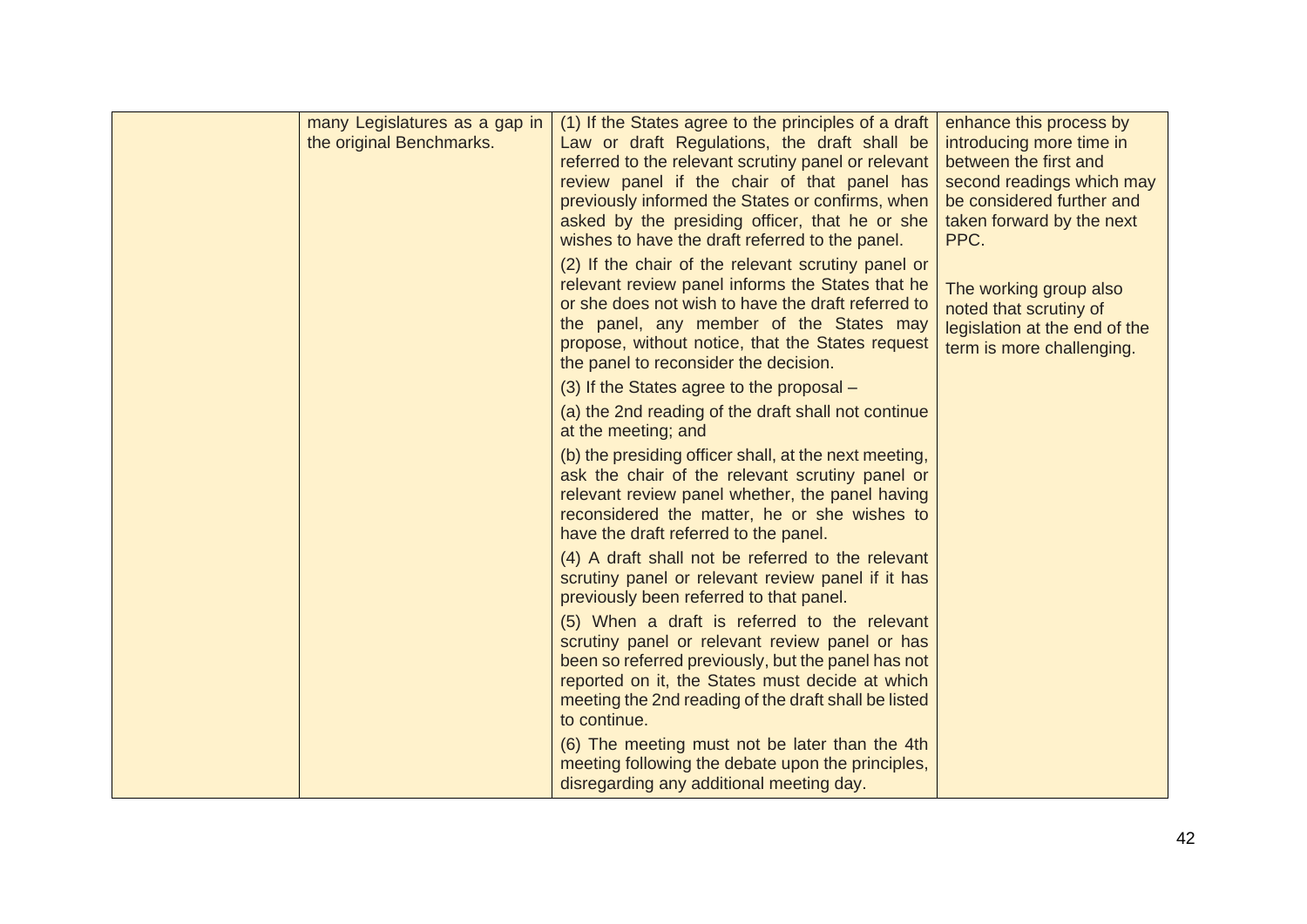| | | | |
|---|---|---|---|
| | many Legislatures as a gap in the original Benchmarks. | (1) If the States agree to the principles of a draft Law or draft Regulations, the draft shall be referred to the relevant scrutiny panel or relevant review panel if the chair of that panel has previously informed the States or confirms, when asked by the presiding officer, that he or she wishes to have the draft referred to the panel.<br><br>(2) If the chair of the relevant scrutiny panel or relevant review panel informs the States that he or she does not wish to have the draft referred to the panel, any member of the States may propose, without notice, that the States request the panel to reconsider the decision.<br><br>(3) If the States agree to the proposal –<br><br>(a) the 2nd reading of the draft shall not continue at the meeting; and<br><br>(b) the presiding officer shall, at the next meeting, ask the chair of the relevant scrutiny panel or relevant review panel whether, the panel having reconsidered the matter, he or she wishes to have the draft referred to the panel.<br><br>(4) A draft shall not be referred to the relevant scrutiny panel or relevant review panel if it has previously been referred to that panel.<br><br>(5) When a draft is referred to the relevant scrutiny panel or relevant review panel or has been so referred previously, but the panel has not reported on it, the States must decide at which meeting the 2nd reading of the draft shall be listed to continue.<br><br>(6) The meeting must not be later than the 4th meeting following the debate upon the principles, disregarding any additional meeting day. | enhance this process by introducing more time in between the first and second readings which may be considered further and taken forward by the next PPC.<br><br>The working group also noted that scrutiny of legislation at the end of the term is more challenging. |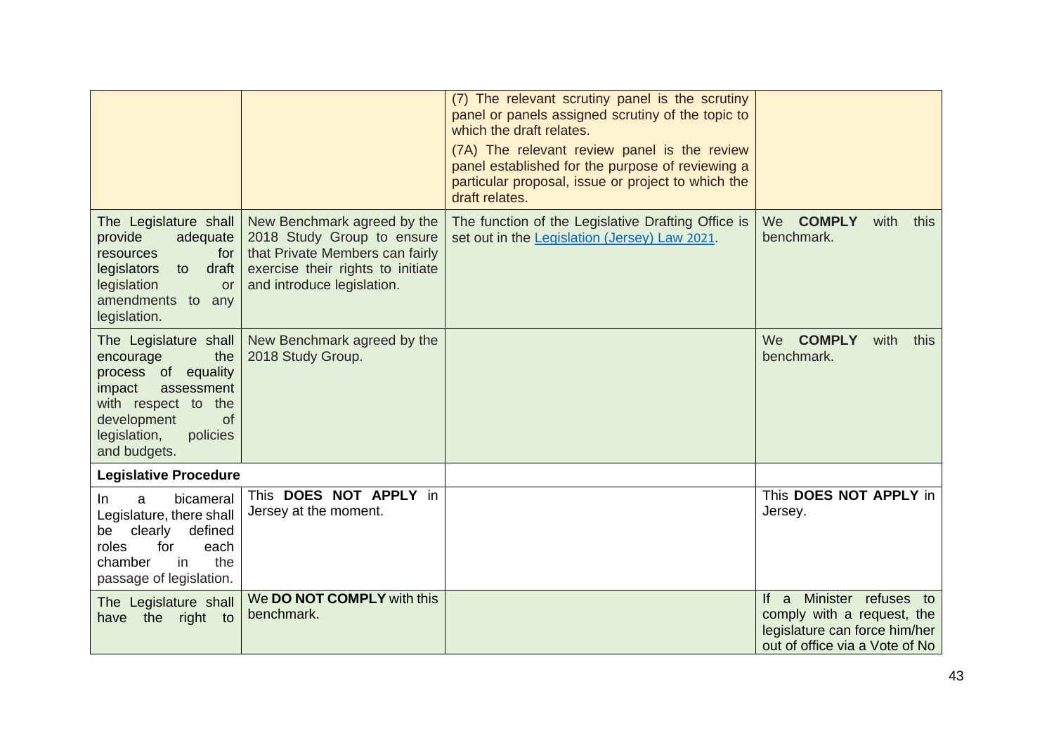| | | | |
|---|---|---|---|
| | | (7) The relevant scrutiny panel is the scrutiny panel or panels assigned scrutiny of the topic to which the draft relates.<br><br>(7A) The relevant review panel is the review panel established for the purpose of reviewing a particular proposal, issue or project to which the draft relates. | |
| The Legislature shall provide adequate resources for legislators to draft legislation or amendments to any legislation. | New Benchmark agreed by the 2018 Study Group to ensure that Private Members can fairly exercise their rights to initiate and introduce legislation. | The function of the Legislative Drafting Office is set out in the [Legislation (Jersey) Law 2021](). | We **COMPLY** with this benchmark. |
| The Legislature shall encourage the process of equality impact assessment with respect to the development of legislation, policies and budgets. | New Benchmark agreed by the 2018 Study Group. | | We **COMPLY** with this benchmark. |
| **Legislative Procedure** | | | |
| In a bicameral Legislature, there shall be clearly defined roles for each chamber in the passage of legislation. | This **DOES NOT APPLY** in Jersey at the moment. | | This **DOES NOT APPLY** in Jersey. |
| The Legislature shall have the right to | We **DO NOT COMPLY** with this benchmark. | | If a Minister refuses to comply with a request, the legislature can force him/her out of office via a Vote of No |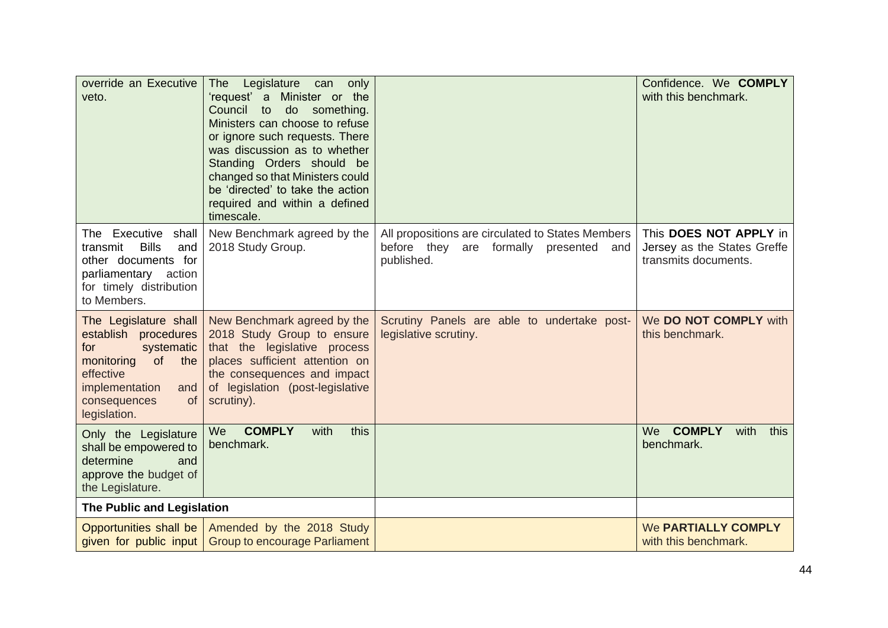| | | | |
|---|---|---|---|
| override an Executive veto. | The Legislature can only 'request' a Minister or the Council to do something. Ministers can choose to refuse or ignore such requests. There was discussion as to whether Standing Orders should be changed so that Ministers could be 'directed' to take the action required and within a defined timescale. | | Confidence. We **COMPLY** with this benchmark. |
| The Executive shall transmit Bills and other documents for parliamentary action for timely distribution to Members. | New Benchmark agreed by the 2018 Study Group. | All propositions are circulated to States Members before they are formally presented and published. | This **DOES NOT APPLY** in Jersey as the States Greffe transmits documents. |
| The Legislature shall establish procedures for systematic monitoring of the effective implementation and consequences of legislation. | New Benchmark agreed by the 2018 Study Group to ensure that the legislative process places sufficient attention on the consequences and impact of legislation (post-legislative scrutiny). | Scrutiny Panels are able to undertake post-legislative scrutiny. | We **DO NOT COMPLY** with this benchmark. |
| Only the Legislature shall be empowered to determine and approve the budget of the Legislature. | We **COMPLY** with this benchmark. | | We **COMPLY** with this benchmark. |
| **The Public and Legislation** | | | |
| Opportunities shall be given for public input | Amended by the 2018 Study Group to encourage Parliament | | We **PARTIALLY COMPLY** with this benchmark. |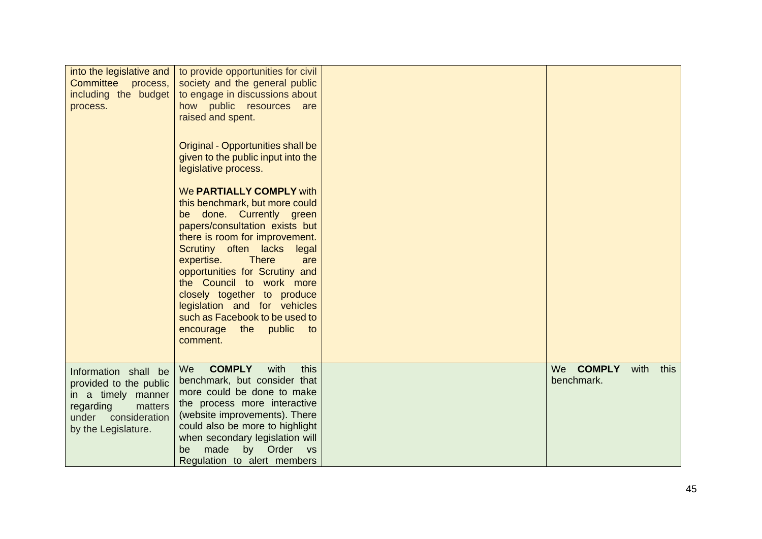| | | | |
|---|---|---|---|
| into the legislative and Committee process, including the budget process. | to provide opportunities for civil society and the general public to engage in discussions about how public resources are raised and spent.<br><br>Original - Opportunities shall be given to the public input into the legislative process.<br><br>We **PARTIALLY COMPLY** with this benchmark, but more could be done. Currently green papers/consultation exists but there is room for improvement. Scrutiny often lacks legal expertise. There are opportunities for Scrutiny and the Council to work more closely together to produce legislation and for vehicles such as Facebook to be used to encourage the public to comment. | | |
| Information shall be provided to the public in a timely manner regarding matters under consideration by the Legislature. | We **COMPLY** with this benchmark, but consider that more could be done to make the process more interactive (website improvements). There could also be more to highlight when secondary legislation will be made by Order vs Regulation to alert members | | We **COMPLY** with this benchmark. |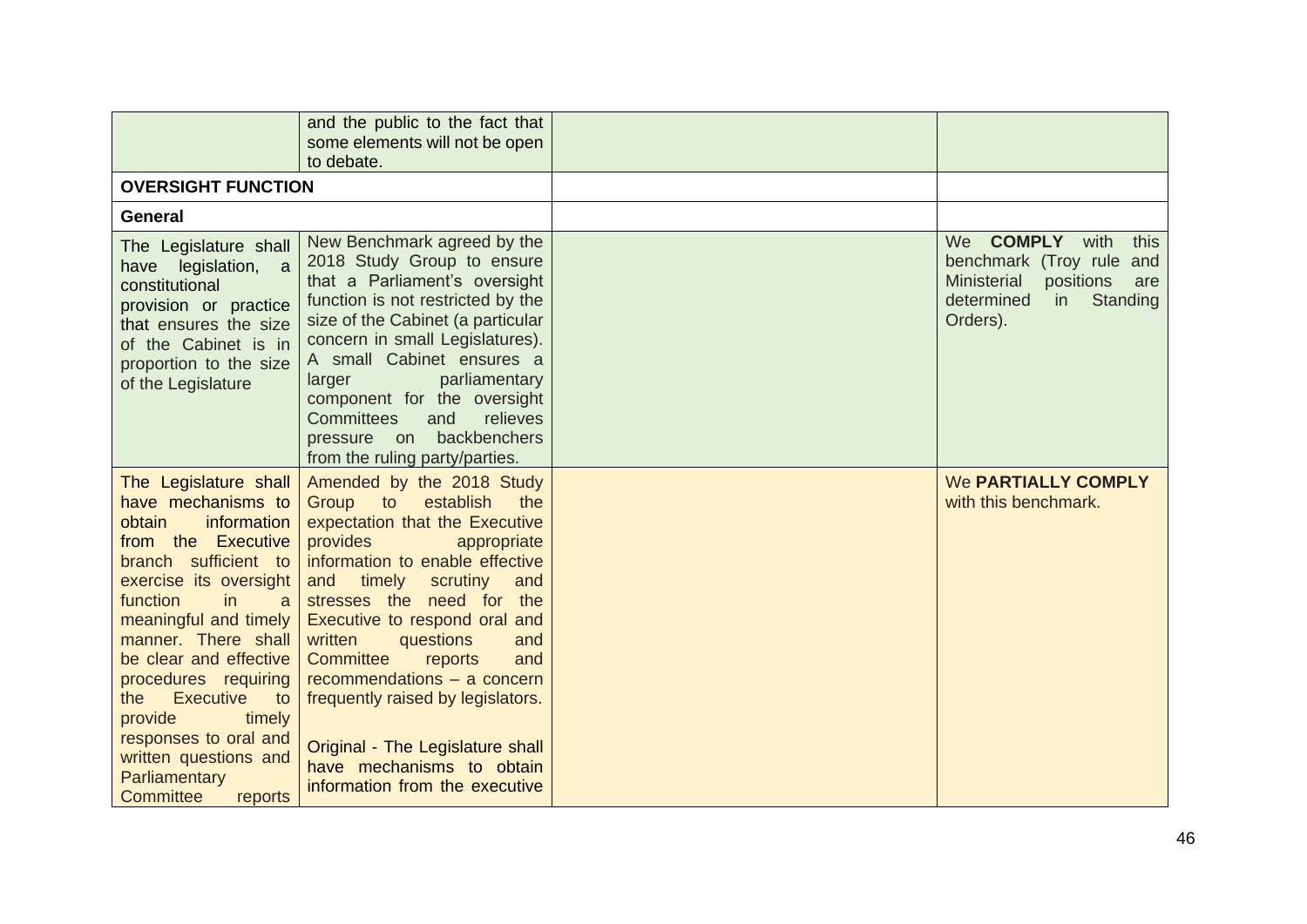| | | | |
|---|---|---|---|
| | and the public to the fact that some elements will not be open to debate. | | |
| **OVERSIGHT FUNCTION** | | | |
| **General** | | | |
| The Legislature shall have legislation, a constitutional provision or practice that ensures the size of the Cabinet is in proportion to the size of the Legislature | New Benchmark agreed by the 2018 Study Group to ensure that a Parliament's oversight function is not restricted by the size of the Cabinet (a particular concern in small Legislatures). A small Cabinet ensures a larger parliamentary component for the oversight Committees and relieves pressure on backbenchers from the ruling party/parties. | | We **COMPLY** with this benchmark (Troy rule and Ministerial positions are determined in Standing Orders). |
| The Legislature shall have mechanisms to obtain information from the Executive branch sufficient to exercise its oversight function in a meaningful and timely manner. There shall be clear and effective procedures requiring the Executive to provide timely responses to oral and written questions and Parliamentary Committee reports | Amended by the 2018 Study Group to establish the expectation that the Executive provides appropriate information to enable effective and timely scrutiny and stresses the need for the Executive to respond oral and written questions and Committee reports and recommendations – a concern frequently raised by legislators.<br><br>Original - The Legislature shall have mechanisms to obtain information from the executive | | We **PARTIALLY COMPLY** with this benchmark. |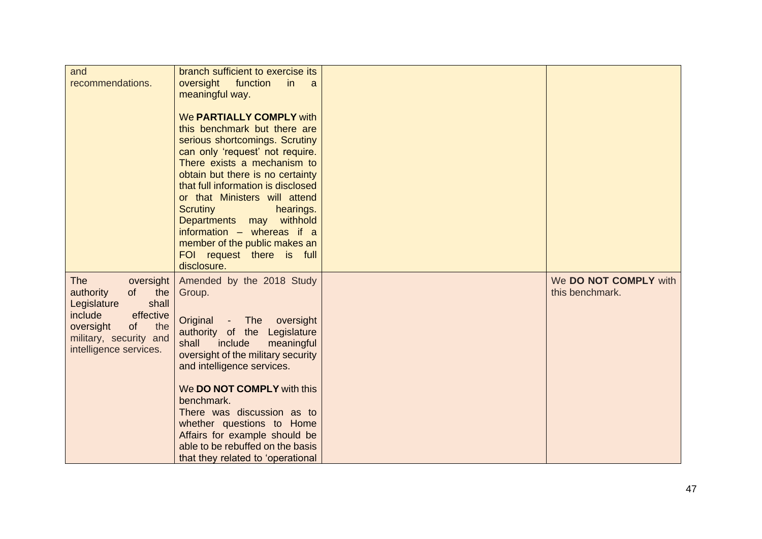| | | | |
|---|---|---|---|
| and recommendations. | branch sufficient to exercise its oversight function in a meaningful way.<br><br>We **PARTIALLY COMPLY** with this benchmark but there are serious shortcomings. Scrutiny can only 'request' not require. There exists a mechanism to obtain but there is no certainty that full information is disclosed or that Ministers will attend Scrutiny hearings. Departments may withhold information – whereas if a member of the public makes an FOI request there is full disclosure. | | |
| The oversight authority of the Legislature shall include effective oversight of the military, security and intelligence services. | Amended by the 2018 Study Group.<br><br>Original - The oversight authority of the Legislature shall include meaningful oversight of the military security and intelligence services.<br><br>We **DO NOT COMPLY** with this benchmark.<br>There was discussion as to whether questions to Home Affairs for example should be able to be rebuffed on the basis that they related to 'operational | | We **DO NOT COMPLY** with this benchmark. |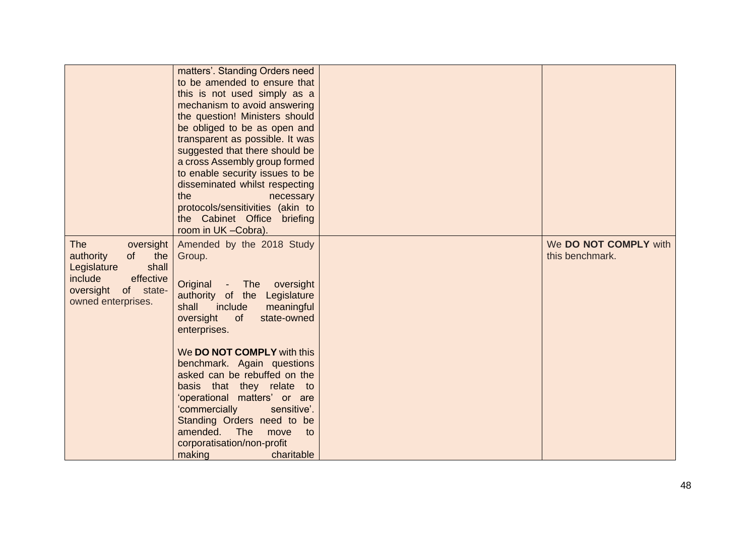| | | | |
|---|---|---|---|
| | matters'. Standing Orders need to be amended to ensure that this is not used simply as a mechanism to avoid answering the question! Ministers should be obliged to be as open and transparent as possible. It was suggested that there should be a cross Assembly group formed to enable security issues to be disseminated whilst respecting the necessary protocols/sensitivities (akin to the Cabinet Office briefing room in UK –Cobra). | | |
| The oversight authority of the Legislature shall include effective oversight of state-owned enterprises. | Amended by the 2018 Study Group.<br><br>Original - The oversight authority of the Legislature shall include meaningful oversight of state-owned enterprises.<br><br>We **DO NOT COMPLY** with this benchmark. Again questions asked can be rebuffed on the basis that they relate to 'operational matters' or are 'commercially sensitive'. Standing Orders need to be amended. The move to corporatisation/non-profit making charitable | | We **DO NOT COMPLY** with this benchmark. |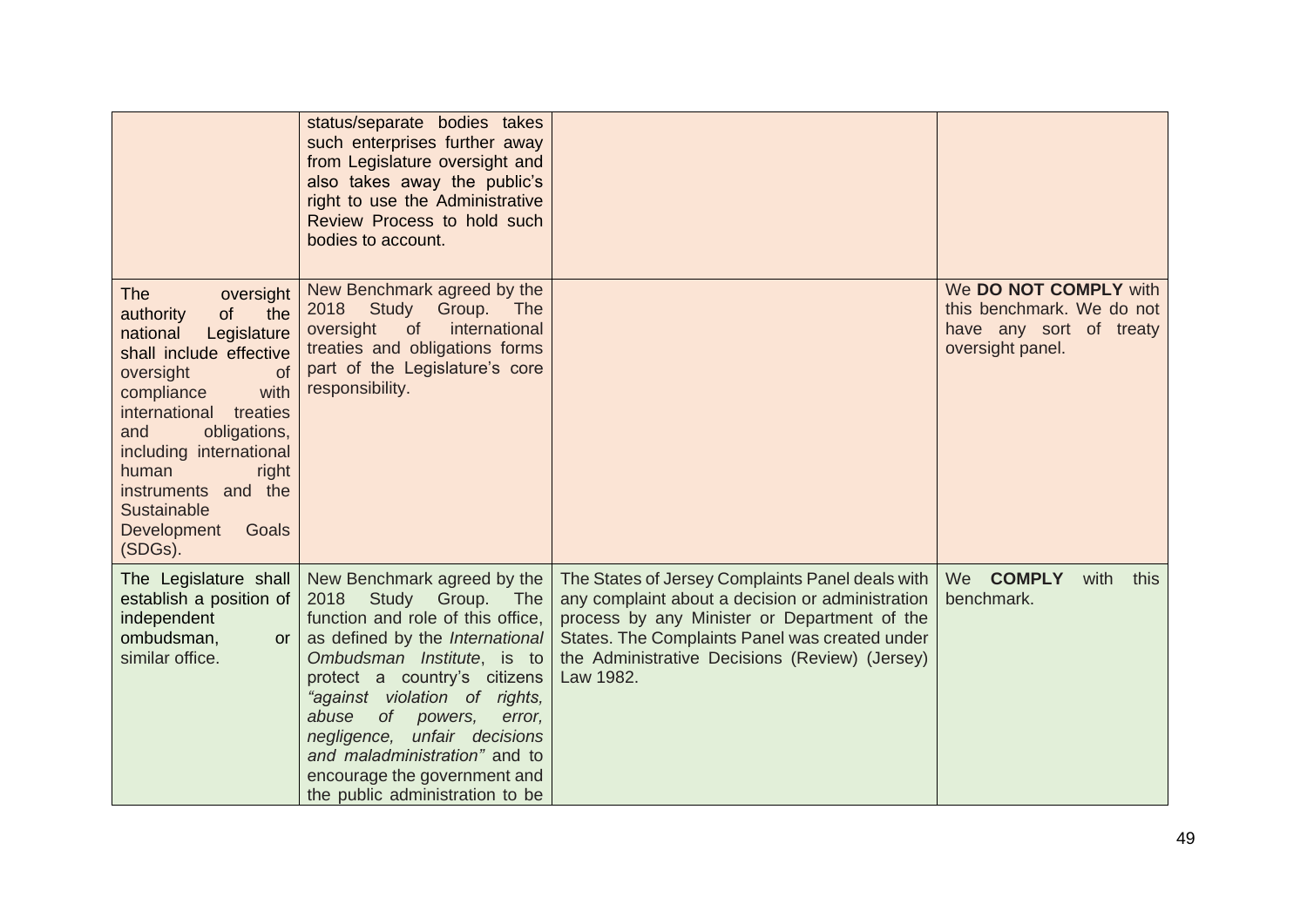| | | | |
|---|---|---|---|
| | status/separate bodies takes such enterprises further away from Legislature oversight and also takes away the public's right to use the Administrative Review Process to hold such bodies to account. | | |
| The oversight authority of the national Legislature shall include effective oversight of compliance with international treaties and obligations, including international human right instruments and the Sustainable Development Goals (SDGs). | New Benchmark agreed by the 2018 Study Group. The oversight of international treaties and obligations forms part of the Legislature's core responsibility. | | We **DO NOT COMPLY** with this benchmark. We do not have any sort of treaty oversight panel. |
| The Legislature shall establish a position of independent ombudsman, or similar office. | New Benchmark agreed by the 2018 Study Group. The function and role of this office, as defined by the *International Ombudsman Institute*, is to protect a country's citizens *"against violation of rights, abuse of powers, error, negligence, unfair decisions and maladministration"* and to encourage the government and the public administration to be | The States of Jersey Complaints Panel deals with any complaint about a decision or administration process by any Minister or Department of the States. The Complaints Panel was created under the Administrative Decisions (Review) (Jersey) Law 1982. | We **COMPLY** with this benchmark. |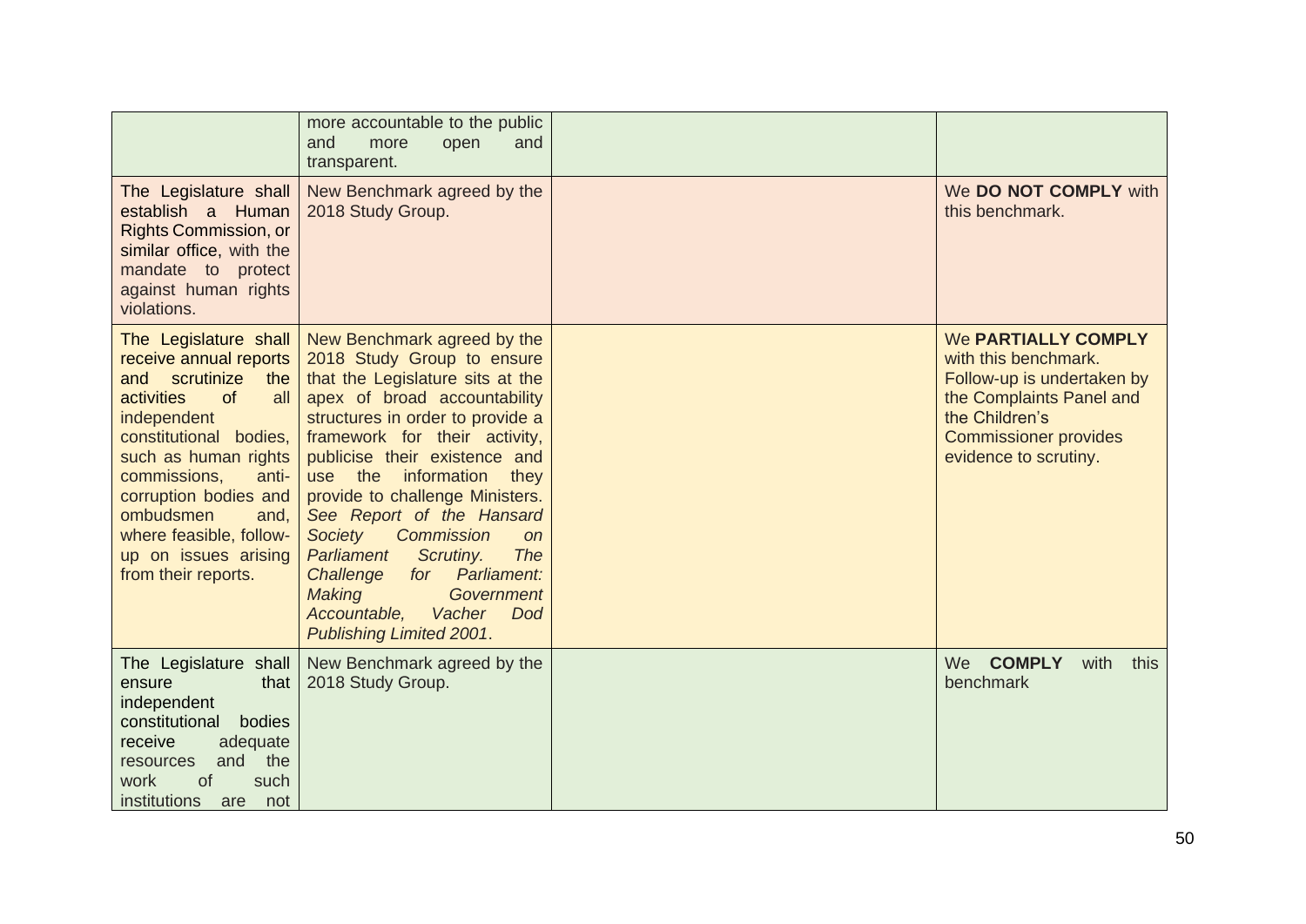| | | | |
|---|---|---|---|
| | more accountable to the public and more open and transparent. | | |
| The Legislature shall establish a Human Rights Commission, or similar office, with the mandate to protect against human rights violations. | New Benchmark agreed by the 2018 Study Group. | | We **DO NOT COMPLY** with this benchmark. |
| The Legislature shall receive annual reports and scrutinize the activities of all independent constitutional bodies, such as human rights commissions, anti-corruption bodies and ombudsmen and, where feasible, follow-up on issues arising from their reports. | New Benchmark agreed by the 2018 Study Group to ensure that the Legislature sits at the apex of broad accountability structures in order to provide a framework for their activity, publicise their existence and use the information they provide to challenge Ministers. *See Report of the Hansard Society Commission on Parliament Scrutiny. The Challenge for Parliament: Making Government Accountable, Vacher Dod Publishing Limited 2001*. | | We **PARTIALLY COMPLY** with this benchmark. Follow-up is undertaken by the Complaints Panel and the Children's Commissioner provides evidence to scrutiny. |
| The Legislature shall ensure that independent constitutional bodies receive adequate resources and the work of such institutions are not | New Benchmark agreed by the 2018 Study Group. | | We **COMPLY** with this benchmark |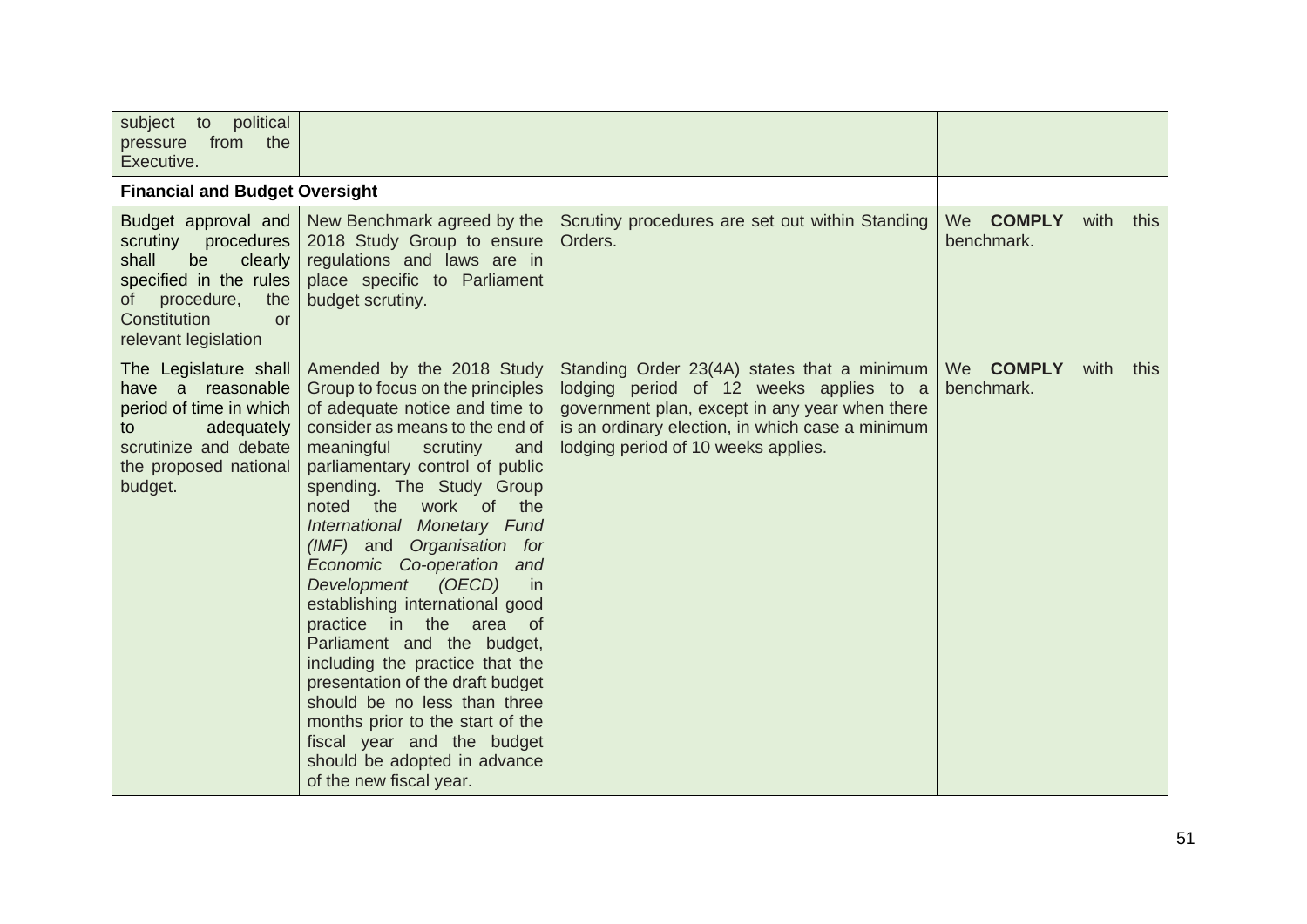| | | | |
|---|---|---|---|
| subject to political pressure from the Executive. | | | |
| **Financial and Budget Oversight** | | | |
| Budget approval and scrutiny procedures shall be clearly specified in the rules of procedure, the Constitution or relevant legislation | New Benchmark agreed by the 2018 Study Group to ensure regulations and laws are in place specific to Parliament budget scrutiny. | Scrutiny procedures are set out within Standing Orders. | We **COMPLY** with this benchmark. |
| The Legislature shall have a reasonable period of time in which to adequately scrutinize and debate the proposed national budget. | Amended by the 2018 Study Group to focus on the principles of adequate notice and time to consider as means to the end of meaningful scrutiny and parliamentary control of public spending. The Study Group noted the work of the *International Monetary Fund (IMF)* and *Organisation for Economic Co-operation and Development (OECD)* in establishing international good practice in the area of Parliament and the budget, including the practice that the presentation of the draft budget should be no less than three months prior to the start of the fiscal year and the budget should be adopted in advance of the new fiscal year. | Standing Order 23(4A) states that a minimum lodging period of 12 weeks applies to a government plan, except in any year when there is an ordinary election, in which case a minimum lodging period of 10 weeks applies. | We **COMPLY** with this benchmark. |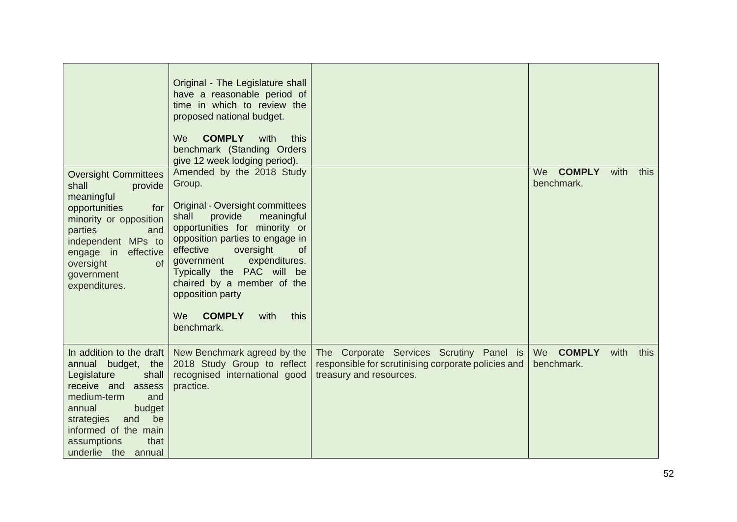| | | | |
|---|---|---|---|
| | Original - The Legislature shall have a reasonable period of time in which to review the proposed national budget.<br><br>We **COMPLY** with this benchmark (Standing Orders give 12 week lodging period). | | |
| Oversight Committees shall provide meaningful opportunities for minority or opposition parties and independent MPs to engage in effective oversight of government expenditures. | Amended by the 2018 Study Group.<br><br>Original - Oversight committees shall provide meaningful opportunities for minority or opposition parties to engage in effective oversight of government expenditures. Typically the PAC will be chaired by a member of the opposition party<br><br>We **COMPLY** with this benchmark. | | We **COMPLY** with this benchmark. |
| In addition to the draft annual budget, the Legislature shall receive and assess medium-term and annual budget strategies and be informed of the main assumptions that underlie the annual | New Benchmark agreed by the 2018 Study Group to reflect recognised international good practice. | The Corporate Services Scrutiny Panel is responsible for scrutinising corporate policies and treasury and resources. | We **COMPLY** with this benchmark. |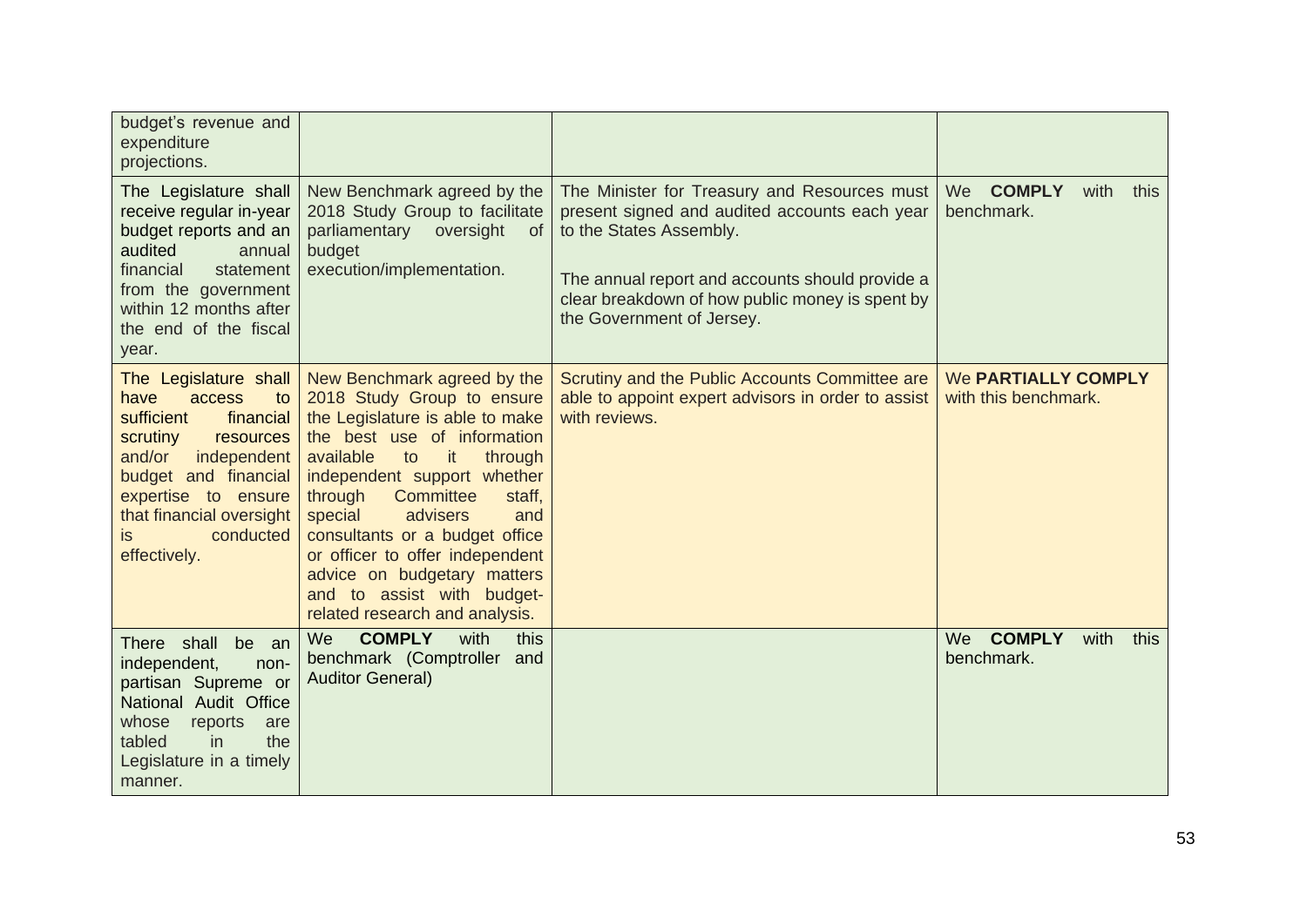| | | | |
|---|---|---|---|
| budget's revenue and expenditure projections. | | | |
| The Legislature shall receive regular in-year budget reports and an audited annual financial statement from the government within 12 months after the end of the fiscal year. | New Benchmark agreed by the 2018 Study Group to facilitate parliamentary oversight of budget execution/implementation. | The Minister for Treasury and Resources must present signed and audited accounts each year to the States Assembly.<br><br>The annual report and accounts should provide a clear breakdown of how public money is spent by the Government of Jersey. | We **COMPLY** with this benchmark. |
| The Legislature shall have access to sufficient financial scrutiny resources and/or independent budget and financial expertise to ensure that financial oversight is conducted effectively. | New Benchmark agreed by the 2018 Study Group to ensure the Legislature is able to make the best use of information available to it through independent support whether through Committee staff, special advisers and consultants or a budget office or officer to offer independent advice on budgetary matters and to assist with budget-related research and analysis. | Scrutiny and the Public Accounts Committee are able to appoint expert advisors in order to assist with reviews. | We **PARTIALLY COMPLY** with this benchmark. |
| There shall be an independent, non-partisan Supreme or National Audit Office whose reports are tabled in the Legislature in a timely manner. | We **COMPLY** with this benchmark (Comptroller and Auditor General) | | We **COMPLY** with this benchmark. |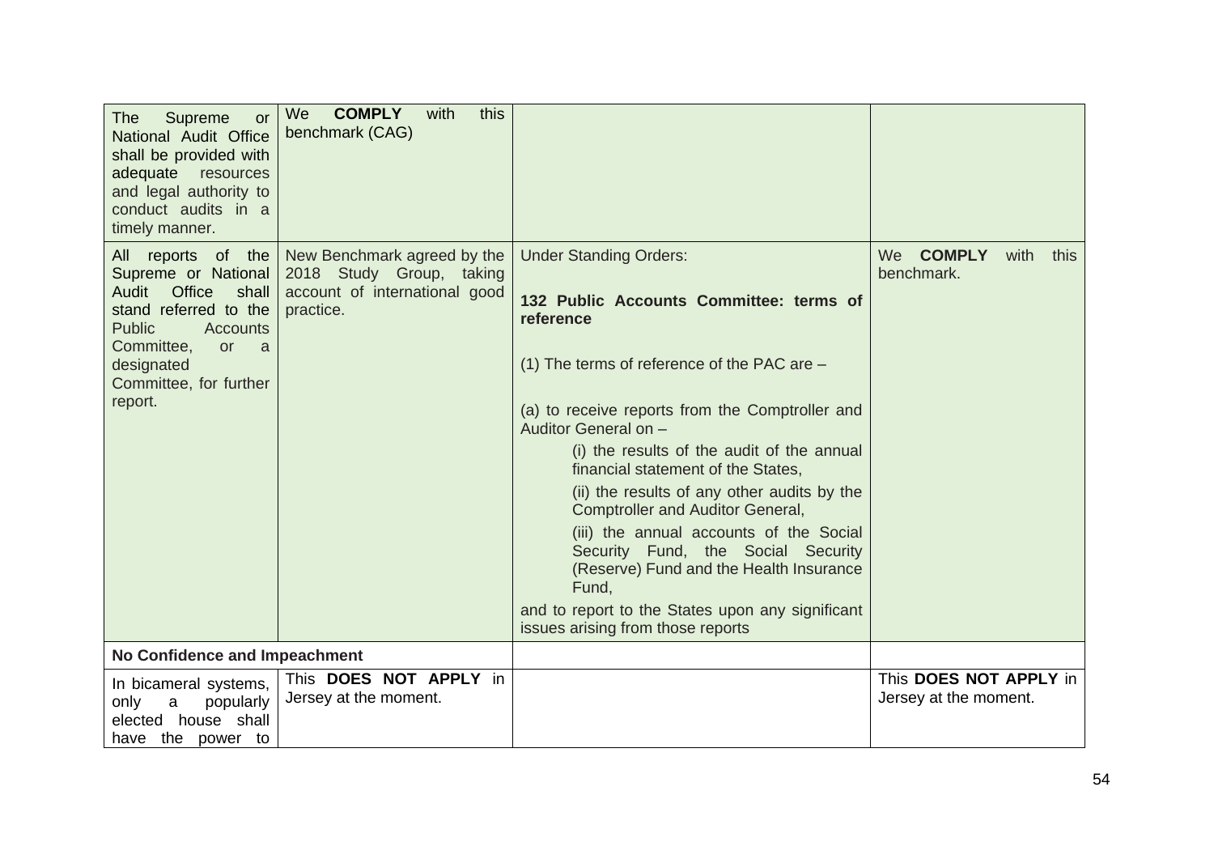| | | | |
|---|---|---|---|
| The Supreme or National Audit Office shall be provided with adequate resources and legal authority to conduct audits in a timely manner. | We **COMPLY** with this benchmark (CAG) | | |
| All reports of the Supreme or National Audit Office shall stand referred to the Public Accounts Committee, or a designated Committee, for further report. | New Benchmark agreed by the 2018 Study Group, taking account of international good practice. | Under Standing Orders:<br><br>**132 Public Accounts Committee: terms of reference**<br><br>(1) The terms of reference of the PAC are –<br><br>(a) to receive reports from the Comptroller and Auditor General on –<br>(i) the results of the audit of the annual financial statement of the States,<br>(ii) the results of any other audits by the Comptroller and Auditor General,<br>(iii) the annual accounts of the Social Security Fund, the Social Security (Reserve) Fund and the Health Insurance Fund,<br>and to report to the States upon any significant issues arising from those reports | We **COMPLY** with this benchmark. |
| **No Confidence and Impeachment** | | | |
| In bicameral systems, only a popularly elected house shall have the power to | This **DOES NOT APPLY** in Jersey at the moment. | | This **DOES NOT APPLY** in Jersey at the moment. |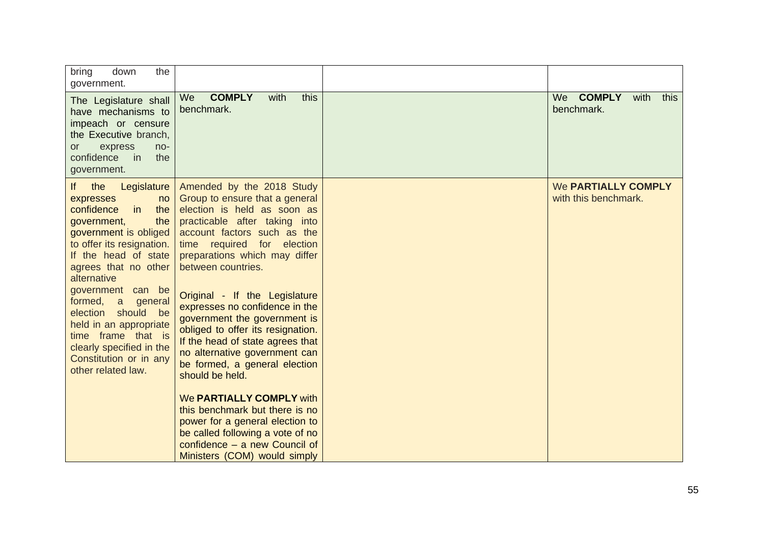| | | | |
|---|---|---|---|
| bring down the government. | | | |
| The Legislature shall have mechanisms to impeach or censure the Executive branch, or express no-confidence in the government. | We **COMPLY** with this benchmark. | | We **COMPLY** with this benchmark. |
| If the Legislature expresses no confidence in the government, the government is obliged to offer its resignation. If the head of state agrees that no other alternative government can be formed, a general election should be held in an appropriate time frame that is clearly specified in the Constitution or in any other related law. | Amended by the 2018 Study Group to ensure that a general election is held as soon as practicable after taking into account factors such as the time required for election preparations which may differ between countries.<br><br>Original - If the Legislature expresses no confidence in the government the government is obliged to offer its resignation. If the head of state agrees that no alternative government can be formed, a general election should be held.<br><br>We **PARTIALLY COMPLY** with this benchmark but there is no power for a general election to be called following a vote of no confidence – a new Council of Ministers (COM) would simply | | We **PARTIALLY COMPLY** with this benchmark. |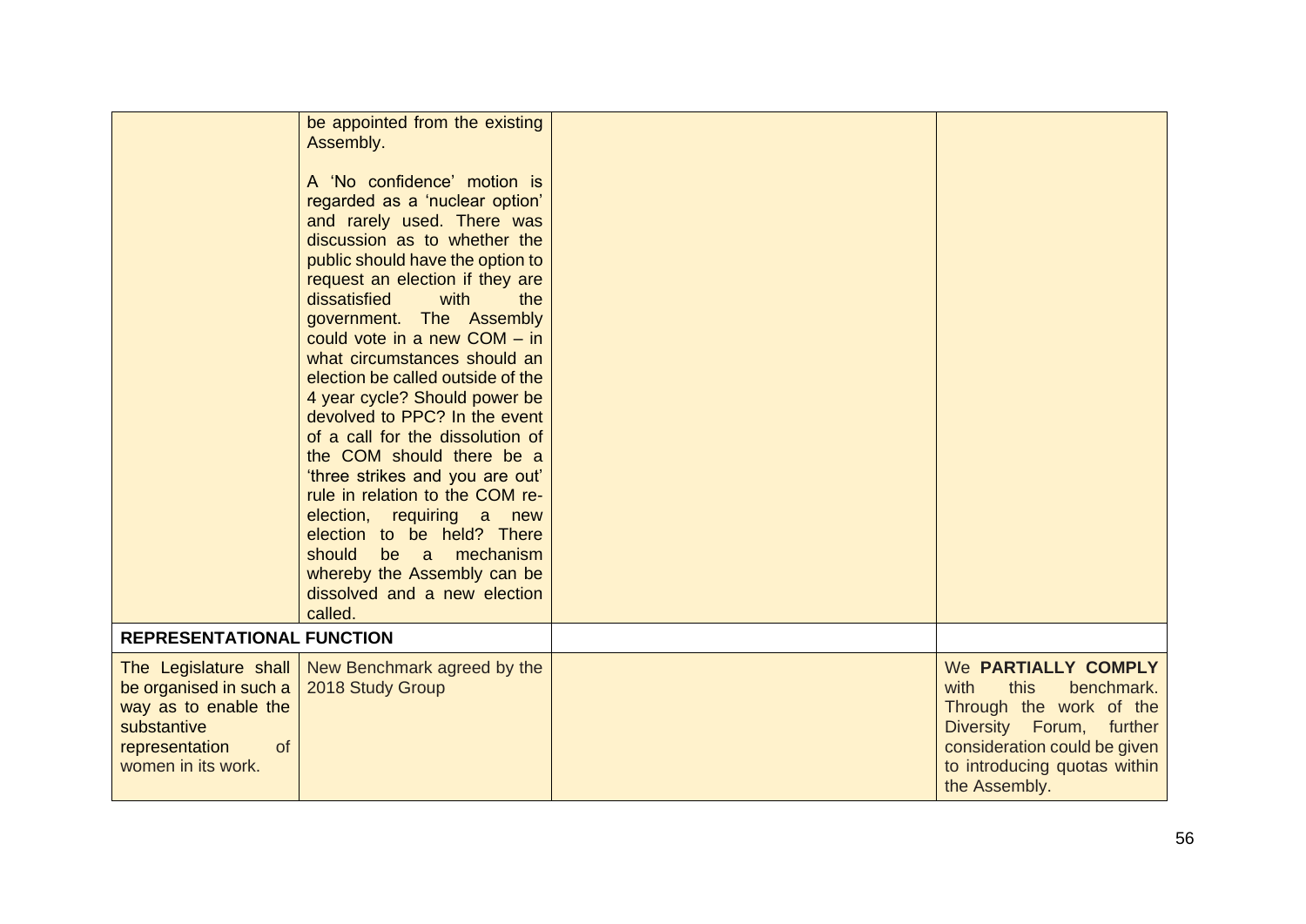| | | | |
|---|---|---|---|
| | be appointed from the existing Assembly.<br><br>A 'No confidence' motion is regarded as a 'nuclear option' and rarely used. There was discussion as to whether the public should have the option to request an election if they are dissatisfied with the government. The Assembly could vote in a new COM – in what circumstances should an election be called outside of the 4 year cycle? Should power be devolved to PPC? In the event of a call for the dissolution of the COM should there be a 'three strikes and you are out' rule in relation to the COM re-election, requiring a new election to be held? There should be a mechanism whereby the Assembly can be dissolved and a new election called. | | |
| **REPRESENTATIONAL FUNCTION** | | | |
| The Legislature shall be organised in such a way as to enable the substantive representation of women in its work. | New Benchmark agreed by the 2018 Study Group | | We **PARTIALLY COMPLY** with this benchmark. Through the work of the Diversity Forum, further consideration could be given to introducing quotas within the Assembly. |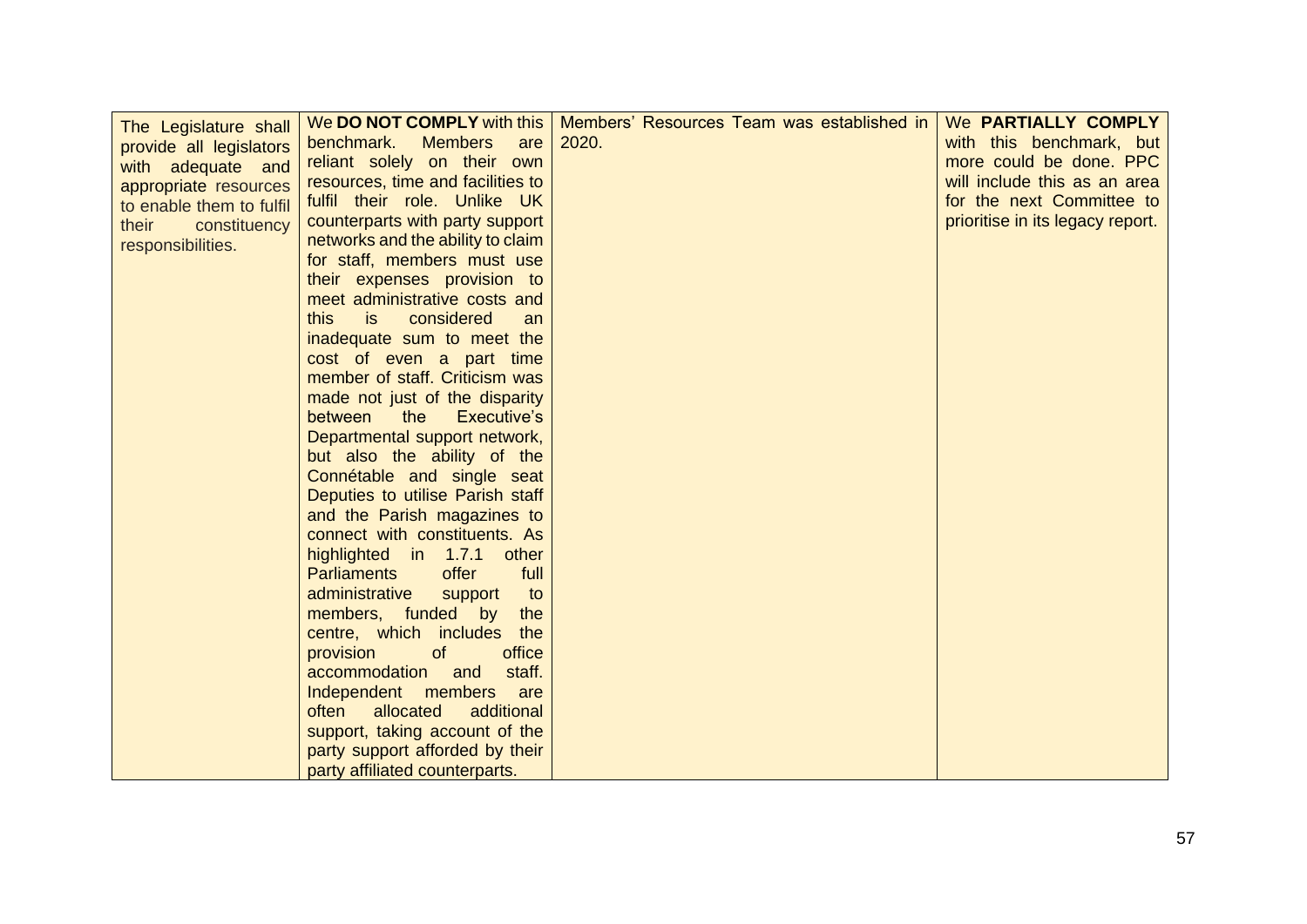| The Legislature shall provide all legislators with adequate and appropriate resources to enable them to fulfil their constituency responsibilities. | We **DO NOT COMPLY** with this benchmark. Members are reliant solely on their own resources, time and facilities to fulfil their role. Unlike UK counterparts with party support networks and the ability to claim for staff, members must use their expenses provision to meet administrative costs and this is considered an inadequate sum to meet the cost of even a part time member of staff. Criticism was made not just of the disparity between the Executive's Departmental support network, but also the ability of the Connétable and single seat Deputies to utilise Parish staff and the Parish magazines to connect with constituents. As highlighted in 1.7.1 other Parliaments offer full administrative support to members, funded by the centre, which includes the provision of office accommodation and staff. Independent members are often allocated additional support, taking account of the party support afforded by their party affiliated counterparts. | Members' Resources Team was established in 2020. | We **PARTIALLY COMPLY** with this benchmark, but more could be done. PPC will include this as an area for the next Committee to prioritise in its legacy report. |
|---|---|---|---|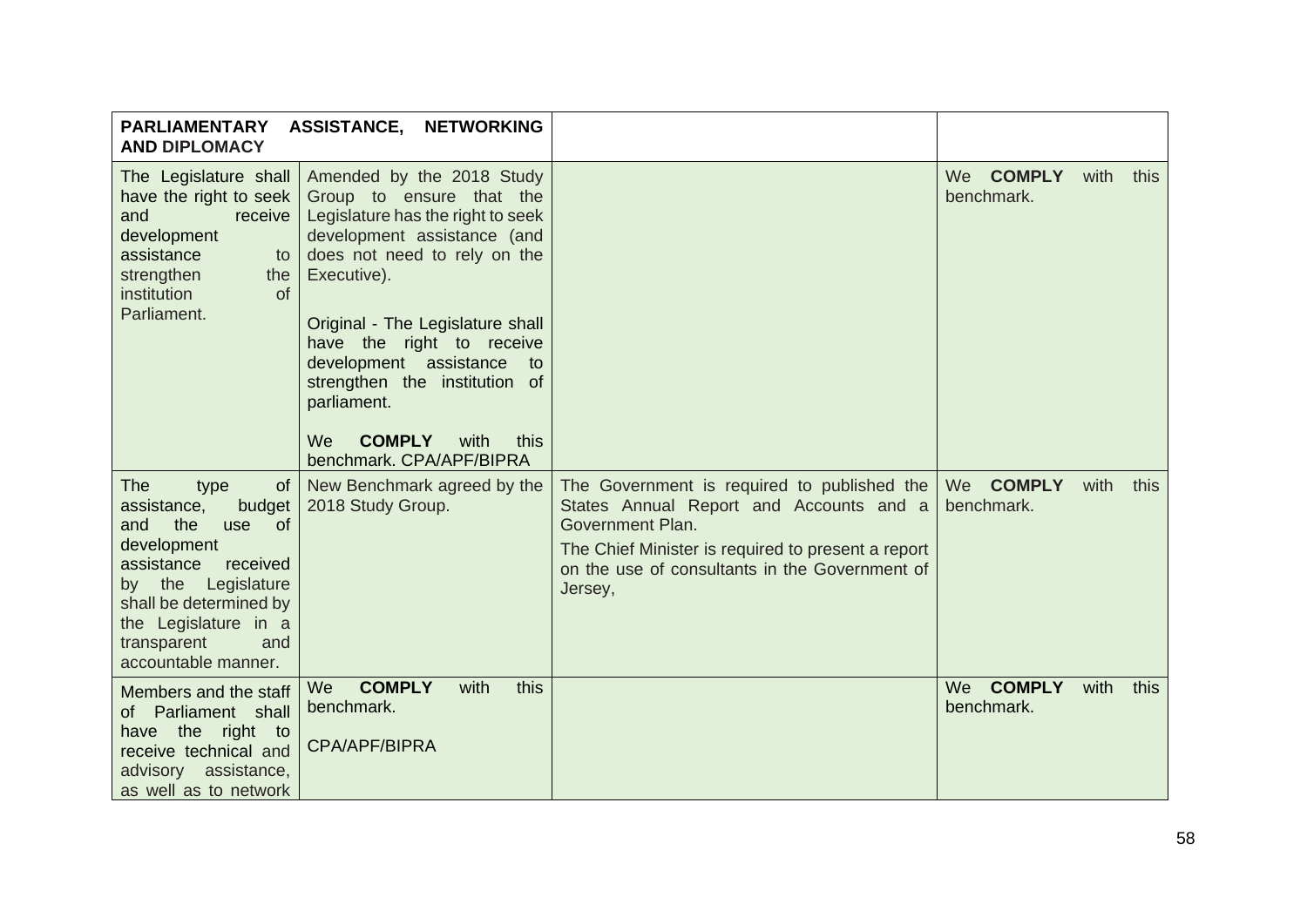| PARLIAMENTARY ASSISTANCE, NETWORKING AND DIPLOMACY | | | |
|---|---|---|---|
| The Legislature shall have the right to seek and receive development assistance to strengthen the institution of Parliament. | Amended by the 2018 Study Group to ensure that the Legislature has the right to seek development assistance (and does not need to rely on the Executive).<br><br>Original - The Legislature shall have the right to receive development assistance to strengthen the institution of parliament.<br><br>We **COMPLY** with this benchmark. CPA/APF/BIPRA | | We **COMPLY** with this benchmark. |
| The type of assistance, budget and the use of development assistance received by the Legislature shall be determined by the Legislature in a transparent and accountable manner. | New Benchmark agreed by the 2018 Study Group. | The Government is required to published the States Annual Report and Accounts and a Government Plan.<br><br>The Chief Minister is required to present a report on the use of consultants in the Government of Jersey, | We **COMPLY** with this benchmark. |
| Members and the staff of Parliament shall have the right to receive technical and advisory assistance, as well as to network | We **COMPLY** with this benchmark.<br><br>CPA/APF/BIPRA | | We **COMPLY** with this benchmark. |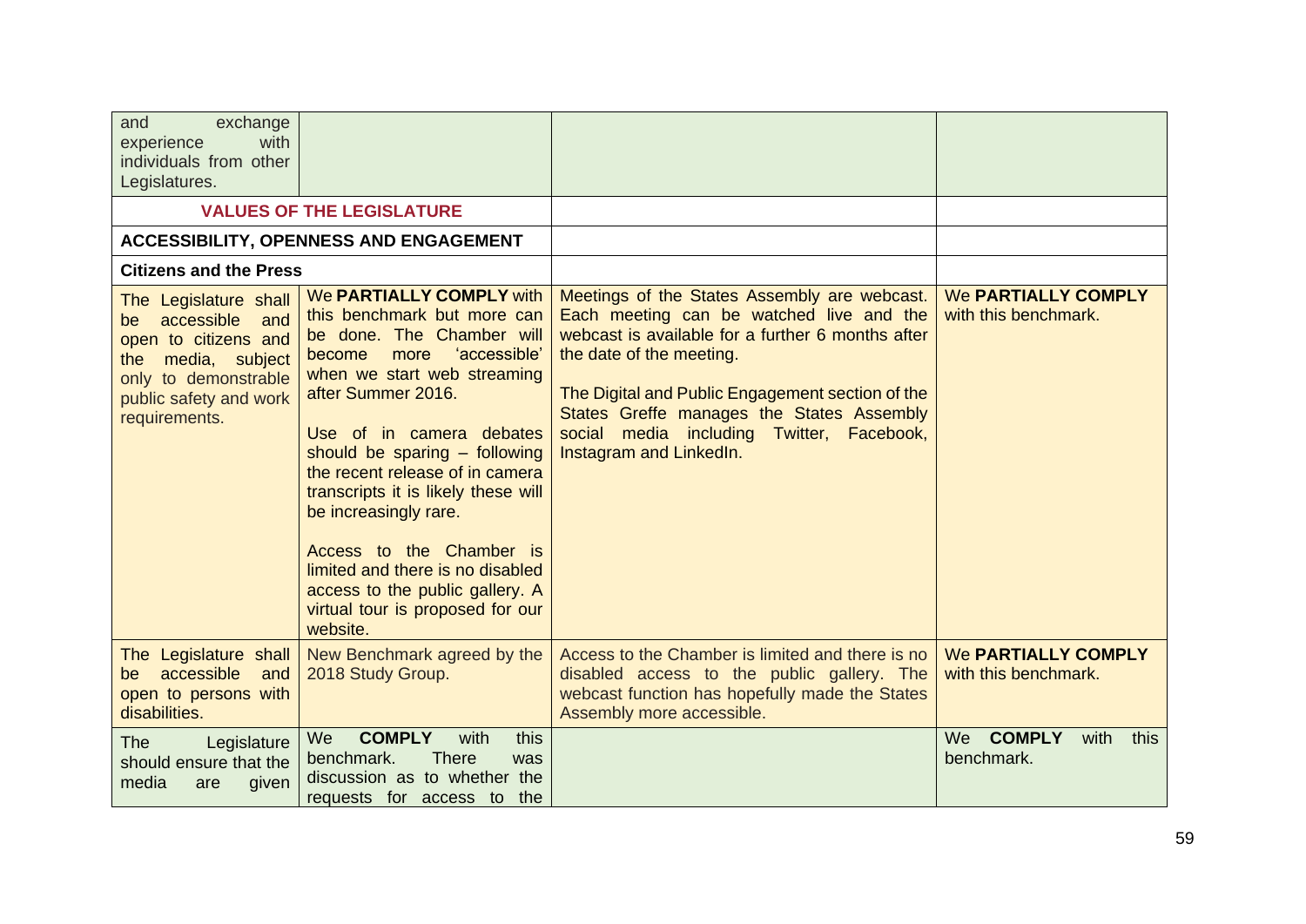| | | | |
|---|---|---|---|
| and exchange experience with individuals from other Legislatures. | | | |
| **VALUES OF THE LEGISLATURE** | | | |
| **ACCESSIBILITY, OPENNESS AND ENGAGEMENT** | | | |
| **Citizens and the Press** | | | |
| The Legislature shall be accessible and open to citizens and the media, subject only to demonstrable public safety and work requirements. | We **PARTIALLY COMPLY** with this benchmark but more can be done. The Chamber will become more 'accessible' when we start web streaming after Summer 2016.<br><br>Use of in camera debates should be sparing – following the recent release of in camera transcripts it is likely these will be increasingly rare.<br><br>Access to the Chamber is limited and there is no disabled access to the public gallery. A virtual tour is proposed for our website. | Meetings of the States Assembly are webcast. Each meeting can be watched live and the webcast is available for a further 6 months after the date of the meeting.<br><br>The Digital and Public Engagement section of the States Greffe manages the States Assembly social media including Twitter, Facebook, Instagram and LinkedIn. | We **PARTIALLY COMPLY** with this benchmark. |
| The Legislature shall be accessible and open to persons with disabilities. | New Benchmark agreed by the 2018 Study Group. | Access to the Chamber is limited and there is no disabled access to the public gallery. The webcast function has hopefully made the States Assembly more accessible. | We **PARTIALLY COMPLY** with this benchmark. |
| The Legislature should ensure that the media are given | We **COMPLY** with this benchmark. There was discussion as to whether the requests for access to the | | We **COMPLY** with this benchmark. |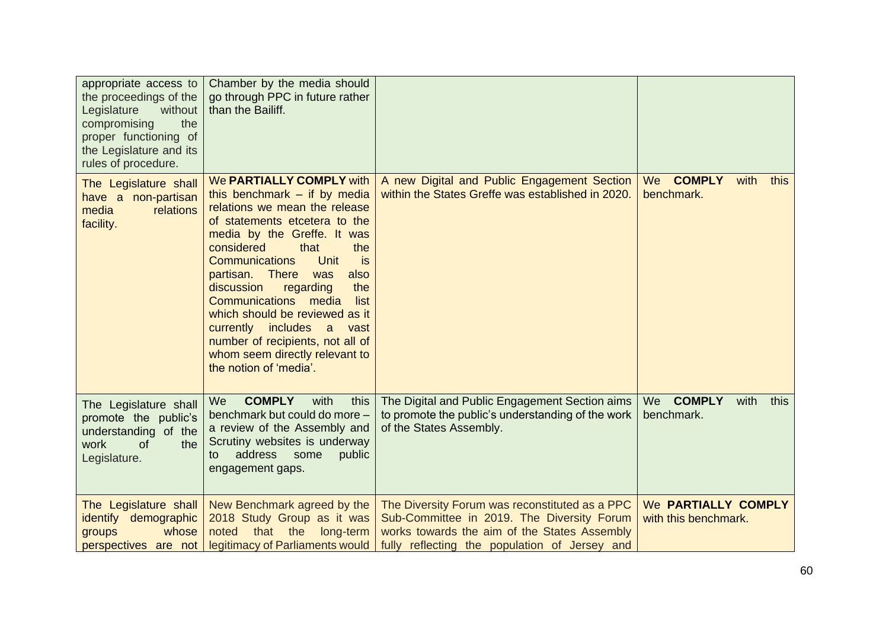| | | | |
|---|---|---|---|
| appropriate access to the proceedings of the Legislature without compromising the proper functioning of the Legislature and its rules of procedure. | Chamber by the media should go through PPC in future rather than the Bailiff. | | |
| The Legislature shall have a non-partisan media relations facility. | We **PARTIALLY COMPLY** with this benchmark – if by media relations we mean the release of statements etcetera to the media by the Greffe. It was considered that the Communications Unit is partisan. There was also discussion regarding the Communications media list which should be reviewed as it currently includes a vast number of recipients, not all of whom seem directly relevant to the notion of 'media'. | A new Digital and Public Engagement Section within the States Greffe was established in 2020. | We **COMPLY** with this benchmark. |
| The Legislature shall promote the public's understanding of the work of the Legislature. | We **COMPLY** with this benchmark but could do more – a review of the Assembly and Scrutiny websites is underway to address some public engagement gaps. | The Digital and Public Engagement Section aims to promote the public's understanding of the work of the States Assembly. | We **COMPLY** with this benchmark. |
| The Legislature shall identify demographic groups whose perspectives are not | New Benchmark agreed by the 2018 Study Group as it was noted that the long-term legitimacy of Parliaments would | The Diversity Forum was reconstituted as a PPC Sub-Committee in 2019. The Diversity Forum works towards the aim of the States Assembly fully reflecting the population of Jersey and | We **PARTIALLY COMPLY** with this benchmark. |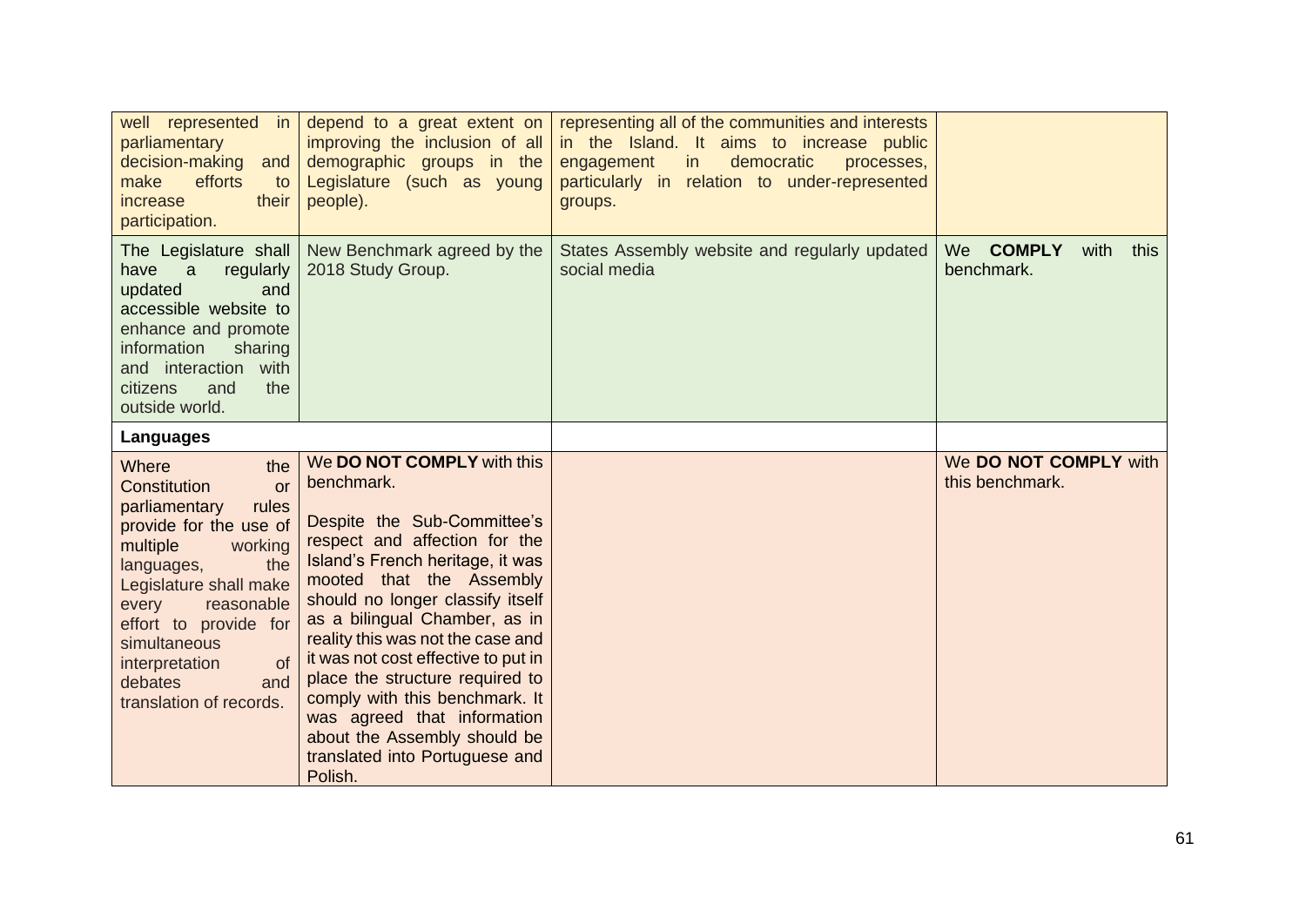| | | | |
|---|---|---|---|
| well represented in parliamentary decision-making and make efforts to increase their participation. | depend to a great extent on improving the inclusion of all demographic groups in the Legislature (such as young people). | representing all of the communities and interests in the Island. It aims to increase public engagement in democratic processes, particularly in relation to under-represented groups. | |
| The Legislature shall have a regularly updated and accessible website to enhance and promote information sharing and interaction with citizens and the outside world. | New Benchmark agreed by the 2018 Study Group. | States Assembly website and regularly updated social media | We **COMPLY** with this benchmark. |
| **Languages** | | | |
| Where the Constitution or parliamentary rules provide for the use of multiple working languages, the Legislature shall make every reasonable effort to provide for simultaneous interpretation of debates and translation of records. | We **DO NOT COMPLY** with this benchmark.<br><br>Despite the Sub-Committee's respect and affection for the Island's French heritage, it was mooted that the Assembly should no longer classify itself as a bilingual Chamber, as in reality this was not the case and it was not cost effective to put in place the structure required to comply with this benchmark. It was agreed that information about the Assembly should be translated into Portuguese and Polish. | | We **DO NOT COMPLY** with this benchmark. |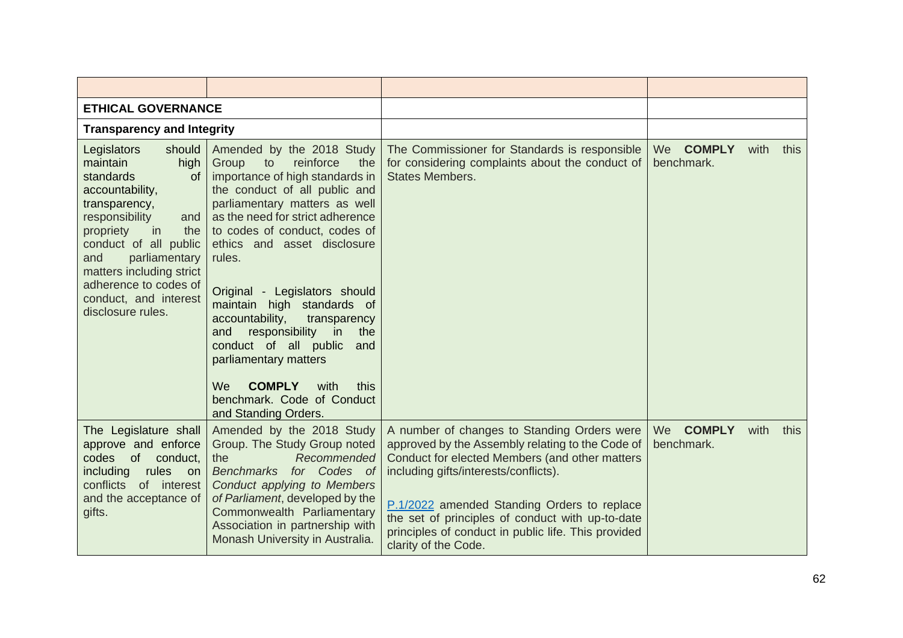| | | | |
|---|---|---|---|
| **ETHICAL GOVERNANCE** | | | |
| **Transparency and Integrity** | | | |
| Legislators should maintain high standards of accountability, transparency, responsibility and propriety in the conduct of all public and parliamentary matters including strict adherence to codes of conduct, and interest disclosure rules. | Amended by the 2018 Study Group to reinforce the importance of high standards in the conduct of all public and parliamentary matters as well as the need for strict adherence to codes of conduct, codes of ethics and asset disclosure rules.<br><br>Original - Legislators should maintain high standards of accountability, transparency and responsibility in the conduct of all public and parliamentary matters<br><br>We **COMPLY** with this benchmark. Code of Conduct and Standing Orders. | The Commissioner for Standards is responsible for considering complaints about the conduct of States Members. | We **COMPLY** with this benchmark. |
| The Legislature shall approve and enforce codes of conduct, including rules on conflicts of interest and the acceptance of gifts. | Amended by the 2018 Study Group. The Study Group noted the *Recommended Benchmarks for Codes of Conduct applying to Members of Parliament*, developed by the Commonwealth Parliamentary Association in partnership with Monash University in Australia. | A number of changes to Standing Orders were approved by the Assembly relating to the Code of Conduct for elected Members (and other matters including gifts/interests/conflicts).<br><br>P.1/2022 amended Standing Orders to replace the set of principles of conduct with up-to-date principles of conduct in public life. This provided clarity of the Code. | We **COMPLY** with this benchmark. |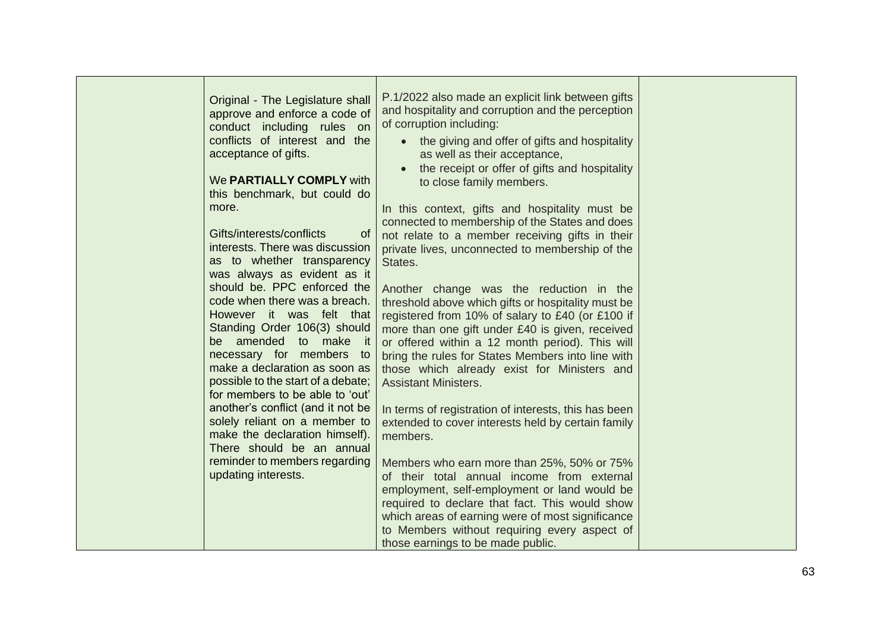|  | Original - The Legislature shall approve and enforce a code of conduct including rules on conflicts of interest and the acceptance of gifts.<br><br>We **PARTIALLY COMPLY** with this benchmark, but could do more.<br><br>Gifts/interests/conflicts of interests. There was discussion as to whether transparency was always as evident as it should be. PPC enforced the code when there was a breach. However it was felt that Standing Order 106(3) should be amended to make it necessary for members to make a declaration as soon as possible to the start of a debate; for members to be able to 'out' another's conflict (and it not be solely reliant on a member to make the declaration himself). There should be an annual reminder to members regarding updating interests. | P.1/2022 also made an explicit link between gifts and hospitality and corruption and the perception of corruption including:<br>• the giving and offer of gifts and hospitality as well as their acceptance,<br>• the receipt or offer of gifts and hospitality to close family members.<br><br>In this context, gifts and hospitality must be connected to membership of the States and does not relate to a member receiving gifts in their private lives, unconnected to membership of the States.<br><br>Another change was the reduction in the threshold above which gifts or hospitality must be registered from 10% of salary to £40 (or £100 if more than one gift under £40 is given, received or offered within a 12 month period). This will bring the rules for States Members into line with those which already exist for Ministers and Assistant Ministers.<br><br>In terms of registration of interests, this has been extended to cover interests held by certain family members.<br><br>Members who earn more than 25%, 50% or 75% of their total annual income from external employment, self-employment or land would be required to declare that fact. This would show which areas of earning were of most significance to Members without requiring every aspect of those earnings to be made public. |  |
|---|---|---|---|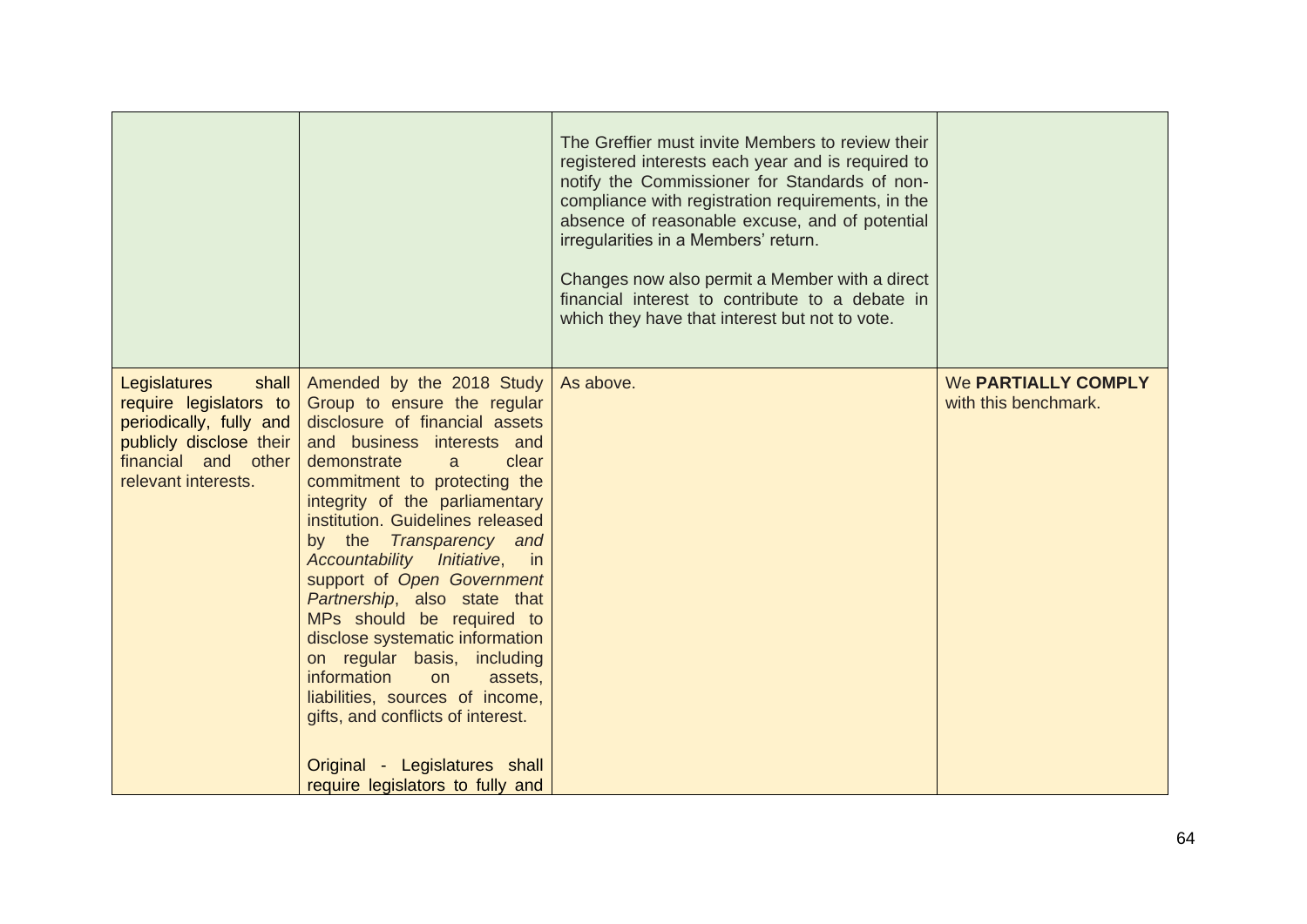|  |  |  |  |
|---|---|---|---|
|  |  | The Greffier must invite Members to review their registered interests each year and is required to notify the Commissioner for Standards of non-compliance with registration requirements, in the absence of reasonable excuse, and of potential irregularities in a Members' return.<br><br>Changes now also permit a Member with a direct financial interest to contribute to a debate in which they have that interest but not to vote. |  |
| Legislatures shall require legislators to periodically, fully and publicly disclose their financial and other relevant interests. | Amended by the 2018 Study Group to ensure the regular disclosure of financial assets and business interests and demonstrate a clear commitment to protecting the integrity of the parliamentary institution. Guidelines released by the *Transparency and Accountability Initiative*, in support of *Open Government Partnership*, also state that MPs should be required to disclose systematic information on regular basis, including information on assets, liabilities, sources of income, gifts, and conflicts of interest.<br><br>Original - Legislatures shall require legislators to fully and | As above. | We **PARTIALLY COMPLY** with this benchmark. |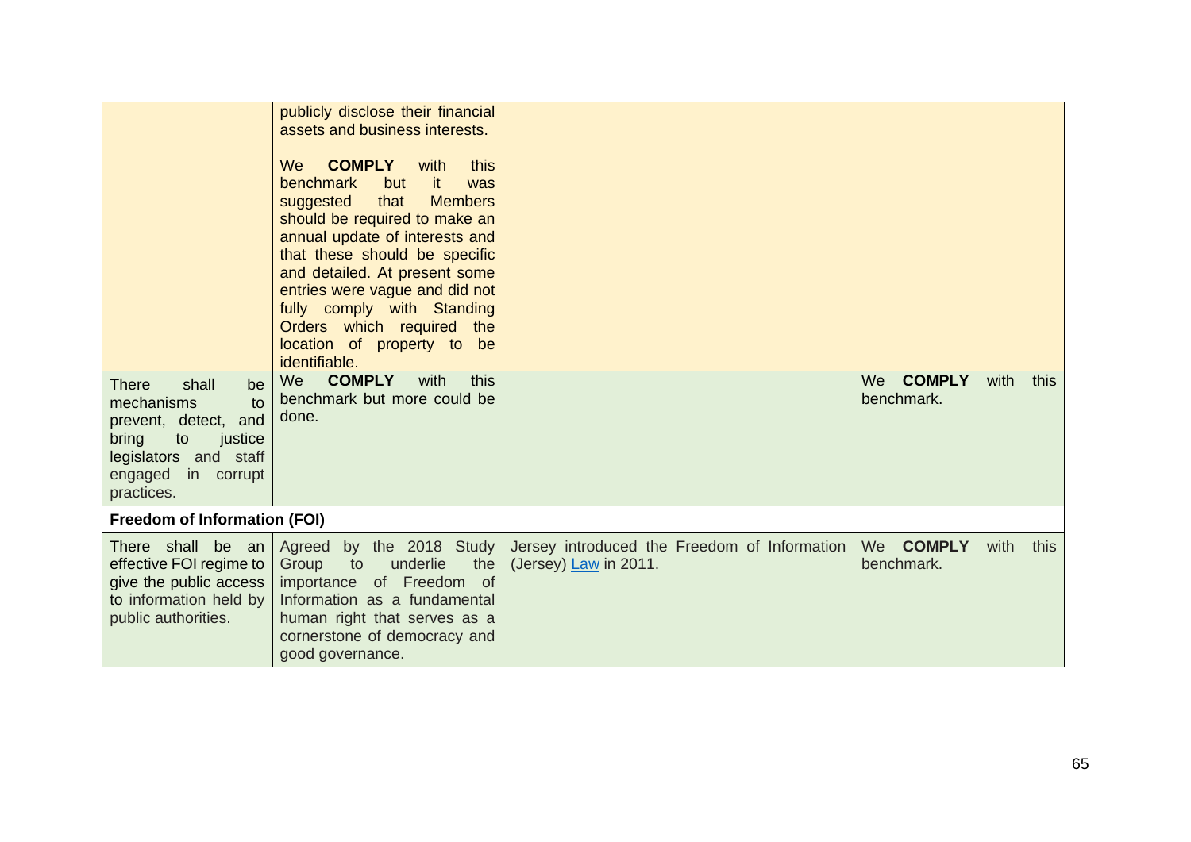| | | | |
|---|---|---|---|
| | publicly disclose their financial assets and business interests.<br><br>We **COMPLY** with this benchmark but it was suggested that Members should be required to make an annual update of interests and that these should be specific and detailed. At present some entries were vague and did not fully comply with Standing Orders which required the location of property to be identifiable. | | |
| There shall be mechanisms to prevent, detect, and bring to justice legislators and staff engaged in corrupt practices. | We **COMPLY** with this benchmark but more could be done. | | We **COMPLY** with this benchmark. |
| **Freedom of Information (FOI)** | | | |
| There shall be an effective FOI regime to give the public access to information held by public authorities. | Agreed by the 2018 Study Group to underlie the importance of Freedom of Information as a fundamental human right that serves as a cornerstone of democracy and good governance. | Jersey introduced the Freedom of Information (Jersey) Law in 2011. | We **COMPLY** with this benchmark. |